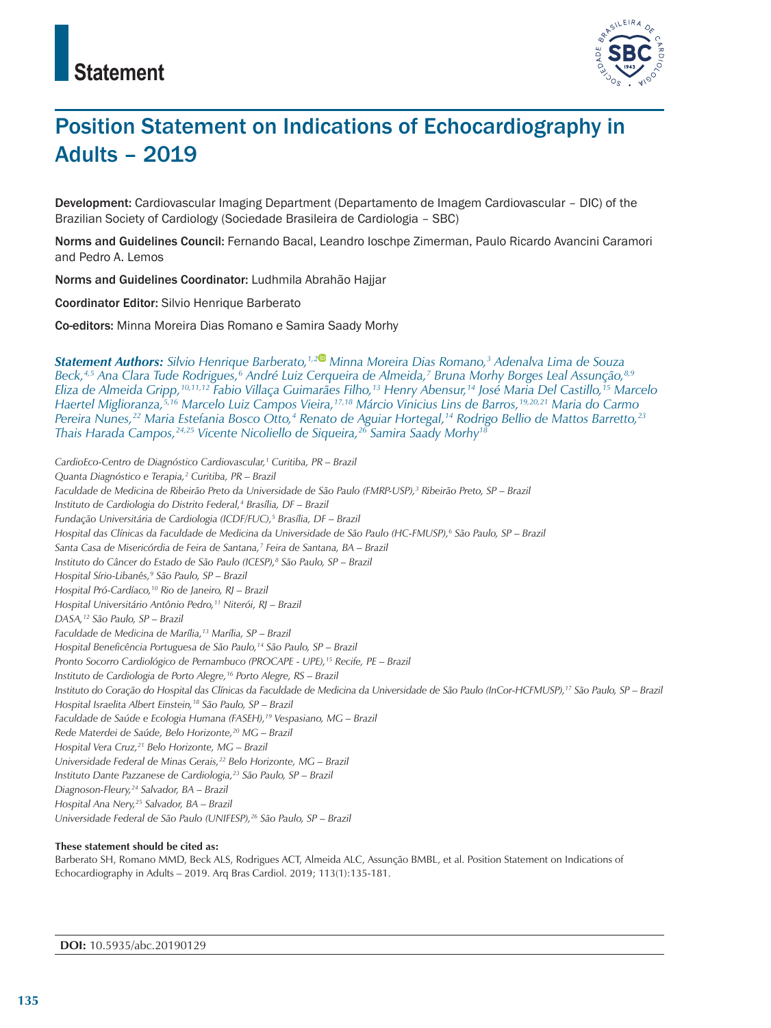# Statement

# Position Statement on Indications of Echocardiography in Adults – 2019

**Development:** Cardiovascular Imaging Department (Departamento de Imagem Cardiovascular – DIC) of the Brazilian Society of Cardiology (Sociedade Brasileira de Cardiologia – SBC)

**Norms and Guidelines Council:** Fernando Bacal, Leandro Ioschpe Zimerman, Paulo Ricardo Avancini Caramori and Pedro A. Lemos

**Norms and Guidelines Coordinator:** Ludhmila Abrahão Hajjar

**Coordinator Editor:** Silvio Henrique Barberato

**Co-editors:** Minna Moreira Dias Romano e Samira Saady Morhy

***Statement Authors:*** *Silvio Henrique Barberato,[1,2] Minna Moreira Dias Romano,[3] Adenalva Lima de Souza Beck,[4,5] Ana Clara Tude Rodrigues,[6] André Luiz Cerqueira de Almeida,[7] Bruna Morhy Borges Leal Assunção,[8,9] Eliza de Almeida Gripp,[10,11,12] Fabio Villaça Guimarães Filho,[13] Henry Abensur,[14] José Maria Del Castillo,[15] Marcelo Haertel Miglioranza,[5,16] Marcelo Luiz Campos Vieira,[17,18] Márcio Vinicius Lins de Barros,[19,20,21] Maria do Carmo Pereira Nunes,[22] Maria Estefania Bosco Otto,[4] Renato de Aguiar Hortegal,[14] Rodrigo Bellio de Mattos Barretto,[23] Thais Harada Campos,[24,25] Vicente Nicoliello de Siqueira,[26] Samira Saady Morhy[18]*

*CardioEco-Centro de Diagnóstico Cardiovascular,[1] Curitiba, PR – Brazil*
*Quanta Diagnóstico e Terapia,[2] Curitiba, PR – Brazil*
*Faculdade de Medicina de Ribeirão Preto da Universidade de São Paulo (FMRP-USP),[3] Ribeirão Preto, SP – Brazil*
*Instituto de Cardiologia do Distrito Federal,[4] Brasília, DF – Brazil*
*Fundação Universitária de Cardiologia (ICDF/FUC),[5] Brasília, DF – Brazil*
*Hospital das Clínicas da Faculdade de Medicina da Universidade de São Paulo (HC-FMUSP),[6] São Paulo, SP – Brazil*
*Santa Casa de Misericórdia de Feira de Santana,[7] Feira de Santana, BA – Brazil*
*Instituto do Câncer do Estado de São Paulo (ICESP),[8] São Paulo, SP – Brazil*
*Hospital Sírio-Libanês,[9] São Paulo, SP – Brazil*
*Hospital Pró-Cardíaco,[10] Rio de Janeiro, RJ – Brazil*
*Hospital Universitário Antônio Pedro,[11] Niterói, RJ – Brazil*
*DASA,[12] São Paulo, SP – Brazil*
*Faculdade de Medicina de Marília,[13] Marília, SP – Brazil*
*Hospital Beneficência Portuguesa de São Paulo,[14] São Paulo, SP – Brazil*
*Pronto Socorro Cardiológico de Pernambuco (PROCAPE - UPE),[15] Recife, PE – Brazil*
*Instituto de Cardiologia de Porto Alegre,[16] Porto Alegre, RS – Brazil*
*Instituto do Coração do Hospital das Clínicas da Faculdade de Medicina da Universidade de São Paulo (InCor-HCFMUSP),[17] São Paulo, SP – Brazil*
*Hospital Israelita Albert Einstein,[18] São Paulo, SP – Brazil*
*Faculdade de Saúde e Ecologia Humana (FASEH),[19] Vespasiano, MG – Brazil*
*Rede Materdei de Saúde, Belo Horizonte,[20] MG – Brazil*
*Hospital Vera Cruz,[21] Belo Horizonte, MG – Brazil*
*Universidade Federal de Minas Gerais,[22] Belo Horizonte, MG – Brazil*
*Instituto Dante Pazzanese de Cardiologia,[23] São Paulo, SP – Brazil*
*Diagnoson-Fleury,[24] Salvador, BA – Brazil*
*Hospital Ana Nery,[25] Salvador, BA – Brazil*
*Universidade Federal de São Paulo (UNIFESP),[26] São Paulo, SP – Brazil*

**These statement should be cited as:**

Barberato SH, Romano MMD, Beck ALS, Rodrigues ACT, Almeida ALC, Assunção BMBL, et al. Position Statement on Indications of Echocardiography in Adults – 2019. Arq Bras Cardiol. 2019; 113(1):135-181.

**DOI:** 10.5935/abc.20190129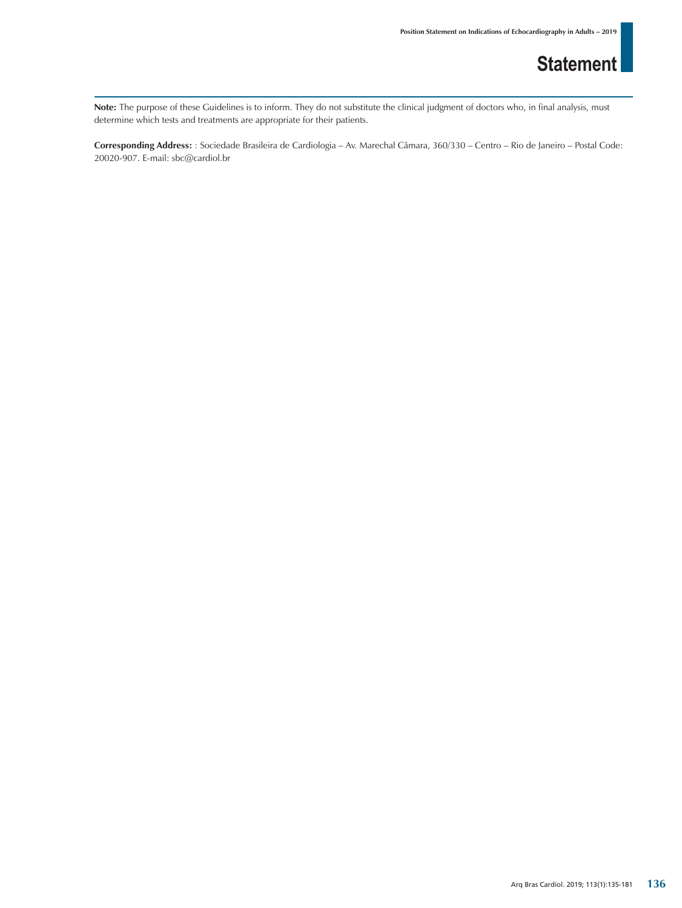**Note:** The purpose of these Guidelines is to inform. They do not substitute the clinical judgment of doctors who, in final analysis, must determine which tests and treatments are appropriate for their patients.

**Corresponding Address:** : Sociedade Brasileira de Cardiologia – Av. Marechal Câmara, 360/330 – Centro – Rio de Janeiro – Postal Code: 20020-907. E-mail: sbc@cardiol.br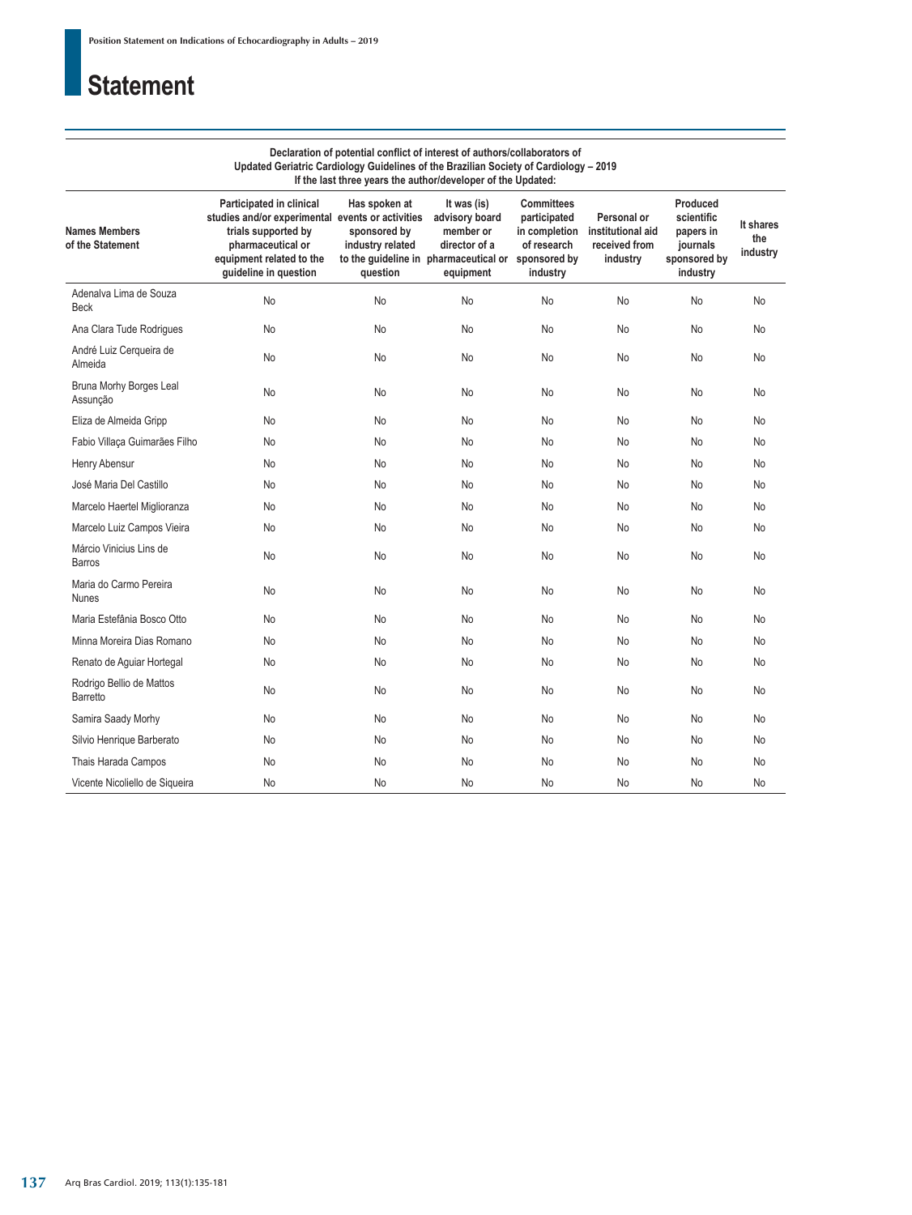# Statement

**Declaration of potential conflict of interest of authors/collaborators of Updated Geriatric Cardiology Guidelines of the Brazilian Society of Cardiology – 2019**
**If the last three years the author/developer of the Updated:**

| Names Members of the Statement | Participated in clinical studies and/or experimental trials supported by pharmaceutical or equipment related to the guideline in question | Has spoken at events or activities sponsored by industry related to the guideline in question | It was (is) advisory board member or director of a pharmaceutical or equipment | Committees participated in completion of research sponsored by industry | Personal or institutional aid received from industry | Produced scientific papers in journals sponsored by industry | It shares the industry |
|---|---|---|---|---|---|---|---|
| Adenalva Lima de Souza Beck | No | No | No | No | No | No | No |
| Ana Clara Tude Rodrigues | No | No | No | No | No | No | No |
| André Luiz Cerqueira de Almeida | No | No | No | No | No | No | No |
| Bruna Morhy Borges Leal Assunção | No | No | No | No | No | No | No |
| Eliza de Almeida Gripp | No | No | No | No | No | No | No |
| Fabio Villaça Guimarães Filho | No | No | No | No | No | No | No |
| Henry Abensur | No | No | No | No | No | No | No |
| José Maria Del Castillo | No | No | No | No | No | No | No |
| Marcelo Haertel Miglioranza | No | No | No | No | No | No | No |
| Marcelo Luiz Campos Vieira | No | No | No | No | No | No | No |
| Márcio Vinicius Lins de Barros | No | No | No | No | No | No | No |
| Maria do Carmo Pereira Nunes | No | No | No | No | No | No | No |
| Maria Estefânia Bosco Otto | No | No | No | No | No | No | No |
| Minna Moreira Dias Romano | No | No | No | No | No | No | No |
| Renato de Aguiar Hortegal | No | No | No | No | No | No | No |
| Rodrigo Bellio de Mattos Barretto | No | No | No | No | No | No | No |
| Samira Saady Morhy | No | No | No | No | No | No | No |
| Silvio Henrique Barberato | No | No | No | No | No | No | No |
| Thais Harada Campos | No | No | No | No | No | No | No |
| Vicente Nicoliello de Siqueira | No | No | No | No | No | No | No |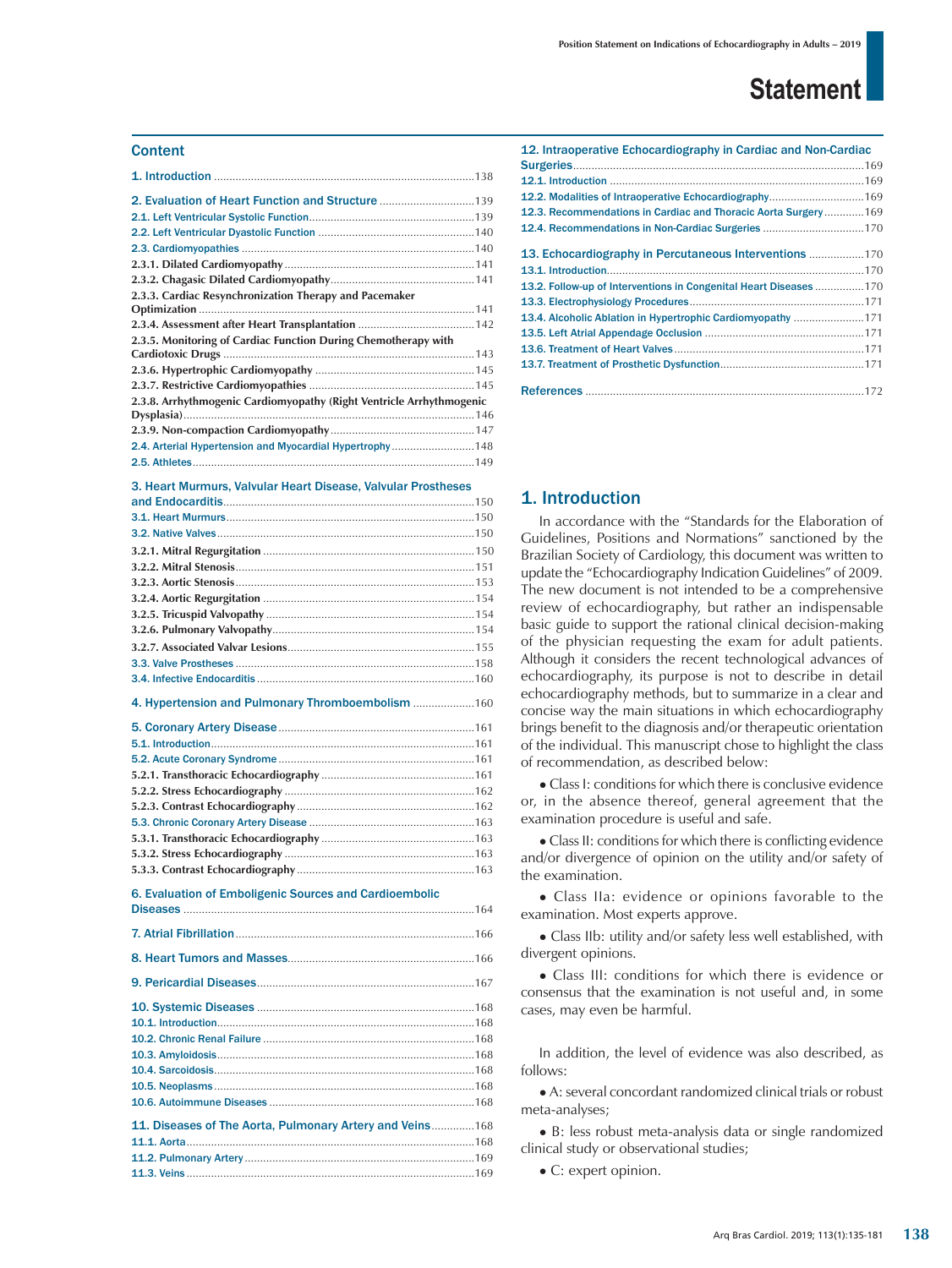## Content

1. Introduction ....................................................................................138

2. Evaluation of Heart Function and Structure ...............................139
2.1. Left Ventricular Systolic Function......................................................139
2.2. Left Ventricular Dyastolic Function ....................................................140
2.3. Cardiomyopathies .............................................................................140
2.3.1. Dilated Cardiomyopathy ..............................................................141
2.3.2. Chagasic Dilated Cardiomyopathy...............................................141
2.3.3. Cardiac Resynchronization Therapy and Pacemaker Optimization ..........................................................................................141
2.3.4. Assessment after Heart Transplantation ......................................142
2.3.5. Monitoring of Cardiac Function During Chemotherapy with Cardiotoxic Drugs ..................................................................................143
2.3.6. Hypertrophic Cardiomyopathy ....................................................145
2.3.7. Restrictive Cardiomyopathies ......................................................145
2.3.8. Arrhythmogenic Cardiomyopathy (Right Ventricle Arrhythmogenic Dysplasia)...............................................................................................146
2.3.9. Non-compaction Cardiomyopathy...............................................147
2.4. Arterial Hypertension and Myocardial Hypertrophy ...........................148
2.5. Athletes............................................................................................149

3. Heart Murmurs, Valvular Heart Disease, Valvular Prostheses and Endocarditis..................................................................................150
3.1. Heart Murmurs.................................................................................150
3.2. Native Valves....................................................................................150
3.2.1. Mitral Regurgitation .....................................................................150
3.2.2. Mitral Stenosis..............................................................................151
3.2.3. Aortic Stenosis..............................................................................153
3.2.4. Aortic Regurgitation .....................................................................154
3.2.5. Tricuspid Valvopathy ....................................................................154
3.2.6. Pulmonary Valvopathy..................................................................154
3.2.7. Associated Valvar Lesions.............................................................155
3.3. Valve Prostheses ..............................................................................158
3.4. Infective Endocarditis .......................................................................160

4. Hypertension and Pulmonary Thromboembolism ....................160

5. Coronary Artery Disease ................................................................161
5.1. Introduction......................................................................................161
5.2. Acute Coronary Syndrome ................................................................161
5.2.1. Transthoracic Echocardiography ..................................................161
5.2.2. Stress Echocardiography ..............................................................162
5.2.3. Contrast Echocardiography ..........................................................162
5.3. Chronic Coronary Artery Disease ......................................................163
5.3.1. Transthoracic Echocardiography ..................................................163
5.3.2. Stress Echocardiography ..............................................................163
5.3.3. Contrast Echocardiography ..........................................................163

6. Evaluation of Emboligenic Sources and Cardioembolic Diseases ..............................................................................................164

7. Atrial Fibrillation.............................................................................166

8. Heart Tumors and Masses.............................................................166

9. Pericardial Diseases.......................................................................167

10. Systemic Diseases .......................................................................168
10.1. Introduction....................................................................................168
10.2. Chronic Renal Failure .....................................................................168
10.3. Amyloidosis....................................................................................168
10.4. Sarcoidosis.....................................................................................168
10.5. Neoplasms......................................................................................168
10.6. Autoimmune Diseases ...................................................................168

11. Diseases of The Aorta, Pulmonary Artery and Veins..............168
11.1. Aorta..............................................................................................168
11.2. Pulmonary Artery ...........................................................................169
11.3. Veins .............................................................................................169

12. Intraoperative Echocardiography in Cardiac and Non-Cardiac Surgeries................................................................................................169
12.1. Introduction ...................................................................................169
12.2. Modalities of Intraoperative Echocardiography...............................169
12.3. Recommendations in Cardiac and Thoracic Aorta Surgery .............169
12.4. Recommendations in Non-Cardiac Surgeries .................................170

13. Echocardiography in Percutaneous Interventions ..................170
13.1. Introduction....................................................................................170
13.2. Follow-up of Interventions in Congenital Heart Diseases ................170
13.3. Electrophysiology Procedures.........................................................171
13.4. Alcoholic Ablation in Hypertrophic Cardiomyopathy .......................171
13.5. Left Atrial Appendage Occlusion ....................................................171
13.6. Treatment of Heart Valves..............................................................171
13.7. Treatment of Prosthetic Dysfunction...............................................171

References ..........................................................................................172

## 1. Introduction

In accordance with the “Standards for the Elaboration of Guidelines, Positions and Normations” sanctioned by the Brazilian Society of Cardiology, this document was written to update the “Echocardiography Indication Guidelines” of 2009. The new document is not intended to be a comprehensive review of echocardiography, but rather an indispensable basic guide to support the rational clinical decision-making of the physician requesting the exam for adult patients. Although it considers the recent technological advances of echocardiography, its purpose is not to describe in detail echocardiography methods, but to summarize in a clear and concise way the main situations in which echocardiography brings benefit to the diagnosis and/or therapeutic orientation of the individual. This manuscript chose to highlight the class of recommendation, as described below:

- Class I: conditions for which there is conclusive evidence or, in the absence thereof, general agreement that the examination procedure is useful and safe.
- Class II: conditions for which there is conflicting evidence and/or divergence of opinion on the utility and/or safety of the examination.
- Class IIa: evidence or opinions favorable to the examination. Most experts approve.
- Class IIb: utility and/or safety less well established, with divergent opinions.
- Class III: conditions for which there is evidence or consensus that the examination is not useful and, in some cases, may even be harmful.

In addition, the level of evidence was also described, as follows:

- A: several concordant randomized clinical trials or robust meta-analyses;
- B: less robust meta-analysis data or single randomized clinical study or observational studies;
- C: expert opinion.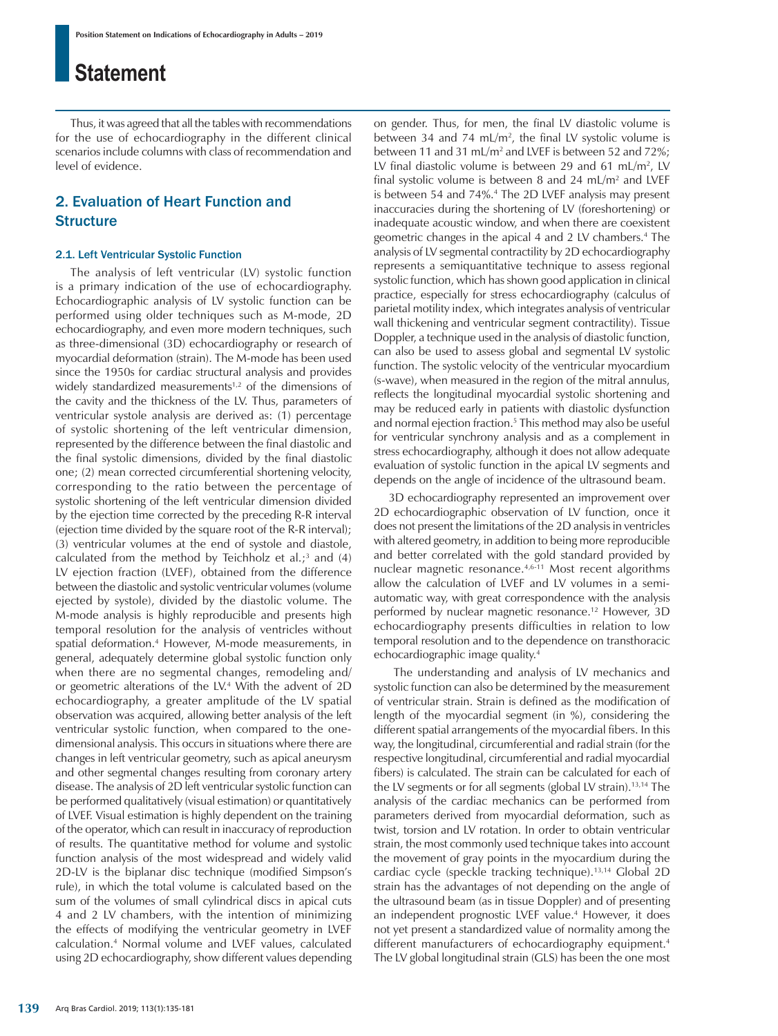Thus, it was agreed that all the tables with recommendations for the use of echocardiography in the different clinical scenarios include columns with class of recommendation and level of evidence.

## 2. Evaluation of Heart Function and Structure

### 2.1. Left Ventricular Systolic Function

The analysis of left ventricular (LV) systolic function is a primary indication of the use of echocardiography. Echocardiographic analysis of LV systolic function can be performed using older techniques such as M-mode, 2D echocardiography, and even more modern techniques, such as three-dimensional (3D) echocardiography or research of myocardial deformation (strain). The M-mode has been used since the 1950s for cardiac structural analysis and provides widely standardized measurements[1,2] of the dimensions of the cavity and the thickness of the LV. Thus, parameters of ventricular systole analysis are derived as: (1) percentage of systolic shortening of the left ventricular dimension, represented by the difference between the final diastolic and the final systolic dimensions, divided by the final diastolic one; (2) mean corrected circumferential shortening velocity, corresponding to the ratio between the percentage of systolic shortening of the left ventricular dimension divided by the ejection time corrected by the preceding R-R interval (ejection time divided by the square root of the R-R interval); (3) ventricular volumes at the end of systole and diastole, calculated from the method by Teichholz et al.;[3] and (4) LV ejection fraction (LVEF), obtained from the difference between the diastolic and systolic ventricular volumes (volume ejected by systole), divided by the diastolic volume. The M-mode analysis is highly reproducible and presents high temporal resolution for the analysis of ventricles without spatial deformation.[4] However, M-mode measurements, in general, adequately determine global systolic function only when there are no segmental changes, remodeling and/or geometric alterations of the LV.[4] With the advent of 2D echocardiography, a greater amplitude of the LV spatial observation was acquired, allowing better analysis of the left ventricular systolic function, when compared to the one-dimensional analysis. This occurs in situations where there are changes in left ventricular geometry, such as apical aneurysm and other segmental changes resulting from coronary artery disease. The analysis of 2D left ventricular systolic function can be performed qualitatively (visual estimation) or quantitatively of LVEF. Visual estimation is highly dependent on the training of the operator, which can result in inaccuracy of reproduction of results. The quantitative method for volume and systolic function analysis of the most widespread and widely valid 2D-LV is the biplanar disc technique (modified Simpson's rule), in which the total volume is calculated based on the sum of the volumes of small cylindrical discs in apical cuts 4 and 2 LV chambers, with the intention of minimizing the effects of modifying the ventricular geometry in LVEF calculation.[4] Normal volume and LVEF values, calculated using 2D echocardiography, show different values depending on gender. Thus, for men, the final LV diastolic volume is between 34 and 74 mL/m$^2$, the final LV systolic volume is between 11 and 31 mL/m$^2$ and LVEF is between 52 and 72%; LV final diastolic volume is between 29 and 61 mL/m$^2$, LV final systolic volume is between 8 and 24 mL/m$^2$ and LVEF is between 54 and 74%.[4] The 2D LVEF analysis may present inaccuracies during the shortening of LV (foreshortening) or inadequate acoustic window, and when there are coexistent geometric changes in the apical 4 and 2 LV chambers.[4] The analysis of LV segmental contractility by 2D echocardiography represents a semiquantitative technique to assess regional systolic function, which has shown good application in clinical practice, especially for stress echocardiography (calculus of parietal motility index, which integrates analysis of ventricular wall thickening and ventricular segment contractility). Tissue Doppler, a technique used in the analysis of diastolic function, can also be used to assess global and segmental LV systolic function. The systolic velocity of the ventricular myocardium (s-wave), when measured in the region of the mitral annulus, reflects the longitudinal myocardial systolic shortening and may be reduced early in patients with diastolic dysfunction and normal ejection fraction.[5] This method may also be useful for ventricular synchrony analysis and as a complement in stress echocardiography, although it does not allow adequate evaluation of systolic function in the apical LV segments and depends on the angle of incidence of the ultrasound beam.

3D echocardiography represented an improvement over 2D echocardiographic observation of LV function, once it does not present the limitations of the 2D analysis in ventricles with altered geometry, in addition to being more reproducible and better correlated with the gold standard provided by nuclear magnetic resonance.[4,6-11] Most recent algorithms allow the calculation of LVEF and LV volumes in a semi-automatic way, with great correspondence with the analysis performed by nuclear magnetic resonance.[12] However, 3D echocardiography presents difficulties in relation to low temporal resolution and to the dependence on transthoracic echocardiographic image quality.[4]

The understanding and analysis of LV mechanics and systolic function can also be determined by the measurement of ventricular strain. Strain is defined as the modification of length of the myocardial segment (in %), considering the different spatial arrangements of the myocardial fibers. In this way, the longitudinal, circumferential and radial strain (for the respective longitudinal, circumferential and radial myocardial fibers) is calculated. The strain can be calculated for each of the LV segments or for all segments (global LV strain).[13,14] The analysis of the cardiac mechanics can be performed from parameters derived from myocardial deformation, such as twist, torsion and LV rotation. In order to obtain ventricular strain, the most commonly used technique takes into account the movement of gray points in the myocardium during the cardiac cycle (speckle tracking technique).[13,14] Global 2D strain has the advantages of not depending on the angle of the ultrasound beam (as in tissue Doppler) and of presenting an independent prognostic LVEF value.[4] However, it does not yet present a standardized value of normality among the different manufacturers of echocardiography equipment.[4] The LV global longitudinal strain (GLS) has been the one most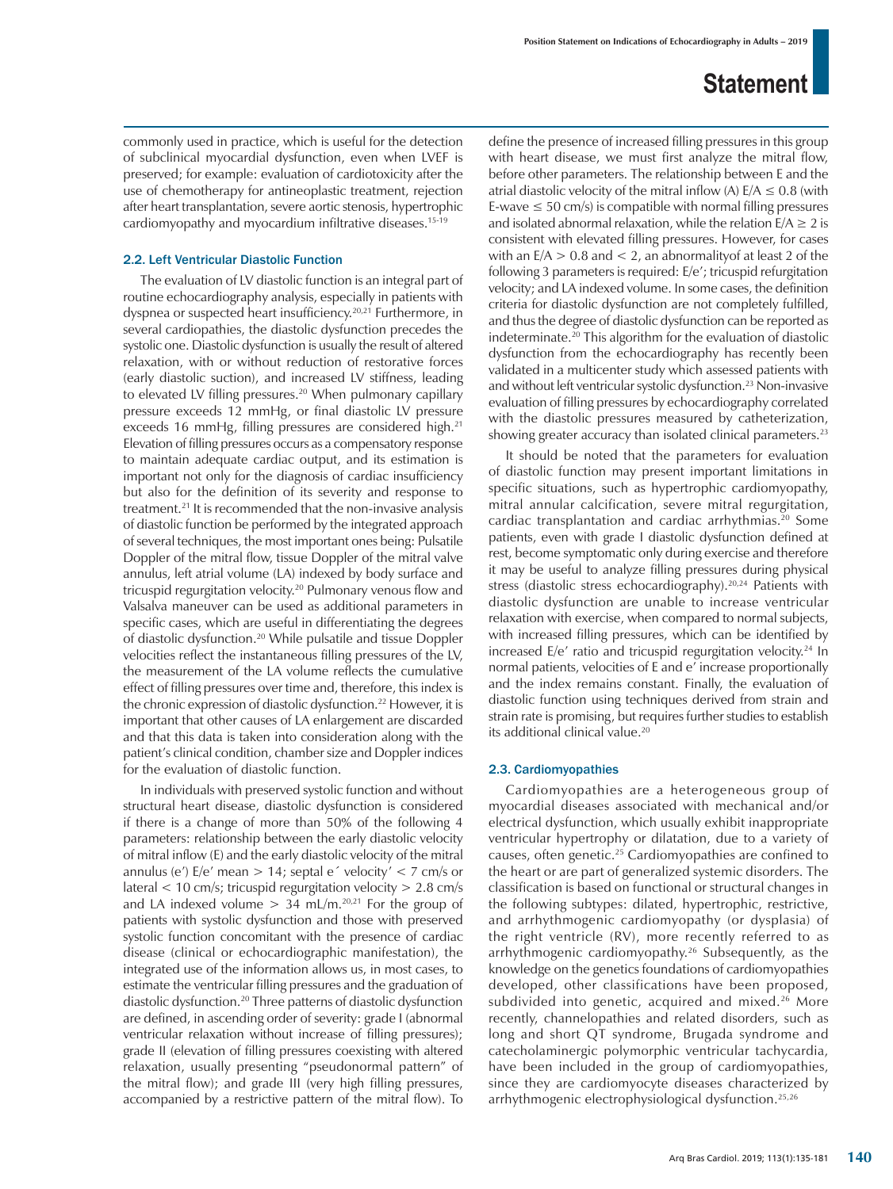commonly used in practice, which is useful for the detection of subclinical myocardial dysfunction, even when LVEF is preserved; for example: evaluation of cardiotoxicity after the use of chemotherapy for antineoplastic treatment, rejection after heart transplantation, severe aortic stenosis, hypertrophic cardiomyopathy and myocardium infiltrative diseases.[15-19]

### 2.2. Left Ventricular Diastolic Function

The evaluation of LV diastolic function is an integral part of routine echocardiography analysis, especially in patients with dyspnea or suspected heart insufficiency.[20,21] Furthermore, in several cardiopathies, the diastolic dysfunction precedes the systolic one. Diastolic dysfunction is usually the result of altered relaxation, with or without reduction of restorative forces (early diastolic suction), and increased LV stiffness, leading to elevated LV filling pressures.[20] When pulmonary capillary pressure exceeds 12 mmHg, or final diastolic LV pressure exceeds 16 mmHg, filling pressures are considered high.[21] Elevation of filling pressures occurs as a compensatory response to maintain adequate cardiac output, and its estimation is important not only for the diagnosis of cardiac insufficiency but also for the definition of its severity and response to treatment.[21] It is recommended that the non-invasive analysis of diastolic function be performed by the integrated approach of several techniques, the most important ones being: Pulsatile Doppler of the mitral flow, tissue Doppler of the mitral valve annulus, left atrial volume (LA) indexed by body surface and tricuspid regurgitation velocity.[20] Pulmonary venous flow and Valsalva maneuver can be used as additional parameters in specific cases, which are useful in differentiating the degrees of diastolic dysfunction.[20] While pulsatile and tissue Doppler velocities reflect the instantaneous filling pressures of the LV, the measurement of the LA volume reflects the cumulative effect of filling pressures over time and, therefore, this index is the chronic expression of diastolic dysfunction.[22] However, it is important that other causes of LA enlargement are discarded and that this data is taken into consideration along with the patient's clinical condition, chamber size and Doppler indices for the evaluation of diastolic function.

In individuals with preserved systolic function and without structural heart disease, diastolic dysfunction is considered if there is a change of more than 50% of the following 4 parameters: relationship between the early diastolic velocity of mitral inflow (E) and the early diastolic velocity of the mitral annulus (e') E/e' mean > 14; septal e´ velocity' < 7 cm/s or lateral < 10 cm/s; tricuspid regurgitation velocity > 2.8 cm/s and LA indexed volume > 34 mL/m.[20,21] For the group of patients with systolic dysfunction and those with preserved systolic function concomitant with the presence of cardiac disease (clinical or echocardiographic manifestation), the integrated use of the information allows us, in most cases, to estimate the ventricular filling pressures and the graduation of diastolic dysfunction.[20] Three patterns of diastolic dysfunction are defined, in ascending order of severity: grade I (abnormal ventricular relaxation without increase of filling pressures); grade II (elevation of filling pressures coexisting with altered relaxation, usually presenting "pseudonormal pattern" of the mitral flow); and grade III (very high filling pressures, accompanied by a restrictive pattern of the mitral flow). To define the presence of increased filling pressures in this group with heart disease, we must first analyze the mitral flow, before other parameters. The relationship between E and the atrial diastolic velocity of the mitral inflow (A) E/A ≤ 0.8 (with E-wave ≤ 50 cm/s) is compatible with normal filling pressures and isolated abnormal relaxation, while the relation E/A ≥ 2 is consistent with elevated filling pressures. However, for cases with an E/A > 0.8 and < 2, an abnormalityof at least 2 of the following 3 parameters is required: E/e'; tricuspid refurgitation velocity; and LA indexed volume. In some cases, the definition criteria for diastolic dysfunction are not completely fulfilled, and thus the degree of diastolic dysfunction can be reported as indeterminate.[20] This algorithm for the evaluation of diastolic dysfunction from the echocardiography has recently been validated in a multicenter study which assessed patients with and without left ventricular systolic dysfunction.[23] Non-invasive evaluation of filling pressures by echocardiography correlated with the diastolic pressures measured by catheterization, showing greater accuracy than isolated clinical parameters.[23]

It should be noted that the parameters for evaluation of diastolic function may present important limitations in specific situations, such as hypertrophic cardiomyopathy, mitral annular calcification, severe mitral regurgitation, cardiac transplantation and cardiac arrhythmias.[20] Some patients, even with grade I diastolic dysfunction defined at rest, become symptomatic only during exercise and therefore it may be useful to analyze filling pressures during physical stress (diastolic stress echocardiography).[20,24] Patients with diastolic dysfunction are unable to increase ventricular relaxation with exercise, when compared to normal subjects, with increased filling pressures, which can be identified by increased E/e' ratio and tricuspid regurgitation velocity.[24] In normal patients, velocities of E and e' increase proportionally and the index remains constant. Finally, the evaluation of diastolic function using techniques derived from strain and strain rate is promising, but requires further studies to establish its additional clinical value.[20]

### 2.3. Cardiomyopathies

Cardiomyopathies are a heterogeneous group of myocardial diseases associated with mechanical and/or electrical dysfunction, which usually exhibit inappropriate ventricular hypertrophy or dilatation, due to a variety of causes, often genetic.[25] Cardiomyopathies are confined to the heart or are part of generalized systemic disorders. The classification is based on functional or structural changes in the following subtypes: dilated, hypertrophic, restrictive, and arrhythmogenic cardiomyopathy (or dysplasia) of the right ventricle (RV), more recently referred to as arrhythmogenic cardiomyopathy.[26] Subsequently, as the knowledge on the genetics foundations of cardiomyopathies developed, other classifications have been proposed, subdivided into genetic, acquired and mixed.[26] More recently, channelopathies and related disorders, such as long and short QT syndrome, Brugada syndrome and catecholaminergic polymorphic ventricular tachycardia, have been included in the group of cardiomyopathies, since they are cardiomyocyte diseases characterized by arrhythmogenic electrophysiological dysfunction.[25,26]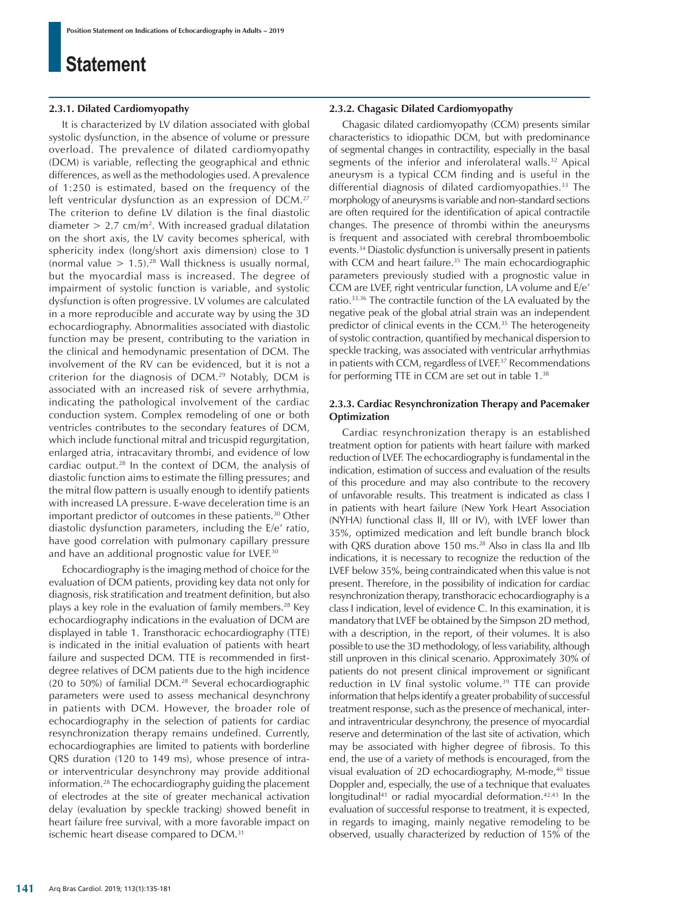### 2.3.1. Dilated Cardiomyopathy

It is characterized by LV dilation associated with global systolic dysfunction, in the absence of volume or pressure overload. The prevalence of dilated cardiomyopathy (DCM) is variable, reflecting the geographical and ethnic differences, as well as the methodologies used. A prevalence of 1:250 is estimated, based on the frequency of the left ventricular dysfunction as an expression of DCM.[27] The criterion to define LV dilation is the final diastolic diameter > 2.7 cm/m$^2$. With increased gradual dilatation on the short axis, the LV cavity becomes spherical, with sphericity index (long/short axis dimension) close to 1 (normal value > 1.5).[28] Wall thickness is usually normal, but the myocardial mass is increased. The degree of impairment of systolic function is variable, and systolic dysfunction is often progressive. LV volumes are calculated in a more reproducible and accurate way by using the 3D echocardiography. Abnormalities associated with diastolic function may be present, contributing to the variation in the clinical and hemodynamic presentation of DCM. The involvement of the RV can be evidenced, but it is not a criterion for the diagnosis of DCM.[29] Notably, DCM is associated with an increased risk of severe arrhythmia, indicating the pathological involvement of the cardiac conduction system. Complex remodeling of one or both ventricles contributes to the secondary features of DCM, which include functional mitral and tricuspid regurgitation, enlarged atria, intracavitary thrombi, and evidence of low cardiac output.[28] In the context of DCM, the analysis of diastolic function aims to estimate the filling pressures; and the mitral flow pattern is usually enough to identify patients with increased LA pressure. E-wave deceleration time is an important predictor of outcomes in these patients.[30] Other diastolic dysfunction parameters, including the E/e' ratio, have good correlation with pulmonary capillary pressure and have an additional prognostic value for LVEF.[30]

Echocardiography is the imaging method of choice for the evaluation of DCM patients, providing key data not only for diagnosis, risk stratification and treatment definition, but also plays a key role in the evaluation of family members.[28] Key echocardiography indications in the evaluation of DCM are displayed in table 1. Transthoracic echocardiography (TTE) is indicated in the initial evaluation of patients with heart failure and suspected DCM. TTE is recommended in first-degree relatives of DCM patients due to the high incidence (20 to 50%) of familial DCM.[28] Several echocardiographic parameters were used to assess mechanical desynchrony in patients with DCM. However, the broader role of echocardiography in the selection of patients for cardiac resynchronization therapy remains undefined. Currently, echocardiographies are limited to patients with borderline QRS duration (120 to 149 ms), whose presence of intra- or interventricular desynchrony may provide additional information.[28] The echocardiography guiding the placement of electrodes at the site of greater mechanical activation delay (evaluation by speckle tracking) showed benefit in heart failure free survival, with a more favorable impact on ischemic heart disease compared to DCM.[31]

### 2.3.2. Chagasic Dilated Cardiomyopathy

Chagasic dilated cardiomyopathy (CCM) presents similar characteristics to idiopathic DCM, but with predominance of segmental changes in contractility, especially in the basal segments of the inferior and inferolateral walls.[32] Apical aneurysm is a typical CCM finding and is useful in the differential diagnosis of dilated cardiomyopathies.[33] The morphology of aneurysms is variable and non-standard sections are often required for the identification of apical contractile changes. The presence of thrombi within the aneurysms is frequent and associated with cerebral thromboembolic events.[34] Diastolic dysfunction is universally present in patients with CCM and heart failure.[35] The main echocardiographic parameters previously studied with a prognostic value in CCM are LVEF, right ventricular function, LA volume and E/e' ratio.[33,36] The contractile function of the LA evaluated by the negative peak of the global atrial strain was an independent predictor of clinical events in the CCM.[35] The heterogeneity of systolic contraction, quantified by mechanical dispersion to speckle tracking, was associated with ventricular arrhythmias in patients with CCM, regardless of LVEF.[37] Recommendations for performing TTE in CCM are set out in table 1.[38]

### 2.3.3. Cardiac Resynchronization Therapy and Pacemaker Optimization

Cardiac resynchronization therapy is an established treatment option for patients with heart failure with marked reduction of LVEF. The echocardiography is fundamental in the indication, estimation of success and evaluation of the results of this procedure and may also contribute to the recovery of unfavorable results. This treatment is indicated as class I in patients with heart failure (New York Heart Association (NYHA) functional class II, III or IV), with LVEF lower than 35%, optimized medication and left bundle branch block with QRS duration above 150 ms.[28] Also in class IIa and IIb indications, it is necessary to recognize the reduction of the LVEF below 35%, being contraindicated when this value is not present. Therefore, in the possibility of indication for cardiac resynchronization therapy, transthoracic echocardiography is a class I indication, level of evidence C. In this examination, it is mandatory that LVEF be obtained by the Simpson 2D method, with a description, in the report, of their volumes. It is also possible to use the 3D methodology, of less variability, although still unproven in this clinical scenario. Approximately 30% of patients do not present clinical improvement or significant reduction in LV final systolic volume.[39] TTE can provide information that helps identify a greater probability of successful treatment response, such as the presence of mechanical, inter- and intraventricular desynchrony, the presence of myocardial reserve and determination of the last site of activation, which may be associated with higher degree of fibrosis. To this end, the use of a variety of methods is encouraged, from the visual evaluation of 2D echocardiography, M-mode,[40] tissue Doppler and, especially, the use of a technique that evaluates longitudinal[41] or radial myocardial deformation.[42,43] In the evaluation of successful response to treatment, it is expected, in regards to imaging, mainly negative remodeling to be observed, usually characterized by reduction of 15% of the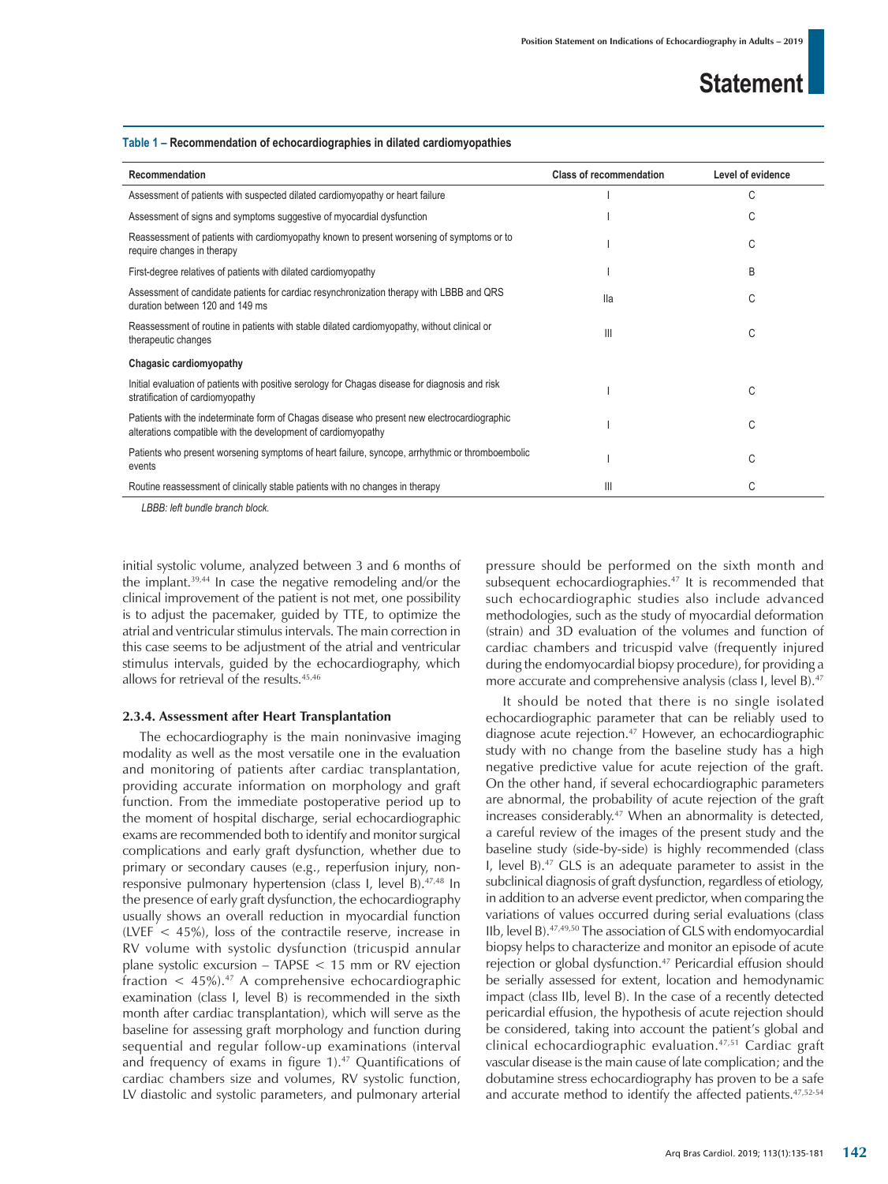**Table 1 – Recommendation of echocardiographies in dilated cardiomyopathies**

| Recommendation | Class of recommendation | Level of evidence |
|---|---|---|
| Assessment of patients with suspected dilated cardiomyopathy or heart failure | I | C |
| Assessment of signs and symptoms suggestive of myocardial dysfunction | I | C |
| Reassessment of patients with cardiomyopathy known to present worsening of symptoms or to require changes in therapy | I | C |
| First-degree relatives of patients with dilated cardiomyopathy | I | B |
| Assessment of candidate patients for cardiac resynchronization therapy with LBBB and QRS duration between 120 and 149 ms | IIa | C |
| Reassessment of routine in patients with stable dilated cardiomyopathy, without clinical or therapeutic changes | III | C |
| **Chagasic cardiomyopathy** | | |
| Initial evaluation of patients with positive serology for Chagas disease for diagnosis and risk stratification of cardiomyopathy | I | C |
| Patients with the indeterminate form of Chagas disease who present new electrocardiographic alterations compatible with the development of cardiomyopathy | I | C |
| Patients who present worsening symptoms of heart failure, syncope, arrhythmic or thromboembolic events | I | C |
| Routine reassessment of clinically stable patients with no changes in therapy | III | C |

*LBBB: left bundle branch block.*

initial systolic volume, analyzed between 3 and 6 months of the implant.[39,44] In case the negative remodeling and/or the clinical improvement of the patient is not met, one possibility is to adjust the pacemaker, guided by TTE, to optimize the atrial and ventricular stimulus intervals. The main correction in this case seems to be adjustment of the atrial and ventricular stimulus intervals, guided by the echocardiography, which allows for retrieval of the results.[45,46]

#### 2.3.4. Assessment after Heart Transplantation

The echocardiography is the main noninvasive imaging modality as well as the most versatile one in the evaluation and monitoring of patients after cardiac transplantation, providing accurate information on morphology and graft function. From the immediate postoperative period up to the moment of hospital discharge, serial echocardiographic exams are recommended both to identify and monitor surgical complications and early graft dysfunction, whether due to primary or secondary causes (e.g., reperfusion injury, non-responsive pulmonary hypertension (class I, level B).[47,48] In the presence of early graft dysfunction, the echocardiography usually shows an overall reduction in myocardial function (LVEF < 45%), loss of the contractile reserve, increase in RV volume with systolic dysfunction (tricuspid annular plane systolic excursion – TAPSE < 15 mm or RV ejection fraction < 45%).[47] A comprehensive echocardiographic examination (class I, level B) is recommended in the sixth month after cardiac transplantation), which will serve as the baseline for assessing graft morphology and function during sequential and regular follow-up examinations (interval and frequency of exams in figure 1).[47] Quantifications of cardiac chambers size and volumes, RV systolic function, LV diastolic and systolic parameters, and pulmonary arterial pressure should be performed on the sixth month and subsequent echocardiographies.[47] It is recommended that such echocardiographic studies also include advanced methodologies, such as the study of myocardial deformation (strain) and 3D evaluation of the volumes and function of cardiac chambers and tricuspid valve (frequently injured during the endomyocardial biopsy procedure), for providing a more accurate and comprehensive analysis (class I, level B).[47]

It should be noted that there is no single isolated echocardiographic parameter that can be reliably used to diagnose acute rejection.[47] However, an echocardiographic study with no change from the baseline study has a high negative predictive value for acute rejection of the graft. On the other hand, if several echocardiographic parameters are abnormal, the probability of acute rejection of the graft increases considerably.[47] When an abnormality is detected, a careful review of the images of the present study and the baseline study (side-by-side) is highly recommended (class I, level B).[47] GLS is an adequate parameter to assist in the subclinical diagnosis of graft dysfunction, regardless of etiology, in addition to an adverse event predictor, when comparing the variations of values occurred during serial evaluations (class IIb, level B).[47,49,50] The association of GLS with endomyocardial biopsy helps to characterize and monitor an episode of acute rejection or global dysfunction.[47] Pericardial effusion should be serially assessed for extent, location and hemodynamic impact (class IIb, level B). In the case of a recently detected pericardial effusion, the hypothesis of acute rejection should be considered, taking into account the patient's global and clinical echocardiographic evaluation.[47,51] Cardiac graft vascular disease is the main cause of late complication; and the dobutamine stress echocardiography has proven to be a safe and accurate method to identify the affected patients.[47,52-54]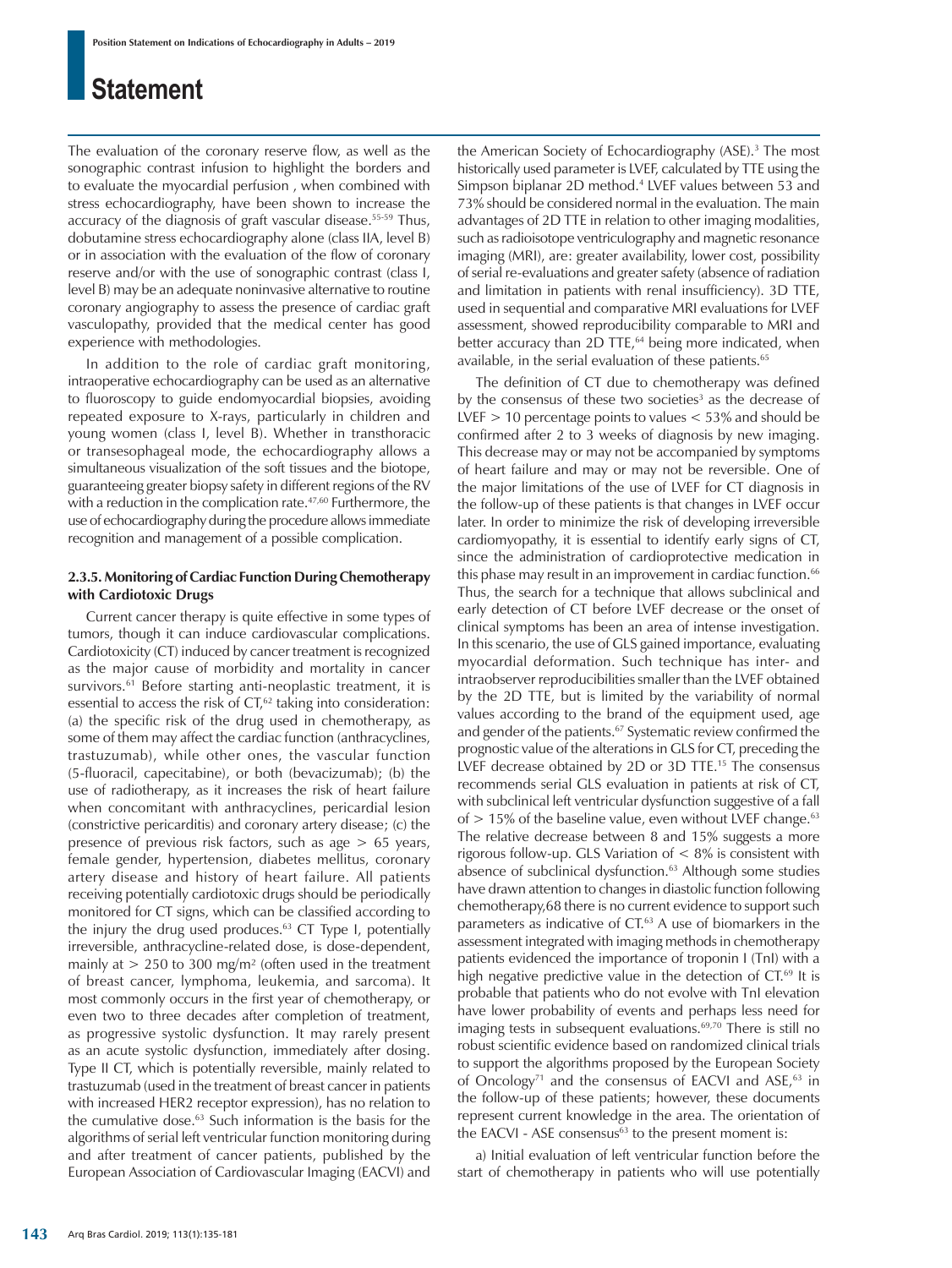The evaluation of the coronary reserve flow, as well as the sonographic contrast infusion to highlight the borders and to evaluate the myocardial perfusion , when combined with stress echocardiography, have been shown to increase the accuracy of the diagnosis of graft vascular disease.[55-59] Thus, dobutamine stress echocardiography alone (class IIA, level B) or in association with the evaluation of the flow of coronary reserve and/or with the use of sonographic contrast (class I, level B) may be an adequate noninvasive alternative to routine coronary angiography to assess the presence of cardiac graft vasculopathy, provided that the medical center has good experience with methodologies.

In addition to the role of cardiac graft monitoring, intraoperative echocardiography can be used as an alternative to fluoroscopy to guide endomyocardial biopsies, avoiding repeated exposure to X-rays, particularly in children and young women (class I, level B). Whether in transthoracic or transesophageal mode, the echocardiography allows a simultaneous visualization of the soft tissues and the biotope, guaranteeing greater biopsy safety in different regions of the RV with a reduction in the complication rate.[47,60] Furthermore, the use of echocardiography during the procedure allows immediate recognition and management of a possible complication.

### 2.3.5. Monitoring of Cardiac Function During Chemotherapy with Cardiotoxic Drugs

Current cancer therapy is quite effective in some types of tumors, though it can induce cardiovascular complications. Cardiotoxicity (CT) induced by cancer treatment is recognized as the major cause of morbidity and mortality in cancer survivors.[61] Before starting anti-neoplastic treatment, it is essential to access the risk of CT,[62] taking into consideration: (a) the specific risk of the drug used in chemotherapy, as some of them may affect the cardiac function (anthracyclines, trastuzumab), while other ones, the vascular function (5-fluoracil, capecitabine), or both (bevacizumab); (b) the use of radiotherapy, as it increases the risk of heart failure when concomitant with anthracyclines, pericardial lesion (constrictive pericarditis) and coronary artery disease; (c) the presence of previous risk factors, such as age > 65 years, female gender, hypertension, diabetes mellitus, coronary artery disease and history of heart failure. All patients receiving potentially cardiotoxic drugs should be periodically monitored for CT signs, which can be classified according to the injury the drug used produces.[63] CT Type I, potentially irreversible, anthracycline-related dose, is dose-dependent, mainly at > 250 to 300 mg/m² (often used in the treatment of breast cancer, lymphoma, leukemia, and sarcoma). It most commonly occurs in the first year of chemotherapy, or even two to three decades after completion of treatment, as progressive systolic dysfunction. It may rarely present as an acute systolic dysfunction, immediately after dosing. Type II CT, which is potentially reversible, mainly related to trastuzumab (used in the treatment of breast cancer in patients with increased HER2 receptor expression), has no relation to the cumulative dose.[63] Such information is the basis for the algorithms of serial left ventricular function monitoring during and after treatment of cancer patients, published by the European Association of Cardiovascular Imaging (EACVI) and the American Society of Echocardiography (ASE).[3] The most historically used parameter is LVEF, calculated by TTE using the Simpson biplanar 2D method.[4] LVEF values between 53 and 73% should be considered normal in the evaluation. The main advantages of 2D TTE in relation to other imaging modalities, such as radioisotope ventriculography and magnetic resonance imaging (MRI), are: greater availability, lower cost, possibility of serial re-evaluations and greater safety (absence of radiation and limitation in patients with renal insufficiency). 3D TTE, used in sequential and comparative MRI evaluations for LVEF assessment, showed reproducibility comparable to MRI and better accuracy than 2D TTE,[64] being more indicated, when available, in the serial evaluation of these patients.[65]

The definition of CT due to chemotherapy was defined by the consensus of these two societies[3] as the decrease of LVEF > 10 percentage points to values < 53% and should be confirmed after 2 to 3 weeks of diagnosis by new imaging. This decrease may or may not be accompanied by symptoms of heart failure and may or may not be reversible. One of the major limitations of the use of LVEF for CT diagnosis in the follow-up of these patients is that changes in LVEF occur later. In order to minimize the risk of developing irreversible cardiomyopathy, it is essential to identify early signs of CT, since the administration of cardioprotective medication in this phase may result in an improvement in cardiac function.[66] Thus, the search for a technique that allows subclinical and early detection of CT before LVEF decrease or the onset of clinical symptoms has been an area of intense investigation. In this scenario, the use of GLS gained importance, evaluating myocardial deformation. Such technique has inter- and intraobserver reproducibilities smaller than the LVEF obtained by the 2D TTE, but is limited by the variability of normal values according to the brand of the equipment used, age and gender of the patients.[67] Systematic review confirmed the prognostic value of the alterations in GLS for CT, preceding the LVEF decrease obtained by 2D or 3D TTE.[15] The consensus recommends serial GLS evaluation in patients at risk of CT, with subclinical left ventricular dysfunction suggestive of a fall of > 15% of the baseline value, even without LVEF change.[63] The relative decrease between 8 and 15% suggests a more rigorous follow-up. GLS Variation of < 8% is consistent with absence of subclinical dysfunction.[63] Although some studies have drawn attention to changes in diastolic function following chemotherapy,68 there is no current evidence to support such parameters as indicative of CT.[63] A use of biomarkers in the assessment integrated with imaging methods in chemotherapy patients evidenced the importance of troponin I (TnI) with a high negative predictive value in the detection of CT.[69] It is probable that patients who do not evolve with TnI elevation have lower probability of events and perhaps less need for imaging tests in subsequent evaluations.[69,70] There is still no robust scientific evidence based on randomized clinical trials to support the algorithms proposed by the European Society of Oncology[71] and the consensus of EACVI and ASE,[63] in the follow-up of these patients; however, these documents represent current knowledge in the area. The orientation of the EACVI - ASE consensus[63] to the present moment is:

a) Initial evaluation of left ventricular function before the start of chemotherapy in patients who will use potentially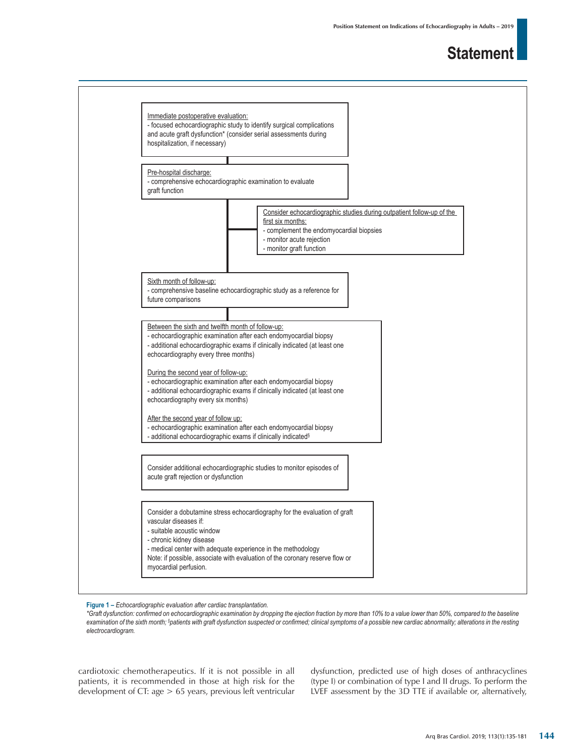Immediate postoperative evaluation:
- focused echocardiographic study to identify surgical complications and acute graft dysfunction* (consider serial assessments during hospitalization, if necessary)

Pre-hospital discharge:
- comprehensive echocardiographic examination to evaluate graft function

Consider echocardiographic studies during outpatient follow-up of the first six months:
- complement the endomyocardial biopsies
- monitor acute rejection
- monitor graft function

Sixth month of follow-up:
- comprehensive baseline echocardiographic study as a reference for future comparisons

Between the sixth and twelfth month of follow-up:
- echocardiographic examination after each endomyocardial biopsy
- additional echocardiographic exams if clinically indicated (at least one echocardiography every three months)

During the second year of follow-up:
- echocardiographic examination after each endomyocardial biopsy
- additional echocardiographic exams if clinically indicated (at least one echocardiography every six months)

After the second year of follow up:
- echocardiographic examination after each endomyocardial biopsy
- additional echocardiographic exams if clinically indicated§

Consider additional echocardiographic studies to monitor episodes of acute graft rejection or dysfunction

Consider a dobutamine stress echocardiography for the evaluation of graft vascular diseases if:
- suitable acoustic window
- chronic kidney disease
- medical center with adequate experience in the methodology

Note: if possible, associate with evaluation of the coronary reserve flow or myocardial perfusion.

**Figure 1** – *Echocardiographic evaluation after cardiac transplantation.*
*\*Graft dysfunction: confirmed on echocardiographic examination by dropping the ejection fraction by more than 10% to a value lower than 50%, compared to the baseline examination of the sixth month; §patients with graft dysfunction suspected or confirmed; clinical symptoms of a possible new cardiac abnormality; alterations in the resting electrocardiogram.*

cardiotoxic chemotherapeutics. If it is not possible in all patients, it is recommended in those at high risk for the development of CT: age > 65 years, previous left ventricular dysfunction, predicted use of high doses of anthracyclines (type I) or combination of type I and II drugs. To perform the LVEF assessment by the 3D TTE if available or, alternatively,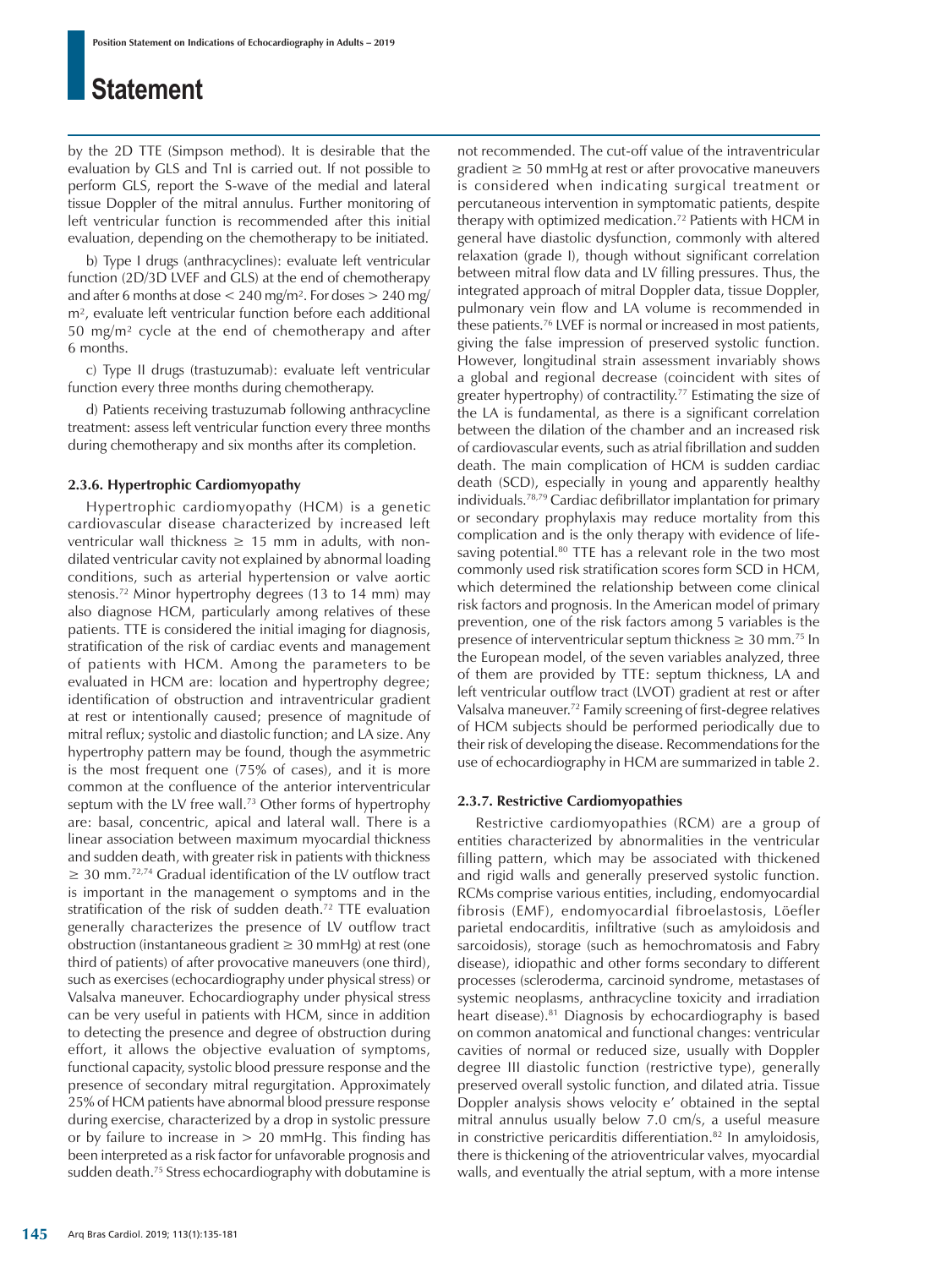by the 2D TTE (Simpson method). It is desirable that the evaluation by GLS and TnI is carried out. If not possible to perform GLS, report the S-wave of the medial and lateral tissue Doppler of the mitral annulus. Further monitoring of left ventricular function is recommended after this initial evaluation, depending on the chemotherapy to be initiated.

b) Type I drugs (anthracyclines): evaluate left ventricular function (2D/3D LVEF and GLS) at the end of chemotherapy and after 6 months at dose < 240 mg/m². For doses > 240 mg/m², evaluate left ventricular function before each additional 50 mg/m² cycle at the end of chemotherapy and after 6 months.

c) Type II drugs (trastuzumab): evaluate left ventricular function every three months during chemotherapy.

d) Patients receiving trastuzumab following anthracycline treatment: assess left ventricular function every three months during chemotherapy and six months after its completion.

#### 2.3.6. Hypertrophic Cardiomyopathy

Hypertrophic cardiomyopathy (HCM) is a genetic cardiovascular disease characterized by increased left ventricular wall thickness ≥ 15 mm in adults, with non-dilated ventricular cavity not explained by abnormal loading conditions, such as arterial hypertension or valve aortic stenosis.[72] Minor hypertrophy degrees (13 to 14 mm) may also diagnose HCM, particularly among relatives of these patients. TTE is considered the initial imaging for diagnosis, stratification of the risk of cardiac events and management of patients with HCM. Among the parameters to be evaluated in HCM are: location and hypertrophy degree; identification of obstruction and intraventricular gradient at rest or intentionally caused; presence of magnitude of mitral reflux; systolic and diastolic function; and LA size. Any hypertrophy pattern may be found, though the asymmetric is the most frequent one (75% of cases), and it is more common at the confluence of the anterior interventricular septum with the LV free wall.[73] Other forms of hypertrophy are: basal, concentric, apical and lateral wall. There is a linear association between maximum myocardial thickness and sudden death, with greater risk in patients with thickness ≥ 30 mm.[72,74] Gradual identification of the LV outflow tract is important in the management o symptoms and in the stratification of the risk of sudden death.[72] TTE evaluation generally characterizes the presence of LV outflow tract obstruction (instantaneous gradient ≥ 30 mmHg) at rest (one third of patients) of after provocative maneuvers (one third), such as exercises (echocardiography under physical stress) or Valsalva maneuver. Echocardiography under physical stress can be very useful in patients with HCM, since in addition to detecting the presence and degree of obstruction during effort, it allows the objective evaluation of symptoms, functional capacity, systolic blood pressure response and the presence of secondary mitral regurgitation. Approximately 25% of HCM patients have abnormal blood pressure response during exercise, characterized by a drop in systolic pressure or by failure to increase in > 20 mmHg. This finding has been interpreted as a risk factor for unfavorable prognosis and sudden death.[75] Stress echocardiography with dobutamine is not recommended. The cut-off value of the intraventricular gradient ≥ 50 mmHg at rest or after provocative maneuvers is considered when indicating surgical treatment or percutaneous intervention in symptomatic patients, despite therapy with optimized medication.[72] Patients with HCM in general have diastolic dysfunction, commonly with altered relaxation (grade I), though without significant correlation between mitral flow data and LV filling pressures. Thus, the integrated approach of mitral Doppler data, tissue Doppler, pulmonary vein flow and LA volume is recommended in these patients.[76] LVEF is normal or increased in most patients, giving the false impression of preserved systolic function. However, longitudinal strain assessment invariably shows a global and regional decrease (coincident with sites of greater hypertrophy) of contractility.[77] Estimating the size of the LA is fundamental, as there is a significant correlation between the dilation of the chamber and an increased risk of cardiovascular events, such as atrial fibrillation and sudden death. The main complication of HCM is sudden cardiac death (SCD), especially in young and apparently healthy individuals.[78,79] Cardiac defibrillator implantation for primary or secondary prophylaxis may reduce mortality from this complication and is the only therapy with evidence of life-saving potential.[80] TTE has a relevant role in the two most commonly used risk stratification scores form SCD in HCM, which determined the relationship between come clinical risk factors and prognosis. In the American model of primary prevention, one of the risk factors among 5 variables is the presence of interventricular septum thickness ≥ 30 mm.[75] In the European model, of the seven variables analyzed, three of them are provided by TTE: septum thickness, LA and left ventricular outflow tract (LVOT) gradient at rest or after Valsalva maneuver.[72] Family screening of first-degree relatives of HCM subjects should be performed periodically due to their risk of developing the disease. Recommendations for the use of echocardiography in HCM are summarized in table 2.

#### 2.3.7. Restrictive Cardiomyopathies

Restrictive cardiomyopathies (RCM) are a group of entities characterized by abnormalities in the ventricular filling pattern, which may be associated with thickened and rigid walls and generally preserved systolic function. RCMs comprise various entities, including, endomyocardial fibrosis (EMF), endomyocardial fibroelastosis, Löefler parietal endocarditis, infiltrative (such as amyloidosis and sarcoidosis), storage (such as hemochromatosis and Fabry disease), idiopathic and other forms secondary to different processes (scleroderma, carcinoid syndrome, metastases of systemic neoplasms, anthracycline toxicity and irradiation heart disease).[81] Diagnosis by echocardiography is based on common anatomical and functional changes: ventricular cavities of normal or reduced size, usually with Doppler degree III diastolic function (restrictive type), generally preserved overall systolic function, and dilated atria. Tissue Doppler analysis shows velocity e' obtained in the septal mitral annulus usually below 7.0 cm/s, a useful measure in constrictive pericarditis differentiation.[82] In amyloidosis, there is thickening of the atrioventricular valves, myocardial walls, and eventually the atrial septum, with a more intense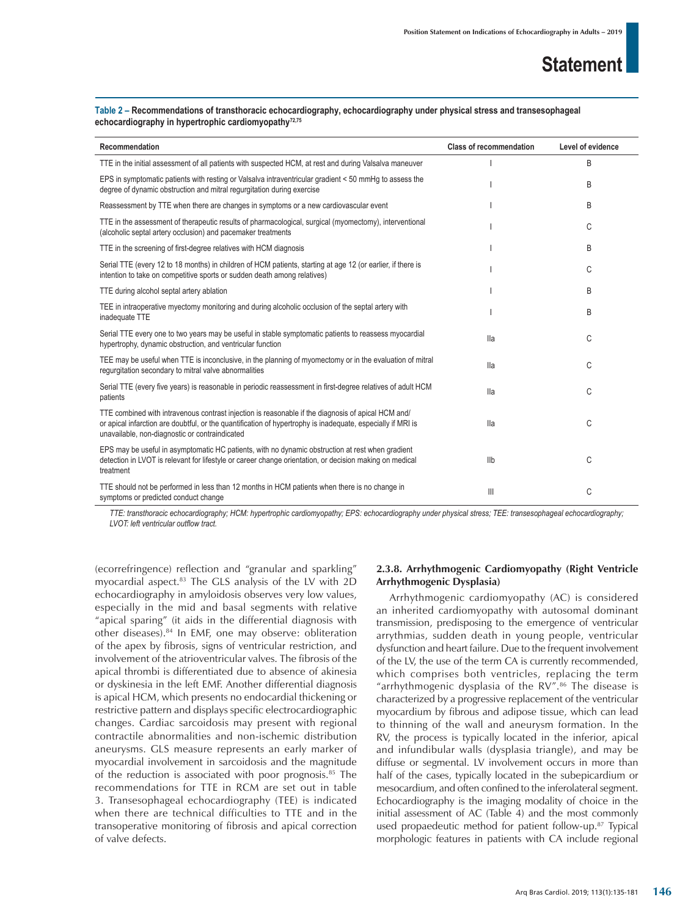**Table 2 – Recommendations of transthoracic echocardiography, echocardiography under physical stress and transesophageal echocardiography in hypertrophic cardiomyopathy[72,75]**

| Recommendation | Class of recommendation | Level of evidence |
|---|---|---|
| TTE in the initial assessment of all patients with suspected HCM, at rest and during Valsalva maneuver | I | B |
| EPS in symptomatic patients with resting or Valsalva intraventricular gradient < 50 mmHg to assess the degree of dynamic obstruction and mitral regurgitation during exercise | I | B |
| Reassessment by TTE when there are changes in symptoms or a new cardiovascular event | I | B |
| TTE in the assessment of therapeutic results of pharmacological, surgical (myomectomy), interventional (alcoholic septal artery occlusion) and pacemaker treatments | I | C |
| TTE in the screening of first-degree relatives with HCM diagnosis | I | B |
| Serial TTE (every 12 to 18 months) in children of HCM patients, starting at age 12 (or earlier, if there is intention to take on competitive sports or sudden death among relatives) | I | C |
| TTE during alcohol septal artery ablation | I | B |
| TEE in intraoperative myectomy monitoring and during alcoholic occlusion of the septal artery with inadequate TTE | I | B |
| Serial TTE every one to two years may be useful in stable symptomatic patients to reassess myocardial hypertrophy, dynamic obstruction, and ventricular function | IIa | C |
| TEE may be useful when TTE is inconclusive, in the planning of myomectomy or in the evaluation of mitral regurgitation secondary to mitral valve abnormalities | IIa | C |
| Serial TTE (every five years) is reasonable in periodic reassessment in first-degree relatives of adult HCM patients | IIa | C |
| TTE combined with intravenous contrast injection is reasonable if the diagnosis of apical HCM and/or apical infarction are doubtful, or the quantification of hypertrophy is inadequate, especially if MRI is unavailable, non-diagnostic or contraindicated | IIa | C |
| EPS may be useful in asymptomatic HC patients, with no dynamic obstruction at rest when gradient detection in LVOT is relevant for lifestyle or career change orientation, or decision making on medical treatment | IIb | C |
| TTE should not be performed in less than 12 months in HCM patients when there is no change in symptoms or predicted conduct change | III | C |

*TTE: transthoracic echocardiography; HCM: hypertrophic cardiomyopathy; EPS: echocardiography under physical stress; TEE: transesophageal echocardiography; LVOT: left ventricular outflow tract.*

(ecorrefringence) reflection and “granular and sparkling” myocardial aspect.[83] The GLS analysis of the LV with 2D echocardiography in amyloidosis observes very low values, especially in the mid and basal segments with relative “apical sparing” (it aids in the differential diagnosis with other diseases).[84] In EMF, one may observe: obliteration of the apex by fibrosis, signs of ventricular restriction, and involvement of the atrioventricular valves. The fibrosis of the apical thrombi is differentiated due to absence of akinesia or dyskinesia in the left EMF. Another differential diagnosis is apical HCM, which presents no endocardial thickening or restrictive pattern and displays specific electrocardiographic changes. Cardiac sarcoidosis may present with regional contractile abnormalities and non-ischemic distribution aneurysms. GLS measure represents an early marker of myocardial involvement in sarcoidosis and the magnitude of the reduction is associated with poor prognosis.[85] The recommendations for TTE in RCM are set out in table 3. Transesophageal echocardiography (TEE) is indicated when there are technical difficulties to TTE and in the transoperative monitoring of fibrosis and apical correction of valve defects.

### 2.3.8. Arrhythmogenic Cardiomyopathy (Right Ventricle Arrhythmogenic Dysplasia)

Arrhythmogenic cardiomyopathy (AC) is considered an inherited cardiomyopathy with autosomal dominant transmission, predisposing to the emergence of ventricular arrythmias, sudden death in young people, ventricular dysfunction and heart failure. Due to the frequent involvement of the LV, the use of the term CA is currently recommended, which comprises both ventricles, replacing the term “arrhythmogenic dysplasia of the RV”.[86] The disease is characterized by a progressive replacement of the ventricular myocardium by fibrous and adipose tissue, which can lead to thinning of the wall and aneurysm formation. In the RV, the process is typically located in the inferior, apical and infundibular walls (dysplasia triangle), and may be diffuse or segmental. LV involvement occurs in more than half of the cases, typically located in the subepicardium or mesocardium, and often confined to the inferolateral segment. Echocardiography is the imaging modality of choice in the initial assessment of AC (Table 4) and the most commonly used propaedeutic method for patient follow-up.[87] Typical morphologic features in patients with CA include regional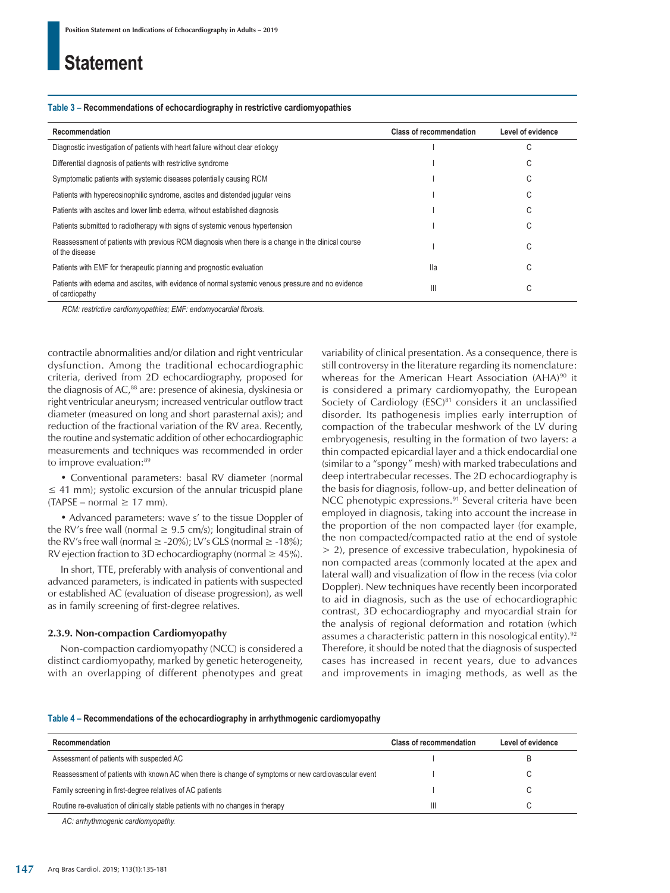**Table 3 – Recommendations of echocardiography in restrictive cardiomyopathies**

| Recommendation | Class of recommendation | Level of evidence |
|---|---|---|
| Diagnostic investigation of patients with heart failure without clear etiology | I | C |
| Differential diagnosis of patients with restrictive syndrome | I | C |
| Symptomatic patients with systemic diseases potentially causing RCM | I | C |
| Patients with hypereosinophilic syndrome, ascites and distended jugular veins | I | C |
| Patients with ascites and lower limb edema, without established diagnosis | I | C |
| Patients submitted to radiotherapy with signs of systemic venous hypertension | I | C |
| Reassessment of patients with previous RCM diagnosis when there is a change in the clinical course of the disease | I | C |
| Patients with EMF for therapeutic planning and prognostic evaluation | IIa | C |
| Patients with edema and ascites, with evidence of normal systemic venous pressure and no evidence of cardiopathy | III | C |

*RCM: restrictive cardiomyopathies; EMF: endomyocardial fibrosis.*

contractile abnormalities and/or dilation and right ventricular dysfunction. Among the traditional echocardiographic criteria, derived from 2D echocardiography, proposed for the diagnosis of AC,[88] are: presence of akinesia, dyskinesia or right ventricular aneurysm; increased ventricular outflow tract diameter (measured on long and short parasternal axis); and reduction of the fractional variation of the RV area. Recently, the routine and systematic addition of other echocardiographic measurements and techniques was recommended in order to improve evaluation:[89]

- Conventional parameters: basal RV diameter (normal $\leq$ 41 mm); systolic excursion of the annular tricuspid plane (TAPSE – normal $\geq$ 17 mm).
- Advanced parameters: wave s' to the tissue Doppler of the RV's free wall (normal $\geq$ 9.5 cm/s); longitudinal strain of the RV's free wall (normal $\geq$ -20%); LV's GLS (normal $\geq$ -18%); RV ejection fraction to 3D echocardiography (normal $\geq$ 45%).

In short, TTE, preferably with analysis of conventional and advanced parameters, is indicated in patients with suspected or established AC (evaluation of disease progression), as well as in family screening of first-degree relatives.

### 2.3.9. Non-compaction Cardiomyopathy

Non-compaction cardiomyopathy (NCC) is considered a distinct cardiomyopathy, marked by genetic heterogeneity, with an overlapping of different phenotypes and great variability of clinical presentation. As a consequence, there is still controversy in the literature regarding its nomenclature: whereas for the American Heart Association (AHA)[90] it is considered a primary cardiomyopathy, the European Society of Cardiology (ESC)[81] considers it an unclassified disorder. Its pathogenesis implies early interruption of compaction of the trabecular meshwork of the LV during embryogenesis, resulting in the formation of two layers: a thin compacted epicardial layer and a thick endocardial one (similar to a "spongy" mesh) with marked trabeculations and deep intertrabecular recesses. The 2D echocardiography is the basis for diagnosis, follow-up, and better delineation of NCC phenotypic expressions.[91] Several criteria have been employed in diagnosis, taking into account the increase in the proportion of the non compacted layer (for example, the non compacted/compacted ratio at the end of systole > 2), presence of excessive trabeculation, hypokinesia of non compacted areas (commonly located at the apex and lateral wall) and visualization of flow in the recess (via color Doppler). New techniques have recently been incorporated to aid in diagnosis, such as the use of echocardiographic contrast, 3D echocardiography and myocardial strain for the analysis of regional deformation and rotation (which assumes a characteristic pattern in this nosological entity).[92] Therefore, it should be noted that the diagnosis of suspected cases has increased in recent years, due to advances and improvements in imaging methods, as well as the

**Table 4 – Recommendations of the echocardiography in arrhythmogenic cardiomyopathy**

| Recommendation | Class of recommendation | Level of evidence |
|---|---|---|
| Assessment of patients with suspected AC | I | B |
| Reassessment of patients with known AC when there is change of symptoms or new cardiovascular event | I | C |
| Family screening in first-degree relatives of AC patients | I | C |
| Routine re-evaluation of clinically stable patients with no changes in therapy | III | C |

*AC: arrhythmogenic cardiomyopathy.*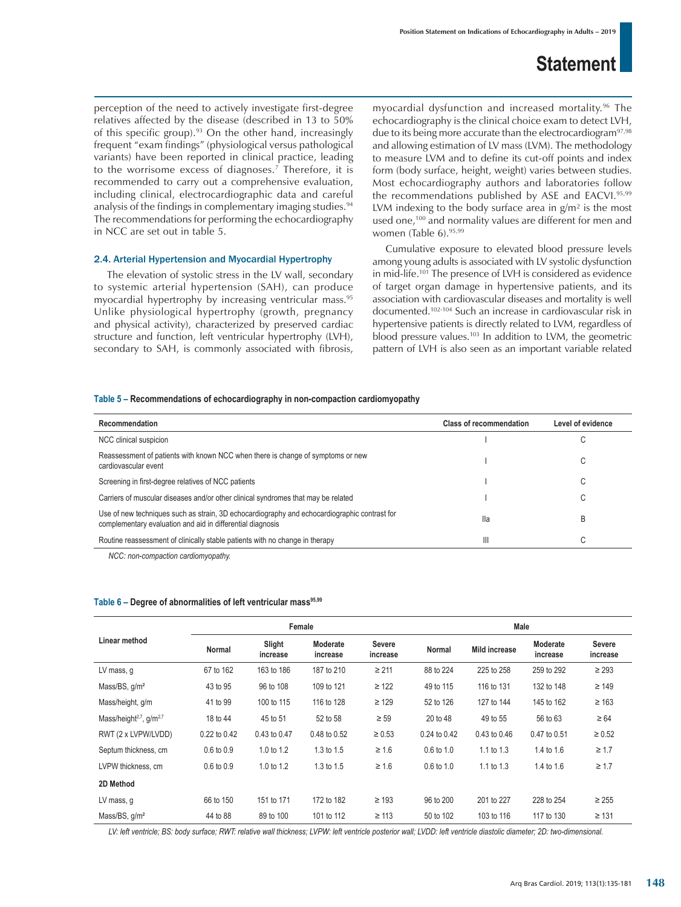perception of the need to actively investigate first-degree relatives affected by the disease (described in 13 to 50% of this specific group).[93] On the other hand, increasingly frequent "exam findings" (physiological versus pathological variants) have been reported in clinical practice, leading to the worrisome excess of diagnoses.[7] Therefore, it is recommended to carry out a comprehensive evaluation, including clinical, electrocardiographic data and careful analysis of the findings in complementary imaging studies.[94] The recommendations for performing the echocardiography in NCC are set out in table 5.

### 2.4. Arterial Hypertension and Myocardial Hypertrophy

The elevation of systolic stress in the LV wall, secondary to systemic arterial hypertension (SAH), can produce myocardial hypertrophy by increasing ventricular mass.[95] Unlike physiological hypertrophy (growth, pregnancy and physical activity), characterized by preserved cardiac structure and function, left ventricular hypertrophy (LVH), secondary to SAH, is commonly associated with fibrosis, myocardial dysfunction and increased mortality.[96] The echocardiography is the clinical choice exam to detect LVH, due to its being more accurate than the electrocardiogram[97,98] and allowing estimation of LV mass (LVM). The methodology to measure LVM and to define its cut-off points and index form (body surface, height, weight) varies between studies. Most echocardiography authors and laboratories follow the recommendations published by ASE and EACVI.[95,99] LVM indexing to the body surface area in g/m² is the most used one,[100] and normality values are different for men and women (Table 6).[95,99]

Cumulative exposure to elevated blood pressure levels among young adults is associated with LV systolic dysfunction in mid-life.[101] The presence of LVH is considered as evidence of target organ damage in hypertensive patients, and its association with cardiovascular diseases and mortality is well documented.[102-104] Such an increase in cardiovascular risk in hypertensive patients is directly related to LVM, regardless of blood pressure values.[103] In addition to LVM, the geometric pattern of LVH is also seen as an important variable related

**Table 5 – Recommendations of echocardiography in non-compaction cardiomyopathy**

| Recommendation | Class of recommendation | Level of evidence |
|---|---|---|
| NCC clinical suspicion | I | C |
| Reassessment of patients with known NCC when there is change of symptoms or new cardiovascular event | I | C |
| Screening in first-degree relatives of NCC patients | I | C |
| Carriers of muscular diseases and/or other clinical syndromes that may be related | I | C |
| Use of new techniques such as strain, 3D echocardiography and echocardiographic contrast for complementary evaluation and aid in differential diagnosis | IIa | B |
| Routine reassessment of clinically stable patients with no change in therapy | III | C |

*NCC: non-compaction cardiomyopathy.*

**Table 6 – Degree of abnormalities of left ventricular mass[95,99]**

| Linear method | Female | | | | Male | | | |
|---|---|---|---|---|---|---|---|---|
| | Normal | Slight increase | Moderate increase | Severe increase | Normal | Mild increase | Moderate increase | Severe increase |
| LV mass, g | 67 to 162 | 163 to 186 | 187 to 210 | ≥ 211 | 88 to 224 | 225 to 258 | 259 to 292 | ≥ 293 |
| Mass/BS, g/m² | 43 to 95 | 96 to 108 | 109 to 121 | ≥ 122 | 49 to 115 | 116 to 131 | 132 to 148 | ≥ 149 |
| Mass/height, g/m | 41 to 99 | 100 to 115 | 116 to 128 | ≥ 129 | 52 to 126 | 127 to 144 | 145 to 162 | ≥ 163 |
| Mass/height$^{2.7}$, g/m$^{2.7}$ | 18 to 44 | 45 to 51 | 52 to 58 | ≥ 59 | 20 to 48 | 49 to 55 | 56 to 63 | ≥ 64 |
| RWT (2 x LVPW/LVDD) | 0.22 to 0.42 | 0.43 to 0.47 | 0.48 to 0.52 | ≥ 0.53 | 0.24 to 0.42 | 0.43 to 0.46 | 0.47 to 0.51 | ≥ 0.52 |
| Septum thickness, cm | 0.6 to 0.9 | 1.0 to 1.2 | 1.3 to 1.5 | ≥ 1.6 | 0.6 to 1.0 | 1.1 to 1.3 | 1.4 to 1.6 | ≥ 1.7 |
| LVPW thickness, cm | 0.6 to 0.9 | 1.0 to 1.2 | 1.3 to 1.5 | ≥ 1.6 | 0.6 to 1.0 | 1.1 to 1.3 | 1.4 to 1.6 | ≥ 1.7 |
| **2D Method** | | | | | | | | |
| LV mass, g | 66 to 150 | 151 to 171 | 172 to 182 | ≥ 193 | 96 to 200 | 201 to 227 | 228 to 254 | ≥ 255 |
| Mass/BS, g/m² | 44 to 88 | 89 to 100 | 101 to 112 | ≥ 113 | 50 to 102 | 103 to 116 | 117 to 130 | ≥ 131 |

*LV: left ventricle; BS: body surface; RWT: relative wall thickness; LVPW: left ventricle posterior wall; LVDD: left ventricle diastolic diameter; 2D: two-dimensional.*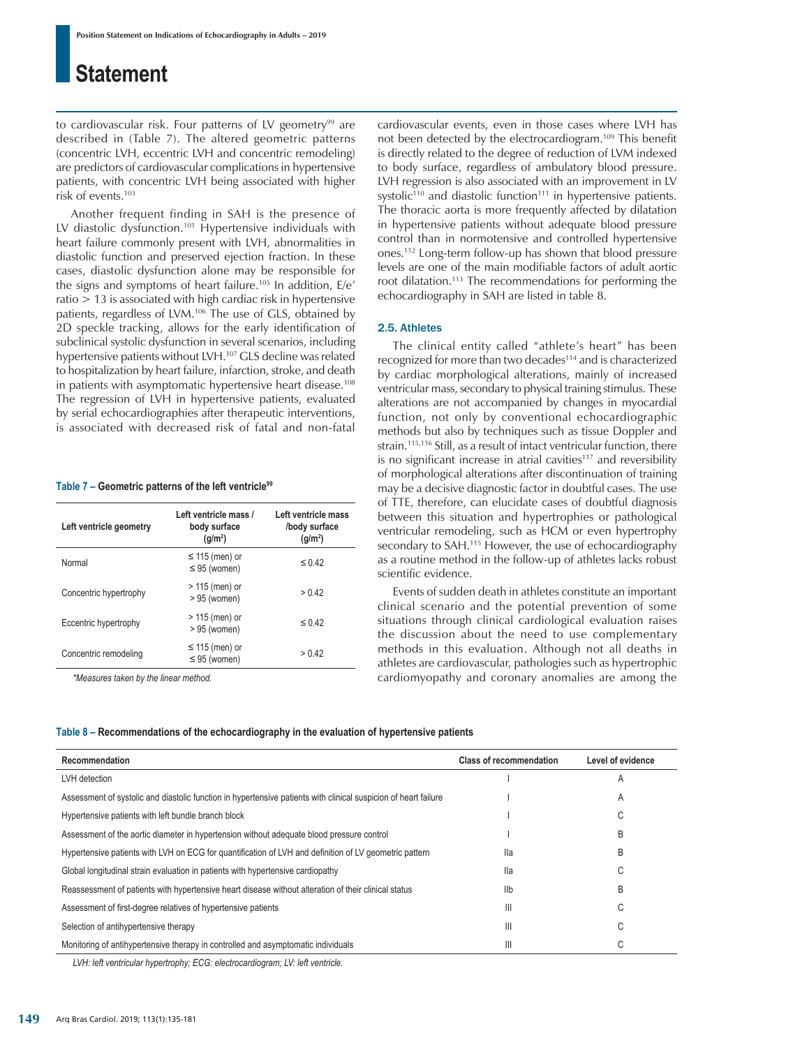to cardiovascular risk. Four patterns of LV geometry[99] are described in (Table 7). The altered geometric patterns (concentric LVH, eccentric LVH and concentric remodeling) are predictors of cardiovascular complications in hypertensive patients, with concentric LVH being associated with higher risk of events.[103]

Another frequent finding in SAH is the presence of LV diastolic dysfunction.[101] Hypertensive individuals with heart failure commonly present with LVH, abnormalities in diastolic function and preserved ejection fraction. In these cases, diastolic dysfunction alone may be responsible for the signs and symptoms of heart failure.[105] In addition, E/e' ratio > 13 is associated with high cardiac risk in hypertensive patients, regardless of LVM.[106] The use of GLS, obtained by 2D speckle tracking, allows for the early identification of subclinical systolic dysfunction in several scenarios, including hypertensive patients without LVH.[107] GLS decline was related to hospitalization by heart failure, infarction, stroke, and death in patients with asymptomatic hypertensive heart disease.[108] The regression of LVH in hypertensive patients, evaluated by serial echocardiographies after therapeutic interventions, is associated with decreased risk of fatal and non-fatal cardiovascular events, even in those cases where LVH has not been detected by the electrocardiogram.[109] This benefit is directly related to the degree of reduction of LVM indexed to body surface, regardless of ambulatory blood pressure. LVH regression is also associated with an improvement in LV systolic[110] and diastolic function[111] in hypertensive patients. The thoracic aorta is more frequently affected by dilatation in hypertensive patients without adequate blood pressure control than in normotensive and controlled hypertensive ones.[112] Long-term follow-up has shown that blood pressure levels are one of the main modifiable factors of adult aortic root dilatation.[113] The recommendations for performing the echocardiography in SAH are listed in table 8.

**Table 7 – Geometric patterns of the left ventricle[99]**

| Left ventricle geometry | Left ventricle mass / body surface (g/m²) | Left ventricle mass /body surface (g/m²) |
|---|---|---|
| Normal | ≤ 115 (men) or ≤ 95 (women) | ≤ 0.42 |
| Concentric hypertrophy | > 115 (men) or > 95 (women) | > 0.42 |
| Eccentric hypertrophy | > 115 (men) or > 95 (women) | ≤ 0.42 |
| Concentric remodeling | ≤ 115 (men) or ≤ 95 (women) | > 0.42 |

*\*Measures taken by the linear method.*

### 2.5. Athletes

The clinical entity called "athlete's heart" has been recognized for more than two decades[114] and is characterized by cardiac morphological alterations, mainly of increased ventricular mass, secondary to physical training stimulus. These alterations are not accompanied by changes in myocardial function, not only by conventional echocardiographic methods but also by techniques such as tissue Doppler and strain.[115,116] Still, as a result of intact ventricular function, there is no significant increase in atrial cavities[117] and reversibility of morphological alterations after discontinuation of training may be a decisive diagnostic factor in doubtful cases. The use of TTE, therefore, can elucidate cases of doubtful diagnosis between this situation and hypertrophies or pathological ventricular remodeling, such as HCM or even hypertrophy secondary to SAH.[115] However, the use of echocardiography as a routine method in the follow-up of athletes lacks robust scientific evidence.

Events of sudden death in athletes constitute an important clinical scenario and the potential prevention of some situations through clinical cardiological evaluation raises the discussion about the need to use complementary methods in this evaluation. Although not all deaths in athletes are cardiovascular, pathologies such as hypertrophic cardiomyopathy and coronary anomalies are among the

**Table 8 – Recommendations of the echocardiography in the evaluation of hypertensive patients**

| Recommendation | Class of recommendation | Level of evidence |
|---|---|---|
| LVH detection | I | A |
| Assessment of systolic and diastolic function in hypertensive patients with clinical suspicion of heart failure | I | A |
| Hypertensive patients with left bundle branch block | I | C |
| Assessment of the aortic diameter in hypertension without adequate blood pressure control | I | B |
| Hypertensive patients with LVH on ECG for quantification of LVH and definition of LV geometric pattern | IIa | B |
| Global longitudinal strain evaluation in patients with hypertensive cardiopathy | IIa | C |
| Reassessment of patients with hypertensive heart disease without alteration of their clinical status | IIb | B |
| Assessment of first-degree relatives of hypertensive patients | III | C |
| Selection of antihypertensive therapy | III | C |
| Monitoring of antihypertensive therapy in controlled and asymptomatic individuals | III | C |

*LVH: left ventricular hypertrophy; ECG: electrocardiogram; LV: left ventricle.*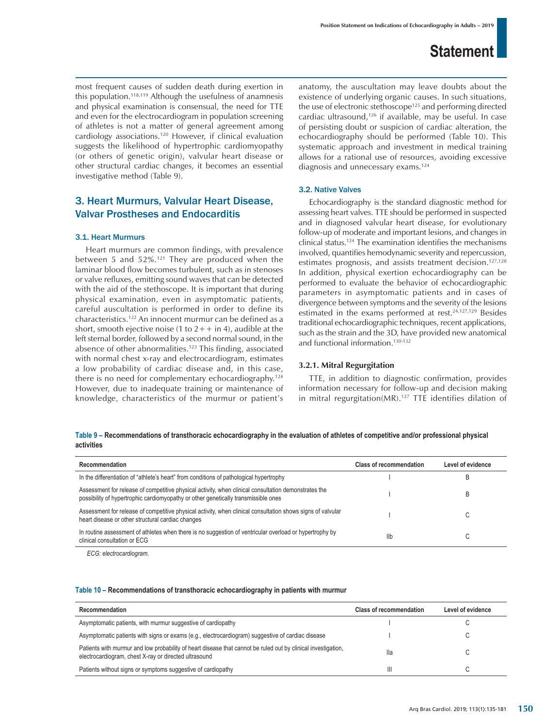most frequent causes of sudden death during exertion in this population.[118,119] Although the usefulness of anamnesis and physical examination is consensual, the need for TTE and even for the electrocardiogram in population screening of athletes is not a matter of general agreement among cardiology associations.[120] However, if clinical evaluation suggests the likelihood of hypertrophic cardiomyopathy (or others of genetic origin), valvular heart disease or other structural cardiac changes, it becomes an essential investigative method (Table 9).

## 3. Heart Murmurs, Valvular Heart Disease, Valvar Prostheses and Endocarditis

### 3.1. Heart Murmurs

Heart murmurs are common findings, with prevalence between 5 and 52%.[121] They are produced when the laminar blood flow becomes turbulent, such as in stenoses or valve refluxes, emitting sound waves that can be detected with the aid of the stethoscope. It is important that during physical examination, even in asymptomatic patients, careful auscultation is performed in order to define its characteristics.[122] An innocent murmur can be defined as a short, smooth ejective noise (1 to 2++ in 4), audible at the left sternal border, followed by a second normal sound, in the absence of other abnormalities.[123] This finding, associated with normal chest x-ray and electrocardiogram, estimates a low probability of cardiac disease and, in this case, there is no need for complementary echocardiography.[124] However, due to inadequate training or maintenance of knowledge, characteristics of the murmur or patient's anatomy, the auscultation may leave doubts about the existence of underlying organic causes. In such situations, the use of electronic stethoscope[125] and performing directed cardiac ultrasound,[126] if available, may be useful. In case of persisting doubt or suspicion of cardiac alteration, the echocardiography should be performed (Table 10). This systematic approach and investment in medical training allows for a rational use of resources, avoiding excessive diagnosis and unnecessary exams.[124]

### 3.2. Native Valves

Echocardiography is the standard diagnostic method for assessing heart valves. TTE should be performed in suspected and in diagnosed valvular heart disease, for evolutionary follow-up of moderate and important lesions, and changes in clinical status.[124] The examination identifies the mechanisms involved, quantifies hemodynamic severity and repercussion, estimates prognosis, and assists treatment decision.[127,128] In addition, physical exertion echocardiography can be performed to evaluate the behavior of echocardiographic parameters in asymptomatic patients and in cases of divergence between symptoms and the severity of the lesions estimated in the exams performed at rest.[24,127,129] Besides traditional echocardiographic techniques, recent applications, such as the strain and the 3D, have provided new anatomical and functional information.[130-132]

#### 3.2.1. Mitral Regurgitation

TTE, in addition to diagnostic confirmation, provides information necessary for follow-up and decision making in mitral regurgitation(MR).[127] TTE identifies dilation of

**Table 9 – Recommendations of transthoracic echocardiography in the evaluation of athletes of competitive and/or professional physical activities**

| Recommendation | Class of recommendation | Level of evidence |
|---|---|---|
| In the differentiation of "athlete's heart" from conditions of pathological hypertrophy | I | B |
| Assessment for release of competitive physical activity, when clinical consultation demonstrates the possibility of hypertrophic cardiomyopathy or other genetically transmissible ones | I | B |
| Assessment for release of competitive physical activity, when clinical consultation shows signs of valvular heart disease or other structural cardiac changes | I | C |
| In routine assessment of athletes when there is no suggestion of ventricular overload or hypertrophy by clinical consultation or ECG | IIb | C |

*ECG: electrocardiogram.*

**Table 10 – Recommendations of transthoracic echocardiography in patients with murmur**

| Recommendation | Class of recommendation | Level of evidence |
|---|---|---|
| Asymptomatic patients, with murmur suggestive of cardiopathy | I | C |
| Asymptomatic patients with signs or exams (e.g., electrocardiogram) suggestive of cardiac disease | I | C |
| Patients with murmur and low probability of heart disease that cannot be ruled out by clinical investigation, electrocardiogram, chest X-ray or directed ultrasound | IIa | C |
| Patients without signs or symptoms suggestive of cardiopathy | III | C |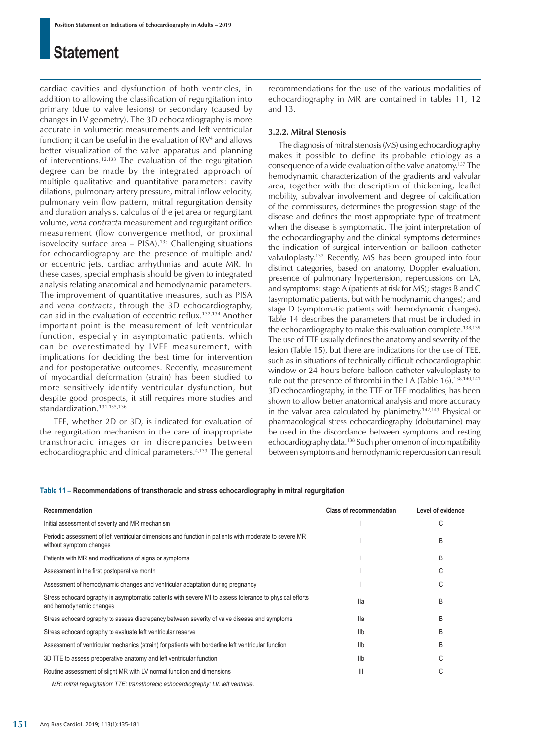cardiac cavities and dysfunction of both ventricles, in addition to allowing the classification of regurgitation into primary (due to valve lesions) or secondary (caused by changes in LV geometry). The 3D echocardiography is more accurate in volumetric measurements and left ventricular function; it can be useful in the evaluation of RV[4] and allows better visualization of the valve apparatus and planning of interventions.[12,133] The evaluation of the regurgitation degree can be made by the integrated approach of multiple qualitative and quantitative parameters: cavity dilations, pulmonary artery pressure, mitral inflow velocity, pulmonary vein flow pattern, mitral regurgitation density and duration analysis, calculus of the jet area or regurgitant volume, *vena contracta* measurement and regurgitant orifice measurement (flow convergence method, or proximal isovelocity surface area – PISA).[133] Challenging situations for echocardiography are the presence of multiple and/or eccentric jets, cardiac arrhythmias and acute MR. In these cases, special emphasis should be given to integrated analysis relating anatomical and hemodynamic parameters. The improvement of quantitative measures, such as PISA and *vena contracta*, through the 3D echocardiography, can aid in the evaluation of eccentric reflux.[132,134] Another important point is the measurement of left ventricular function, especially in asymptomatic patients, which can be overestimated by LVEF measurement, with implications for deciding the best time for intervention and for postoperative outcomes. Recently, measurement of myocardial deformation (strain) has been studied to more sensitively identify ventricular dysfunction, but despite good prospects, it still requires more studies and standardization.[131,135,136]

TEE, whether 2D or 3D, is indicated for evaluation of the regurgitation mechanism in the care of inappropriate transthoracic images or in discrepancies between echocardiographic and clinical parameters.[4,133] The general recommendations for the use of the various modalities of echocardiography in MR are contained in tables 11, 12 and 13.

### 3.2.2. Mitral Stenosis

The diagnosis of mitral stenosis (MS) using echocardiography makes it possible to define its probable etiology as a consequence of a wide evaluation of the valve anatomy.[137] The hemodynamic characterization of the gradients and valvular area, together with the description of thickening, leaflet mobility, subvalvar involvement and degree of calcification of the commissures, determines the progression stage of the disease and defines the most appropriate type of treatment when the disease is symptomatic. The joint interpretation of the echocardiography and the clinical symptoms determines the indication of surgical intervention or balloon catheter valvuloplasty.[137] Recently, MS has been grouped into four distinct categories, based on anatomy, Doppler evaluation, presence of pulmonary hypertension, repercussions on LA, and symptoms: stage A (patients at risk for MS); stages B and C (asymptomatic patients, but with hemodynamic changes); and stage D (symptomatic patients with hemodynamic changes). Table 14 describes the parameters that must be included in the echocardiography to make this evaluation complete.[138,139] The use of TTE usually defines the anatomy and severity of the lesion (Table 15), but there are indications for the use of TEE, such as in situations of technically difficult echocardiographic window or 24 hours before balloon catheter valvuloplasty to rule out the presence of thrombi in the LA (Table 16).[138,140,141] 3D echocardiography, in the TTE or TEE modalities, has been shown to allow better anatomical analysis and more accuracy in the valvar area calculated by planimetry.[142,143] Physical or pharmacological stress echocardiography (dobutamine) may be used in the discordance between symptoms and resting echocardiography data.[138] Such phenomenon of incompatibility between symptoms and hemodynamic repercussion can result

**Table 11 – Recommendations of transthoracic and stress echocardiography in mitral regurgitation**

| Recommendation | Class of recommendation | Level of evidence |
|---|---|---|
| Initial assessment of severity and MR mechanism | I | C |
| Periodic assessment of left ventricular dimensions and function in patients with moderate to severe MR without symptom changes | I | B |
| Patients with MR and modifications of signs or symptoms | I | B |
| Assessment in the first postoperative month | I | C |
| Assessment of hemodynamic changes and ventricular adaptation during pregnancy | I | C |
| Stress echocardiography in asymptomatic patients with severe MI to assess tolerance to physical efforts and hemodynamic changes | IIa | B |
| Stress echocardiography to assess discrepancy between severity of valve disease and symptoms | IIa | B |
| Stress echocardiography to evaluate left ventricular reserve | IIb | B |
| Assessment of ventricular mechanics (strain) for patients with borderline left ventricular function | IIb | B |
| 3D TTE to assess preoperative anatomy and left ventricular function | IIb | C |
| Routine assessment of slight MR with LV normal function and dimensions | III | C |

*MR: mitral regurgitation; TTE: transthoracic echocardiography; LV: left ventricle.*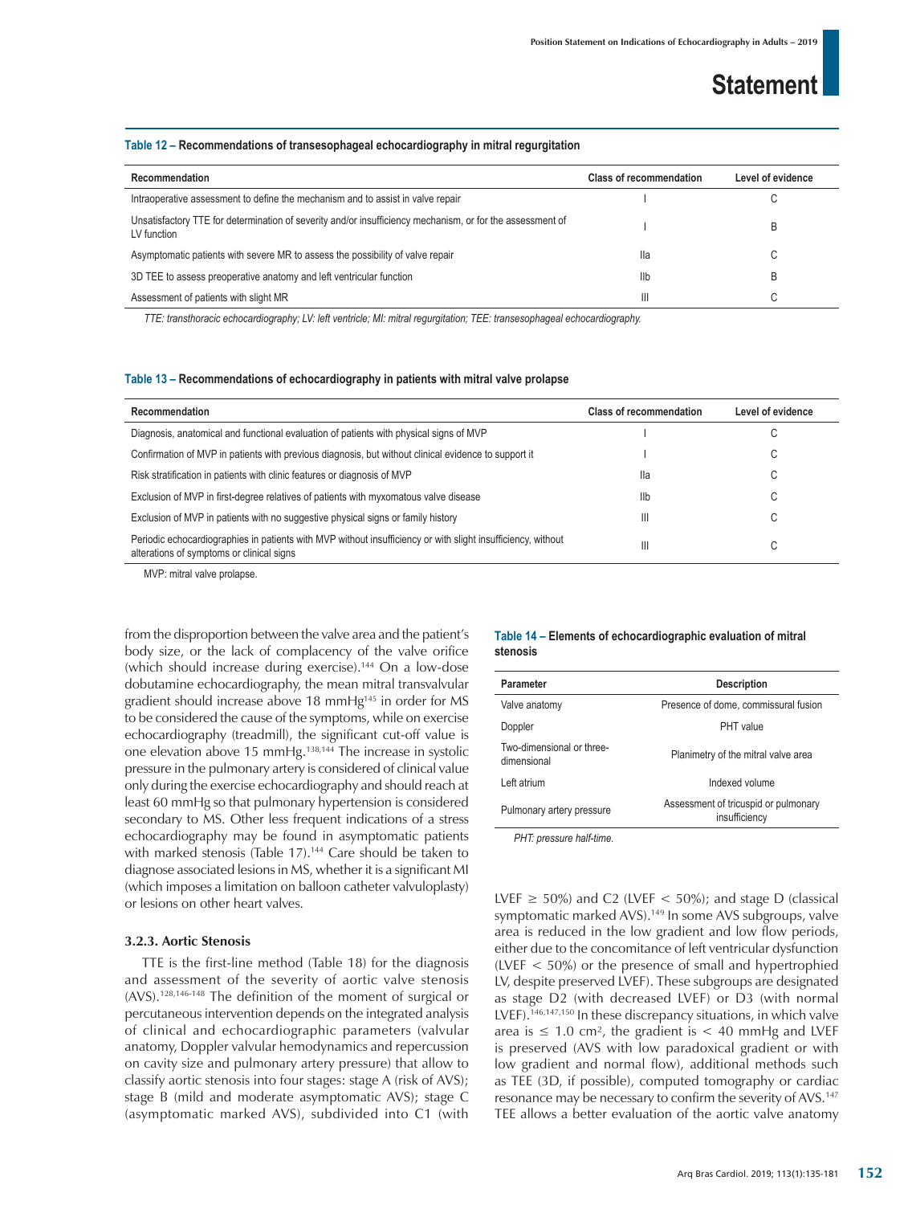**Table 12 – Recommendations of transesophageal echocardiography in mitral regurgitation**

| Recommendation | Class of recommendation | Level of evidence |
|---|---|---|
| Intraoperative assessment to define the mechanism and to assist in valve repair | I | C |
| Unsatisfactory TTE for determination of severity and/or insufficiency mechanism, or for the assessment of LV function | I | B |
| Asymptomatic patients with severe MR to assess the possibility of valve repair | IIa | C |
| 3D TEE to assess preoperative anatomy and left ventricular function | IIb | B |
| Assessment of patients with slight MR | III | C |

*TTE: transthoracic echocardiography; LV: left ventricle; MI: mitral regurgitation; TEE: transesophageal echocardiography.*

**Table 13 – Recommendations of echocardiography in patients with mitral valve prolapse**

| Recommendation | Class of recommendation | Level of evidence |
|---|---|---|
| Diagnosis, anatomical and functional evaluation of patients with physical signs of MVP | I | C |
| Confirmation of MVP in patients with previous diagnosis, but without clinical evidence to support it | I | C |
| Risk stratification in patients with clinic features or diagnosis of MVP | IIa | C |
| Exclusion of MVP in first-degree relatives of patients with myxomatous valve disease | IIb | C |
| Exclusion of MVP in patients with no suggestive physical signs or family history | III | C |
| Periodic echocardiographies in patients with MVP without insufficiency or with slight insufficiency, without alterations of symptoms or clinical signs | III | C |

MVP: mitral valve prolapse.

from the disproportion between the valve area and the patient's body size, or the lack of complacency of the valve orifice (which should increase during exercise).[144] On a low-dose dobutamine echocardiography, the mean mitral transvalvular gradient should increase above 18 mmHg[145] in order for MS to be considered the cause of the symptoms, while on exercise echocardiography (treadmill), the significant cut-off value is one elevation above 15 mmHg.[138,144] The increase in systolic pressure in the pulmonary artery is considered of clinical value only during the exercise echocardiography and should reach at least 60 mmHg so that pulmonary hypertension is considered secondary to MS. Other less frequent indications of a stress echocardiography may be found in asymptomatic patients with marked stenosis (Table 17).[144] Care should be taken to diagnose associated lesions in MS, whether it is a significant MI (which imposes a limitation on balloon catheter valvuloplasty) or lesions on other heart valves.

**Table 14 – Elements of echocardiographic evaluation of mitral stenosis**

| Parameter | Description |
|---|---|
| Valve anatomy | Presence of dome, commissural fusion |
| Doppler | PHT value |
| Two-dimensional or three-dimensional | Planimetry of the mitral valve area |
| Left atrium | Indexed volume |
| Pulmonary artery pressure | Assessment of tricuspid or pulmonary insufficiency |

*PHT: pressure half-time.*

### 3.2.3. Aortic Stenosis

TTE is the first-line method (Table 18) for the diagnosis and assessment of the severity of aortic valve stenosis (AVS).[128,146-148] The definition of the moment of surgical or percutaneous intervention depends on the integrated analysis of clinical and echocardiographic parameters (valvular anatomy, Doppler valvular hemodynamics and repercussion on cavity size and pulmonary artery pressure) that allow to classify aortic stenosis into four stages: stage A (risk of AVS); stage B (mild and moderate asymptomatic AVS); stage C (asymptomatic marked AVS), subdivided into C1 (with LVEF ≥ 50%) and C2 (LVEF < 50%); and stage D (classical symptomatic marked AVS).[149] In some AVS subgroups, valve area is reduced in the low gradient and low flow periods, either due to the concomitance of left ventricular dysfunction (LVEF < 50%) or the presence of small and hypertrophied LV, despite preserved LVEF). These subgroups are designated as stage D2 (with decreased LVEF) or D3 (with normal LVEF).[146,147,150] In these discrepancy situations, in which valve area is ≤ 1.0 cm², the gradient is < 40 mmHg and LVEF is preserved (AVS with low paradoxical gradient or with low gradient and normal flow), additional methods such as TEE (3D, if possible), computed tomography or cardiac resonance may be necessary to confirm the severity of AVS.[147] TEE allows a better evaluation of the aortic valve anatomy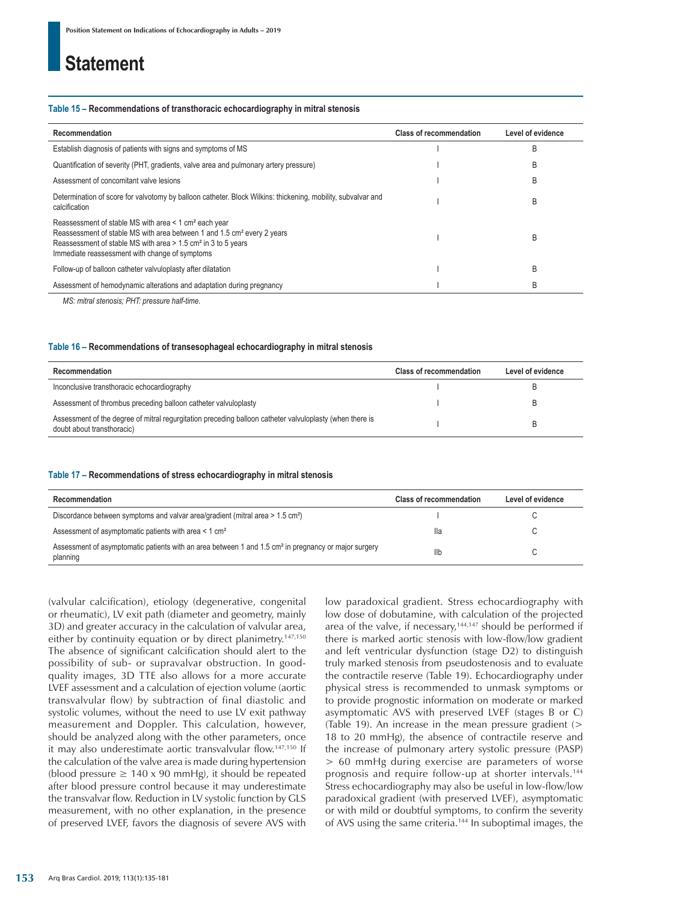**Table 15 – Recommendations of transthoracic echocardiography in mitral stenosis**

| Recommendation | Class of recommendation | Level of evidence |
|---|---|---|
| Establish diagnosis of patients with signs and symptoms of MS | I | B |
| Quantification of severity (PHT, gradients, valve area and pulmonary artery pressure) | I | B |
| Assessment of concomitant valve lesions | I | B |
| Determination of score for valvotomy by balloon catheter. Block Wilkins: thickening, mobility, subvalvar and calcification | I | B |
| Reassessment of stable MS with area < 1 cm² each year<br>Reassessment of stable MS with area between 1 and 1.5 cm² every 2 years<br>Reassessment of stable MS with area > 1.5 cm² in 3 to 5 years<br>Immediate reassessment with change of symptoms | I | B |
| Follow-up of balloon catheter valvuloplasty after dilatation | I | B |
| Assessment of hemodynamic alterations and adaptation during pregnancy | I | B |

*MS: mitral stenosis; PHT: pressure half-time.*

**Table 16 – Recommendations of transesophageal echocardiography in mitral stenosis**

| Recommendation | Class of recommendation | Level of evidence |
|---|---|---|
| Inconclusive transthoracic echocardiography | I | B |
| Assessment of thrombus preceding balloon catheter valvuloplasty | I | B |
| Assessment of the degree of mitral regurgitation preceding balloon catheter valvuloplasty (when there is doubt about transthoracic) | I | B |

**Table 17 – Recommendations of stress echocardiography in mitral stenosis**

| Recommendation | Class of recommendation | Level of evidence |
|---|---|---|
| Discordance between symptoms and valvar area/gradient (mitral area > 1.5 cm²) | I | C |
| Assessment of asymptomatic patients with area < 1 cm² | IIa | C |
| Assessment of asymptomatic patients with an area between 1 and 1.5 cm² in pregnancy or major surgery planning | IIb | C |

(valvular calcification), etiology (degenerative, congenital or rheumatic), LV exit path (diameter and geometry, mainly 3D) and greater accuracy in the calculation of valvular area, either by continuity equation or by direct planimetry.[147,150] The absence of significant calcification should alert to the possibility of sub- or supravalvar obstruction. In good-quality images, 3D TTE also allows for a more accurate LVEF assessment and a calculation of ejection volume (aortic transvalvular flow) by subtraction of final diastolic and systolic volumes, without the need to use LV exit pathway measurement and Doppler. This calculation, however, should be analyzed along with the other parameters, once it may also underestimate aortic transvalvular flow.[147,150] If the calculation of the valve area is made during hypertension (blood pressure ≥ 140 x 90 mmHg), it should be repeated after blood pressure control because it may underestimate the transvalvar flow. Reduction in LV systolic function by GLS measurement, with no other explanation, in the presence of preserved LVEF, favors the diagnosis of severe AVS with low paradoxical gradient. Stress echocardiography with low dose of dobutamine, with calculation of the projected area of the valve, if necessary,[144,147] should be performed if there is marked aortic stenosis with low-flow/low gradient and left ventricular dysfunction (stage D2) to distinguish truly marked stenosis from pseudostenosis and to evaluate the contractile reserve (Table 19). Echocardiography under physical stress is recommended to unmask symptoms or to provide prognostic information on moderate or marked asymptomatic AVS with preserved LVEF (stages B or C) (Table 19). An increase in the mean pressure gradient (> 18 to 20 mmHg), the absence of contractile reserve and the increase of pulmonary artery systolic pressure (PASP) > 60 mmHg during exercise are parameters of worse prognosis and require follow-up at shorter intervals.[144] Stress echocardiography may also be useful in low-flow/low paradoxical gradient (with preserved LVEF), asymptomatic or with mild or doubtful symptoms, to confirm the severity of AVS using the same criteria.[144] In suboptimal images, the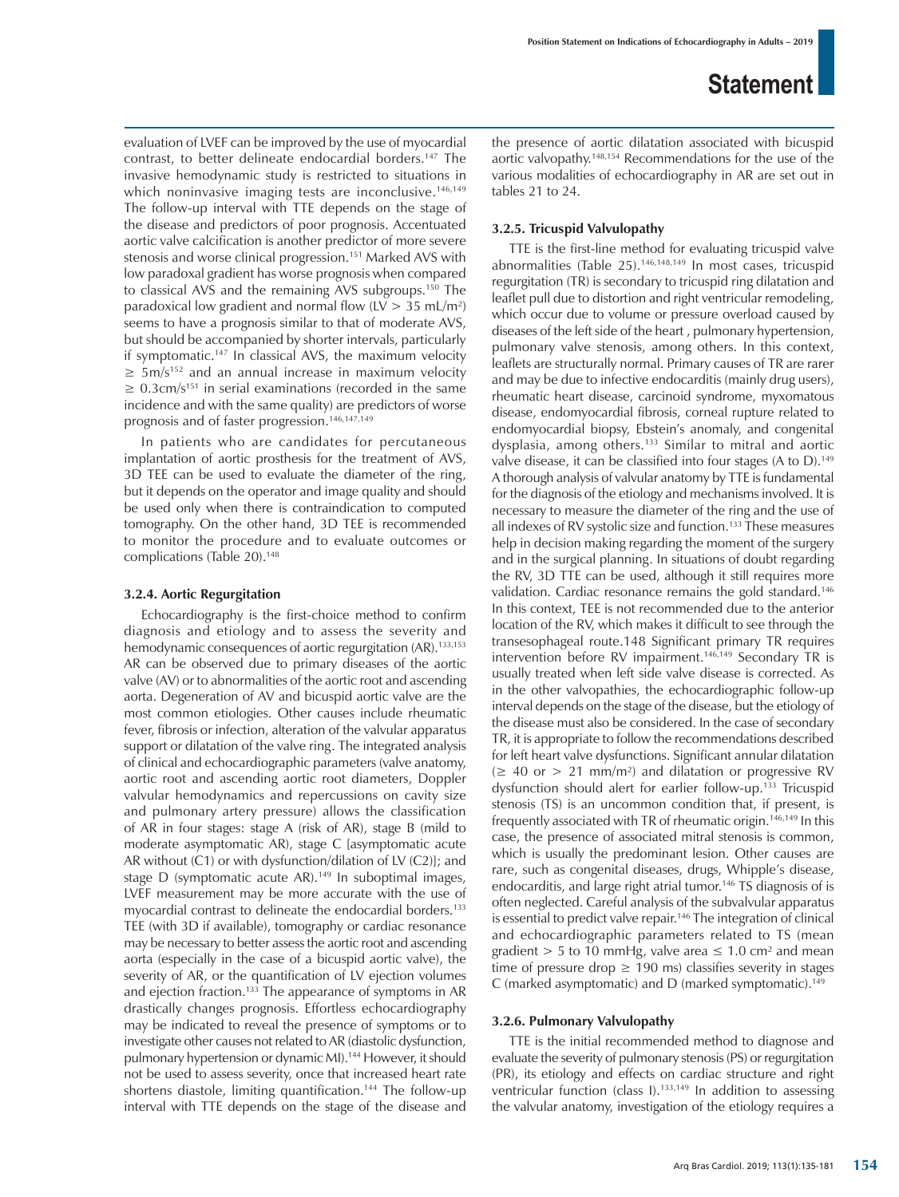evaluation of LVEF can be improved by the use of myocardial contrast, to better delineate endocardial borders.[147] The invasive hemodynamic study is restricted to situations in which noninvasive imaging tests are inconclusive.[146,149] The follow-up interval with TTE depends on the stage of the disease and predictors of poor prognosis. Accentuated aortic valve calcification is another predictor of more severe stenosis and worse clinical progression.[151] Marked AVS with low paradoxal gradient has worse prognosis when compared to classical AVS and the remaining AVS subgroups.[150] The paradoxical low gradient and normal flow (LV > 35 mL/m$^2$) seems to have a prognosis similar to that of moderate AVS, but should be accompanied by shorter intervals, particularly if symptomatic.[147] In classical AVS, the maximum velocity ≥ 5m/s[152] and an annual increase in maximum velocity ≥ 0.3cm/s[151] in serial examinations (recorded in the same incidence and with the same quality) are predictors of worse prognosis and of faster progression.[146,147,149]

In patients who are candidates for percutaneous implantation of aortic prosthesis for the treatment of AVS, 3D TEE can be used to evaluate the diameter of the ring, but it depends on the operator and image quality and should be used only when there is contraindication to computed tomography. On the other hand, 3D TEE is recommended to monitor the procedure and to evaluate outcomes or complications (Table 20).[148]

#### 3.2.4. Aortic Regurgitation

Echocardiography is the first-choice method to confirm diagnosis and etiology and to assess the severity and hemodynamic consequences of aortic regurgitation (AR).[133,153] AR can be observed due to primary diseases of the aortic valve (AV) or to abnormalities of the aortic root and ascending aorta. Degeneration of AV and bicuspid aortic valve are the most common etiologies. Other causes include rheumatic fever, fibrosis or infection, alteration of the valvular apparatus support or dilatation of the valve ring. The integrated analysis of clinical and echocardiographic parameters (valve anatomy, aortic root and ascending aortic root diameters, Doppler valvular hemodynamics and repercussions on cavity size and pulmonary artery pressure) allows the classification of AR in four stages: stage A (risk of AR), stage B (mild to moderate asymptomatic AR), stage C [asymptomatic acute AR without (C1) or with dysfunction/dilation of LV (C2)]; and stage D (symptomatic acute AR).[149] In suboptimal images, LVEF measurement may be more accurate with the use of myocardial contrast to delineate the endocardial borders.[133] TEE (with 3D if available), tomography or cardiac resonance may be necessary to better assess the aortic root and ascending aorta (especially in the case of a bicuspid aortic valve), the severity of AR, or the quantification of LV ejection volumes and ejection fraction.[133] The appearance of symptoms in AR drastically changes prognosis. Effortless echocardiography may be indicated to reveal the presence of symptoms or to investigate other causes not related to AR (diastolic dysfunction, pulmonary hypertension or dynamic MI).[144] However, it should not be used to assess severity, once that increased heart rate shortens diastole, limiting quantification.[144] The follow-up interval with TTE depends on the stage of the disease and the presence of aortic dilatation associated with bicuspid aortic valvopathy.[148,154] Recommendations for the use of the various modalities of echocardiography in AR are set out in tables 21 to 24.

#### 3.2.5. Tricuspid Valvulopathy

TTE is the first-line method for evaluating tricuspid valve abnormalities (Table 25).[146,148,149] In most cases, tricuspid regurgitation (TR) is secondary to tricuspid ring dilatation and leaflet pull due to distortion and right ventricular remodeling, which occur due to volume or pressure overload caused by diseases of the left side of the heart , pulmonary hypertension, pulmonary valve stenosis, among others. In this context, leaflets are structurally normal. Primary causes of TR are rarer and may be due to infective endocarditis (mainly drug users), rheumatic heart disease, carcinoid syndrome, myxomatous disease, endomyocardial fibrosis, corneal rupture related to endomyocardial biopsy, Ebstein's anomaly, and congenital dysplasia, among others.[133] Similar to mitral and aortic valve disease, it can be classified into four stages (A to D).[149] A thorough analysis of valvular anatomy by TTE is fundamental for the diagnosis of the etiology and mechanisms involved. It is necessary to measure the diameter of the ring and the use of all indexes of RV systolic size and function.[133] These measures help in decision making regarding the moment of the surgery and in the surgical planning. In situations of doubt regarding the RV, 3D TTE can be used, although it still requires more validation. Cardiac resonance remains the gold standard.[146] In this context, TEE is not recommended due to the anterior location of the RV, which makes it difficult to see through the transesophageal route.148 Significant primary TR requires intervention before RV impairment.[146,149] Secondary TR is usually treated when left side valve disease is corrected. As in the other valvopathies, the echocardiographic follow-up interval depends on the stage of the disease, but the etiology of the disease must also be considered. In the case of secondary TR, it is appropriate to follow the recommendations described for left heart valve dysfunctions. Significant annular dilatation (≥ 40 or > 21 mm/m$^2$) and dilatation or progressive RV dysfunction should alert for earlier follow-up.[133] Tricuspid stenosis (TS) is an uncommon condition that, if present, is frequently associated with TR of rheumatic origin.[146,149] In this case, the presence of associated mitral stenosis is common, which is usually the predominant lesion. Other causes are rare, such as congenital diseases, drugs, Whipple's disease, endocarditis, and large right atrial tumor.[146] TS diagnosis of is often neglected. Careful analysis of the subvalvular apparatus is essential to predict valve repair.[146] The integration of clinical and echocardiographic parameters related to TS (mean gradient > 5 to 10 mmHg, valve area ≤ 1.0 cm$^2$ and mean time of pressure drop ≥ 190 ms) classifies severity in stages C (marked asymptomatic) and D (marked symptomatic).[149]

#### 3.2.6. Pulmonary Valvulopathy

TTE is the initial recommended method to diagnose and evaluate the severity of pulmonary stenosis (PS) or regurgitation (PR), its etiology and effects on cardiac structure and right ventricular function (class I).[133,149] In addition to assessing the valvular anatomy, investigation of the etiology requires a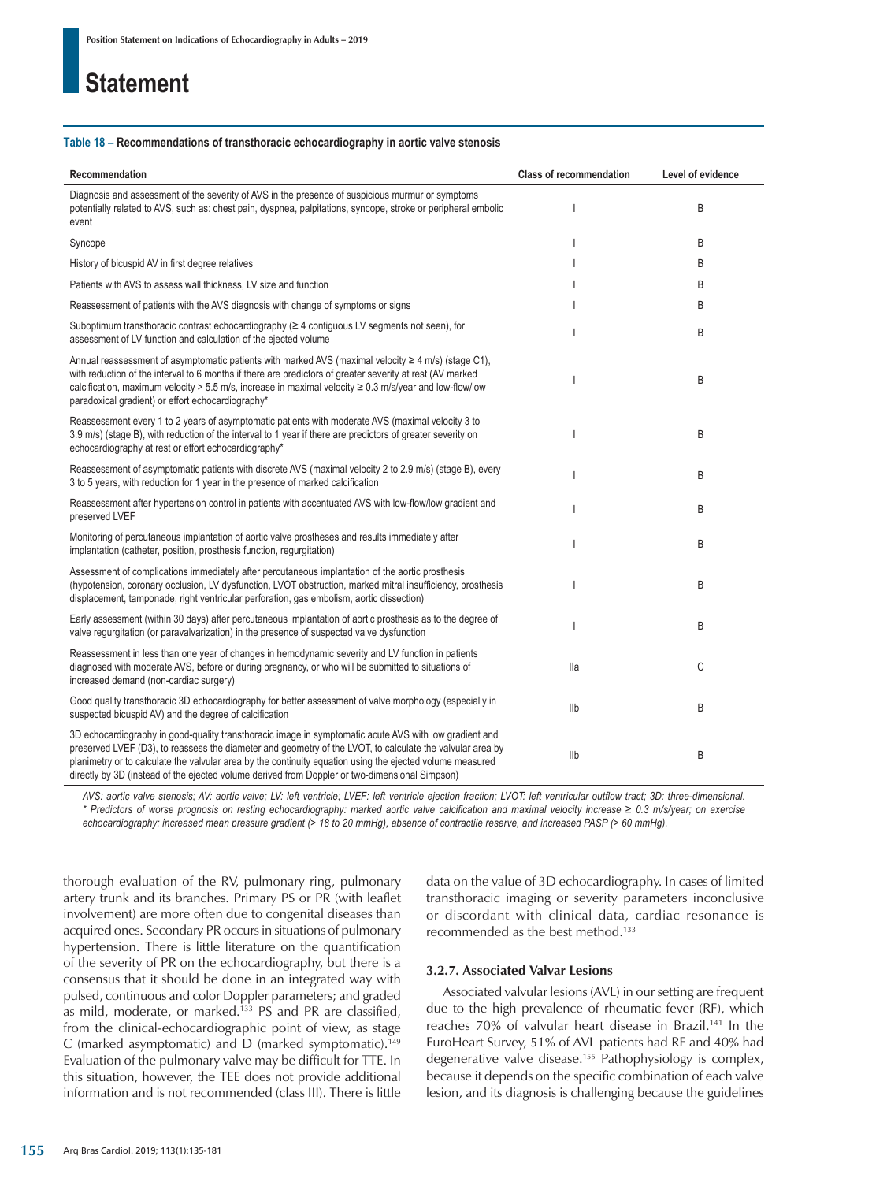**Table 18 – Recommendations of transthoracic echocardiography in aortic valve stenosis**

| Recommendation | Class of recommendation | Level of evidence |
|---|---|---|
| Diagnosis and assessment of the severity of AVS in the presence of suspicious murmur or symptoms potentially related to AVS, such as: chest pain, dyspnea, palpitations, syncope, stroke or peripheral embolic event | I | B |
| Syncope | I | B |
| History of bicuspid AV in first degree relatives | I | B |
| Patients with AVS to assess wall thickness, LV size and function | I | B |
| Reassessment of patients with the AVS diagnosis with change of symptoms or signs | I | B |
| Suboptimum transthoracic contrast echocardiography (≥ 4 contiguous LV segments not seen), for assessment of LV function and calculation of the ejected volume | I | B |
| Annual reassessment of asymptomatic patients with marked AVS (maximal velocity ≥ 4 m/s) (stage C1), with reduction of the interval to 6 months if there are predictors of greater severity at rest (AV marked calcification, maximum velocity > 5.5 m/s, increase in maximal velocity ≥ 0.3 m/s/year and low-flow/low paradoxical gradient) or effort echocardiography* | I | B |
| Reassessment every 1 to 2 years of asymptomatic patients with moderate AVS (maximal velocity 3 to 3.9 m/s) (stage B), with reduction of the interval to 1 year if there are predictors of greater severity on echocardiography at rest or effort echocardiography* | I | B |
| Reassessment of asymptomatic patients with discrete AVS (maximal velocity 2 to 2.9 m/s) (stage B), every 3 to 5 years, with reduction for 1 year in the presence of marked calcification | I | B |
| Reassessment after hypertension control in patients with accentuated AVS with low-flow/low gradient and preserved LVEF | I | B |
| Monitoring of percutaneous implantation of aortic valve prostheses and results immediately after implantation (catheter, position, prosthesis function, regurgitation) | I | B |
| Assessment of complications immediately after percutaneous implantation of the aortic prosthesis (hypotension, coronary occlusion, LV dysfunction, LVOT obstruction, marked mitral insufficiency, prosthesis displacement, tamponade, right ventricular perforation, gas embolism, aortic dissection) | I | B |
| Early assessment (within 30 days) after percutaneous implantation of aortic prosthesis as to the degree of valve regurgitation (or paravalvarization) in the presence of suspected valve dysfunction | I | B |
| Reassessment in less than one year of changes in hemodynamic severity and LV function in patients diagnosed with moderate AVS, before or during pregnancy, or who will be submitted to situations of increased demand (non-cardiac surgery) | IIa | C |
| Good quality transthoracic 3D echocardiography for better assessment of valve morphology (especially in suspected bicuspid AV) and the degree of calcification | IIb | B |
| 3D echocardiography in good-quality transthoracic image in symptomatic acute AVS with low gradient and preserved LVEF (D3), to reassess the diameter and geometry of the LVOT, to calculate the valvular area by planimetry or to calculate the valvular area by the continuity equation using the ejected volume measured directly by 3D (instead of the ejected volume derived from Doppler or two-dimensional Simpson) | IIb | B |

*AVS: aortic valve stenosis; AV: aortic valve; LV: left ventricle; LVEF: left ventricle ejection fraction; LVOT: left ventricular outflow tract; 3D: three-dimensional.*
*\* Predictors of worse prognosis on resting echocardiography: marked aortic valve calcification and maximal velocity increase ≥ 0.3 m/s/year; on exercise echocardiography: increased mean pressure gradient (> 18 to 20 mmHg), absence of contractile reserve, and increased PASP (> 60 mmHg).*

thorough evaluation of the RV, pulmonary ring, pulmonary artery trunk and its branches. Primary PS or PR (with leaflet involvement) are more often due to congenital diseases than acquired ones. Secondary PR occurs in situations of pulmonary hypertension. There is little literature on the quantification of the severity of PR on the echocardiography, but there is a consensus that it should be done in an integrated way with pulsed, continuous and color Doppler parameters; and graded as mild, moderate, or marked.[133] PS and PR are classified, from the clinical-echocardiographic point of view, as stage C (marked asymptomatic) and D (marked symptomatic).[149] Evaluation of the pulmonary valve may be difficult for TTE. In this situation, however, the TEE does not provide additional information and is not recommended (class III). There is little data on the value of 3D echocardiography. In cases of limited transthoracic imaging or severity parameters inconclusive or discordant with clinical data, cardiac resonance is recommended as the best method.[133]

### 3.2.7. Associated Valvar Lesions

Associated valvular lesions (AVL) in our setting are frequent due to the high prevalence of rheumatic fever (RF), which reaches 70% of valvular heart disease in Brazil.[141] In the EuroHeart Survey, 51% of AVL patients had RF and 40% had degenerative valve disease.[155] Pathophysiology is complex, because it depends on the specific combination of each valve lesion, and its diagnosis is challenging because the guidelines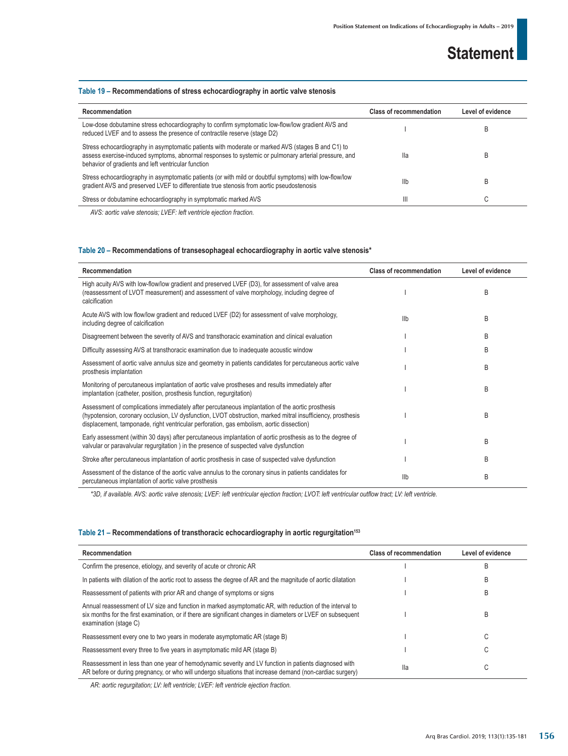**Table 19 – Recommendations of stress echocardiography in aortic valve stenosis**

| Recommendation | Class of recommendation | Level of evidence |
|---|---|---|
| Low-dose dobutamine stress echocardiography to confirm symptomatic low-flow/low gradient AVS and reduced LVEF and to assess the presence of contractile reserve (stage D2) | I | B |
| Stress echocardiography in asymptomatic patients with moderate or marked AVS (stages B and C1) to assess exercise-induced symptoms, abnormal responses to systemic or pulmonary arterial pressure, and behavior of gradients and left ventricular function | IIa | B |
| Stress echocardiography in asymptomatic patients (or with mild or doubtful symptoms) with low-flow/low gradient AVS and preserved LVEF to differentiate true stenosis from aortic pseudostenosis | IIb | B |
| Stress or dobutamine echocardiography in symptomatic marked AVS | III | C |

*AVS: aortic valve stenosis; LVEF: left ventricle ejection fraction.*

**Table 20 – Recommendations of transesophageal echocardiography in aortic valve stenosis***

| Recommendation | Class of recommendation | Level of evidence |
|---|---|---|
| High acuity AVS with low-flow/low gradient and preserved LVEF (D3), for assessment of valve area (reassessment of LVOT measurement) and assessment of valve morphology, including degree of calcification | I | B |
| Acute AVS with low flow/low gradient and reduced LVEF (D2) for assessment of valve morphology, including degree of calcification | IIb | B |
| Disagreement between the severity of AVS and transthoracic examination and clinical evaluation | I | B |
| Difficulty assessing AVS at transthoracic examination due to inadequate acoustic window | I | B |
| Assessment of aortic valve annulus size and geometry in patients candidates for percutaneous aortic valve prosthesis implantation | I | B |
| Monitoring of percutaneous implantation of aortic valve prostheses and results immediately after implantation (catheter, position, prosthesis function, regurgitation) | I | B |
| Assessment of complications immediately after percutaneous implantation of the aortic prosthesis (hypotension, coronary occlusion, LV dysfunction, LVOT obstruction, marked mitral insufficiency, prosthesis displacement, tamponade, right ventricular perforation, gas embolism, aortic dissection) | I | B |
| Early assessment (within 30 days) after percutaneous implantation of aortic prosthesis as to the degree of valvular or paravalvular regurgitation ) in the presence of suspected valve dysfunction | I | B |
| Stroke after percutaneous implantation of aortic prosthesis in case of suspected valve dysfunction | I | B |
| Assessment of the distance of the aortic valve annulus to the coronary sinus in patients candidates for percutaneous implantation of aortic valve prosthesis | IIb | B |

*\*3D, if available. AVS: aortic valve stenosis; LVEF: left ventricular ejection fraction; LVOT: left ventricular outflow tract; LV: left ventricle.*

**Table 21 – Recommendations of transthoracic echocardiography in aortic regurgitation[153]**

| Recommendation | Class of recommendation | Level of evidence |
|---|---|---|
| Confirm the presence, etiology, and severity of acute or chronic AR | I | B |
| In patients with dilation of the aortic root to assess the degree of AR and the magnitude of aortic dilatation | I | B |
| Reassessment of patients with prior AR and change of symptoms or signs | I | B |
| Annual reassessment of LV size and function in marked asymptomatic AR, with reduction of the interval to six months for the first examination, or if there are significant changes in diameters or LVEF on subsequent examination (stage C) | I | B |
| Reassessment every one to two years in moderate asymptomatic AR (stage B) | I | C |
| Reassessment every three to five years in asymptomatic mild AR (stage B) | I | C |
| Reassessment in less than one year of hemodynamic severity and LV function in patients diagnosed with AR before or during pregnancy, or who will undergo situations that increase demand (non-cardiac surgery) | IIa | C |

*AR: aortic regurgitation; LV: left ventricle; LVEF: left ventricle ejection fraction.*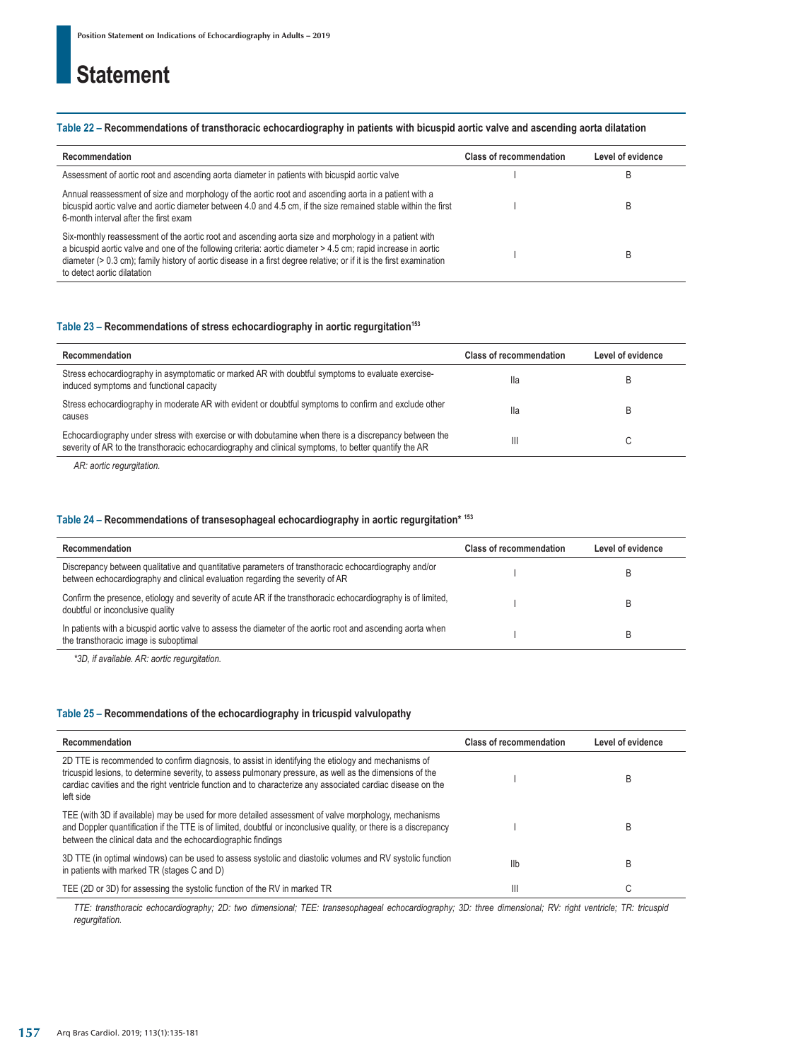**Table 22 – Recommendations of transthoracic echocardiography in patients with bicuspid aortic valve and ascending aorta dilatation**

| Recommendation | Class of recommendation | Level of evidence |
| --- | --- | --- |
| Assessment of aortic root and ascending aorta diameter in patients with bicuspid aortic valve | I | B |
| Annual reassessment of size and morphology of the aortic root and ascending aorta in a patient with a bicuspid aortic valve and aortic diameter between 4.0 and 4.5 cm, if the size remained stable within the first 6-month interval after the first exam | I | B |
| Six-monthly reassessment of the aortic root and ascending aorta size and morphology in a patient with a bicuspid aortic valve and one of the following criteria: aortic diameter > 4.5 cm; rapid increase in aortic diameter (> 0.3 cm); family history of aortic disease in a first degree relative; or if it is the first examination to detect aortic dilatation | I | B |

**Table 23 – Recommendations of stress echocardiography in aortic regurgitation**[153]

| Recommendation | Class of recommendation | Level of evidence |
| --- | --- | --- |
| Stress echocardiography in asymptomatic or marked AR with doubtful symptoms to evaluate exercise-induced symptoms and functional capacity | IIa | B |
| Stress echocardiography in moderate AR with evident or doubtful symptoms to confirm and exclude other causes | IIa | B |
| Echocardiography under stress with exercise or with dobutamine when there is a discrepancy between the severity of AR to the transthoracic echocardiography and clinical symptoms, to better quantify the AR | III | C |

*AR: aortic regurgitation.*

**Table 24 – Recommendations of transesophageal echocardiography in aortic regurgitation*** [153]

| Recommendation | Class of recommendation | Level of evidence |
| --- | --- | --- |
| Discrepancy between qualitative and quantitative parameters of transthoracic echocardiography and/or between echocardiography and clinical evaluation regarding the severity of AR | I | B |
| Confirm the presence, etiology and severity of acute AR if the transthoracic echocardiography is of limited, doubtful or inconclusive quality | I | B |
| In patients with a bicuspid aortic valve to assess the diameter of the aortic root and ascending aorta when the transthoracic image is suboptimal | I | B |

*\*3D, if available. AR: aortic regurgitation.*

**Table 25 – Recommendations of the echocardiography in tricuspid valvulopathy**

| Recommendation | Class of recommendation | Level of evidence |
| --- | --- | --- |
| 2D TTE is recommended to confirm diagnosis, to assist in identifying the etiology and mechanisms of tricuspid lesions, to determine severity, to assess pulmonary pressure, as well as the dimensions of the cardiac cavities and the right ventricle function and to characterize any associated cardiac disease on the left side | I | B |
| TEE (with 3D if available) may be used for more detailed assessment of valve morphology, mechanisms and Doppler quantification if the TTE is of limited, doubtful or inconclusive quality, or there is a discrepancy between the clinical data and the echocardiographic findings | I | B |
| 3D TTE (in optimal windows) can be used to assess systolic and diastolic volumes and RV systolic function in patients with marked TR (stages C and D) | IIb | B |
| TEE (2D or 3D) for assessing the systolic function of the RV in marked TR | III | C |

*TTE: transthoracic echocardiography; 2D: two dimensional; TEE: transesophageal echocardiography; 3D: three dimensional; RV: right ventricle; TR: tricuspid regurgitation.*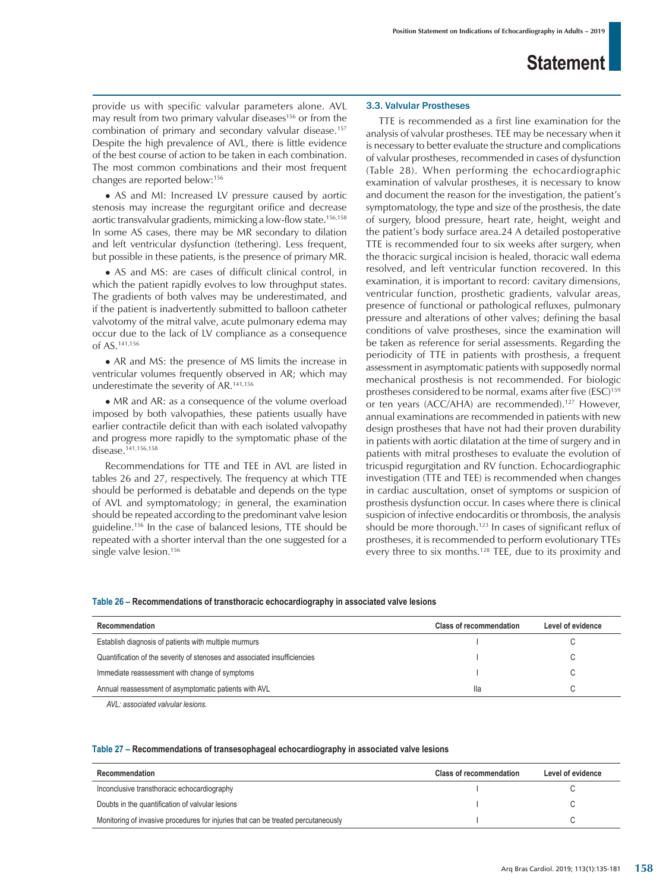provide us with specific valvular parameters alone. AVL may result from two primary valvular diseases[156] or from the combination of primary and secondary valvular disease.[157] Despite the high prevalence of AVL, there is little evidence of the best course of action to be taken in each combination. The most common combinations and their most frequent changes are reported below:[156]

- AS and MI: Increased LV pressure caused by aortic stenosis may increase the regurgitant orifice and decrease aortic transvalvular gradients, mimicking a low-flow state.[156,158] In some AS cases, there may be MR secondary to dilation and left ventricular dysfunction (tethering). Less frequent, but possible in these patients, is the presence of primary MR.

- AS and MS: are cases of difficult clinical control, in which the patient rapidly evolves to low throughput states. The gradients of both valves may be underestimated, and if the patient is inadvertently submitted to balloon catheter valvotomy of the mitral valve, acute pulmonary edema may occur due to the lack of LV compliance as a consequence of AS.[141,156]

- AR and MS: the presence of MS limits the increase in ventricular volumes frequently observed in AR; which may underestimate the severity of AR.[141,156]

- MR and AR: as a consequence of the volume overload imposed by both valvopathies, these patients usually have earlier contractile deficit than with each isolated valvopathy and progress more rapidly to the symptomatic phase of the disease.[141,156,158]

Recommendations for TTE and TEE in AVL are listed in tables 26 and 27, respectively. The frequency at which TTE should be performed is debatable and depends on the type of AVL and symptomatology; in general, the examination should be repeated according to the predominant valve lesion guideline.[156] In the case of balanced lesions, TTE should be repeated with a shorter interval than the one suggested for a single valve lesion.[156]

### 3.3. Valvular Prostheses

TTE is recommended as a first line examination for the analysis of valvular prostheses. TEE may be necessary when it is necessary to better evaluate the structure and complications of valvular prostheses, recommended in cases of dysfunction (Table 28). When performing the echocardiographic examination of valvular prostheses, it is necessary to know and document the reason for the investigation, the patient's symptomatology, the type and size of the prosthesis, the date of surgery, blood pressure, heart rate, height, weight and the patient's body surface area.24 A detailed postoperative TTE is recommended four to six weeks after surgery, when the thoracic surgical incision is healed, thoracic wall edema resolved, and left ventricular function recovered. In this examination, it is important to record: cavitary dimensions, ventricular function, prosthetic gradients, valvular areas, presence of functional or pathological refluxes, pulmonary pressure and alterations of other valves; defining the basal conditions of valve prostheses, since the examination will be taken as reference for serial assessments. Regarding the periodicity of TTE in patients with prosthesis, a frequent assessment in asymptomatic patients with supposedly normal mechanical prosthesis is not recommended. For biologic prostheses considered to be normal, exams after five (ESC)[159] or ten years (ACC/AHA) are recommended).[127] However, annual examinations are recommended in patients with new design prostheses that have not had their proven durability in patients with aortic dilatation at the time of surgery and in patients with mitral prostheses to evaluate the evolution of tricuspid regurgitation and RV function. Echocardiographic investigation (TTE and TEE) is recommended when changes in cardiac auscultation, onset of symptoms or suspicion of prosthesis dysfunction occur. In cases where there is clinical suspicion of infective endocarditis or thrombosis, the analysis should be more thorough.[123] In cases of significant reflux of prostheses, it is recommended to perform evolutionary TTEs every three to six months.[128] TEE, due to its proximity and

**Table 26 – Recommendations of transthoracic echocardiography in associated valve lesions**

| Recommendation | Class of recommendation | Level of evidence |
|---|---|---|
| Establish diagnosis of patients with multiple murmurs | I | C |
| Quantification of the severity of stenoses and associated insufficiencies | I | C |
| Immediate reassessment with change of symptoms | I | C |
| Annual reassessment of asymptomatic patients with AVL | IIa | C |

*AVL: associated valvular lesions.*

**Table 27 – Recommendations of transesophageal echocardiography in associated valve lesions**

| Recommendation | Class of recommendation | Level of evidence |
|---|---|---|
| Inconclusive transthoracic echocardiography | I | C |
| Doubts in the quantification of valvular lesions | I | C |
| Monitoring of invasive procedures for injuries that can be treated percutaneously | I | C |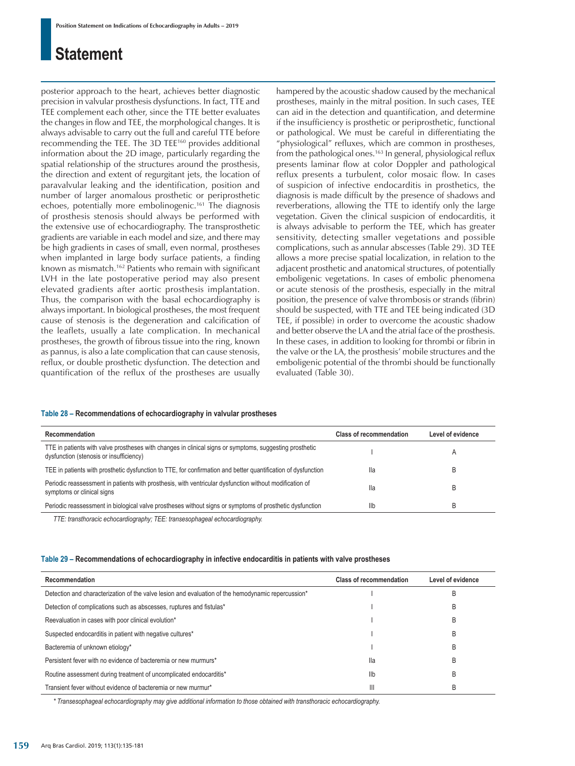posterior approach to the heart, achieves better diagnostic precision in valvular prosthesis dysfunctions. In fact, TTE and TEE complement each other, since the TTE better evaluates the changes in flow and TEE, the morphological changes. It is always advisable to carry out the full and careful TTE before recommending the TEE. The 3D TEE[160] provides additional information about the 2D image, particularly regarding the spatial relationship of the structures around the prosthesis, the direction and extent of regurgitant jets, the location of paravalvular leaking and the identification, position and number of larger anomalous prosthetic or periprosthetic echoes, potentially more embolinogenic.[161] The diagnosis of prosthesis stenosis should always be performed with the extensive use of echocardiography. The transprosthetic gradients are variable in each model and size, and there may be high gradients in cases of small, even normal, prostheses when implanted in large body surface patients, a finding known as mismatch.[162] Patients who remain with significant LVH in the late postoperative period may also present elevated gradients after aortic prosthesis implantation. Thus, the comparison with the basal echocardiography is always important. In biological prostheses, the most frequent cause of stenosis is the degeneration and calcification of the leaflets, usually a late complication. In mechanical prostheses, the growth of fibrous tissue into the ring, known as pannus, is also a late complication that can cause stenosis, reflux, or double prosthetic dysfunction. The detection and quantification of the reflux of the prostheses are usually hampered by the acoustic shadow caused by the mechanical prostheses, mainly in the mitral position. In such cases, TEE can aid in the detection and quantification, and determine if the insufficiency is prosthetic or periprosthetic, functional or pathological. We must be careful in differentiating the "physiological" refluxes, which are common in prostheses, from the pathological ones.[163] In general, physiological reflux presents laminar flow at color Doppler and pathological reflux presents a turbulent, color mosaic flow. In cases of suspicion of infective endocarditis in prosthetics, the diagnosis is made difficult by the presence of shadows and reverberations, allowing the TTE to identify only the large vegetation. Given the clinical suspicion of endocarditis, it is always advisable to perform the TEE, which has greater sensitivity, detecting smaller vegetations and possible complications, such as annular abscesses (Table 29). 3D TEE allows a more precise spatial localization, in relation to the adjacent prosthetic and anatomical structures, of potentially emboligenic vegetations. In cases of embolic phenomena or acute stenosis of the prosthesis, especially in the mitral position, the presence of valve thrombosis or strands (fibrin) should be suspected, with TTE and TEE being indicated (3D TEE, if possible) in order to overcome the acoustic shadow and better observe the LA and the atrial face of the prosthesis. In these cases, in addition to looking for thrombi or fibrin in the valve or the LA, the prosthesis' mobile structures and the emboligenic potential of the thrombi should be functionally evaluated (Table 30).

**Table 28 – Recommendations of echocardiography in valvular prostheses**

| Recommendation | Class of recommendation | Level of evidence |
|---|---|---|
| TTE in patients with valve prostheses with changes in clinical signs or symptoms, suggesting prosthetic dysfunction (stenosis or insufficiency) | I | A |
| TEE in patients with prosthetic dysfunction to TTE, for confirmation and better quantification of dysfunction | IIa | B |
| Periodic reassessment in patients with prosthesis, with ventricular dysfunction without modification of symptoms or clinical signs | IIa | B |
| Periodic reassessment in biological valve prostheses without signs or symptoms of prosthetic dysfunction | IIb | B |

*TTE: transthoracic echocardiography; TEE: transesophageal echocardiography.*

**Table 29 – Recommendations of echocardiography in infective endocarditis in patients with valve prostheses**

| Recommendation | Class of recommendation | Level of evidence |
|---|---|---|
| Detection and characterization of the valve lesion and evaluation of the hemodynamic repercussion* | I | B |
| Detection of complications such as abscesses, ruptures and fistulas* | I | B |
| Reevaluation in cases with poor clinical evolution* | I | B |
| Suspected endocarditis in patient with negative cultures* | I | B |
| Bacteremia of unknown etiology* | I | B |
| Persistent fever with no evidence of bacteremia or new murmurs* | IIa | B |
| Routine assessment during treatment of uncomplicated endocarditis* | IIb | B |
| Transient fever without evidence of bacteremia or new murmur* | III | B |

*\* Transesophageal echocardiography may give additional information to those obtained with transthoracic echocardiography.*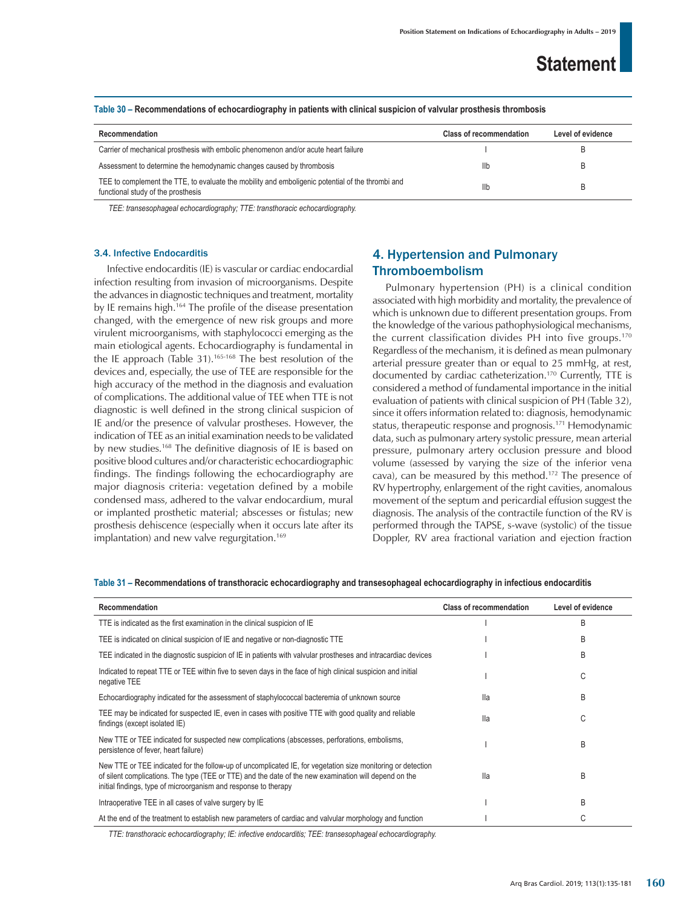**Table 30 – Recommendations of echocardiography in patients with clinical suspicion of valvular prosthesis thrombosis**

| Recommendation | Class of recommendation | Level of evidence |
|---|---|---|
| Carrier of mechanical prosthesis with embolic phenomenon and/or acute heart failure | I | B |
| Assessment to determine the hemodynamic changes caused by thrombosis | IIb | B |
| TEE to complement the TTE, to evaluate the mobility and emboligenic potential of the thrombi and functional study of the prosthesis | IIb | B |

*TEE: transesophageal echocardiography; TTE: transthoracic echocardiography.*

### 3.4. Infective Endocarditis

Infective endocarditis (IE) is vascular or cardiac endocardial infection resulting from invasion of microorganisms. Despite the advances in diagnostic techniques and treatment, mortality by IE remains high.[164] The profile of the disease presentation changed, with the emergence of new risk groups and more virulent microorganisms, with staphylococci emerging as the main etiological agents. Echocardiography is fundamental in the IE approach (Table 31).[165-168] The best resolution of the devices and, especially, the use of TEE are responsible for the high accuracy of the method in the diagnosis and evaluation of complications. The additional value of TEE when TTE is not diagnostic is well defined in the strong clinical suspicion of IE and/or the presence of valvular prostheses. However, the indication of TEE as an initial examination needs to be validated by new studies.[168] The definitive diagnosis of IE is based on positive blood cultures and/or characteristic echocardiographic findings. The findings following the echocardiography are major diagnosis criteria: vegetation defined by a mobile condensed mass, adhered to the valvar endocardium, mural or implanted prosthetic material; abscesses or fistulas; new prosthesis dehiscence (especially when it occurs late after its implantation) and new valve regurgitation.[169]

## 4. Hypertension and Pulmonary Thromboembolism

Pulmonary hypertension (PH) is a clinical condition associated with high morbidity and mortality, the prevalence of which is unknown due to different presentation groups. From the knowledge of the various pathophysiological mechanisms, the current classification divides PH into five groups.[170] Regardless of the mechanism, it is defined as mean pulmonary arterial pressure greater than or equal to 25 mmHg, at rest, documented by cardiac catheterization.[170] Currently, TTE is considered a method of fundamental importance in the initial evaluation of patients with clinical suspicion of PH (Table 32), since it offers information related to: diagnosis, hemodynamic status, therapeutic response and prognosis.[171] Hemodynamic data, such as pulmonary artery systolic pressure, mean arterial pressure, pulmonary artery occlusion pressure and blood volume (assessed by varying the size of the inferior vena cava), can be measured by this method.[172] The presence of RV hypertrophy, enlargement of the right cavities, anomalous movement of the septum and pericardial effusion suggest the diagnosis. The analysis of the contractile function of the RV is performed through the TAPSE, s-wave (systolic) of the tissue Doppler, RV area fractional variation and ejection fraction

**Table 31 – Recommendations of transthoracic echocardiography and transesophageal echocardiography in infectious endocarditis**

| Recommendation | Class of recommendation | Level of evidence |
|---|---|---|
| TTE is indicated as the first examination in the clinical suspicion of IE | I | B |
| TEE is indicated on clinical suspicion of IE and negative or non-diagnostic TTE | I | B |
| TEE indicated in the diagnostic suspicion of IE in patients with valvular prostheses and intracardiac devices | I | B |
| Indicated to repeat TTE or TEE within five to seven days in the face of high clinical suspicion and initial negative TEE | I | C |
| Echocardiography indicated for the assessment of staphylococcal bacteremia of unknown source | IIa | B |
| TEE may be indicated for suspected IE, even in cases with positive TTE with good quality and reliable findings (except isolated IE) | IIa | C |
| New TTE or TEE indicated for suspected new complications (abscesses, perforations, embolisms, persistence of fever, heart failure) | I | B |
| New TTE or TEE indicated for the follow-up of uncomplicated IE, for vegetation size monitoring or detection of silent complications. The type (TEE or TTE) and the date of the new examination will depend on the initial findings, type of microorganism and response to therapy | IIa | B |
| Intraoperative TEE in all cases of valve surgery by IE | I | B |
| At the end of the treatment to establish new parameters of cardiac and valvular morphology and function | I | C |

*TTE: transthoracic echocardiography; IE: infective endocarditis; TEE: transesophageal echocardiography.*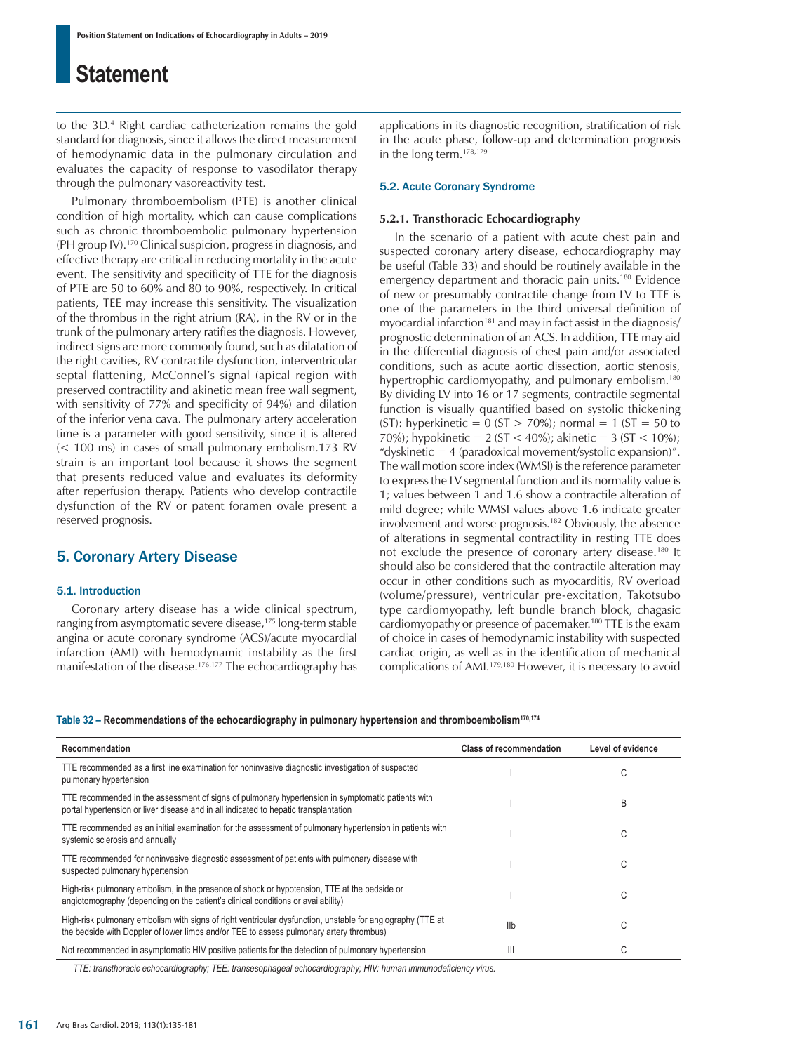to the 3D.[4] Right cardiac catheterization remains the gold standard for diagnosis, since it allows the direct measurement of hemodynamic data in the pulmonary circulation and evaluates the capacity of response to vasodilator therapy through the pulmonary vasoreactivity test.

Pulmonary thromboembolism (PTE) is another clinical condition of high mortality, which can cause complications such as chronic thromboembolic pulmonary hypertension (PH group IV).[170] Clinical suspicion, progress in diagnosis, and effective therapy are critical in reducing mortality in the acute event. The sensitivity and specificity of TTE for the diagnosis of PTE are 50 to 60% and 80 to 90%, respectively. In critical patients, TEE may increase this sensitivity. The visualization of the thrombus in the right atrium (RA), in the RV or in the trunk of the pulmonary artery ratifies the diagnosis. However, indirect signs are more commonly found, such as dilatation of the right cavities, RV contractile dysfunction, interventricular septal flattening, McConnel's signal (apical region with preserved contractility and akinetic mean free wall segment, with sensitivity of 77% and specificity of 94%) and dilation of the inferior vena cava. The pulmonary artery acceleration time is a parameter with good sensitivity, since it is altered (< 100 ms) in cases of small pulmonary embolism.173 RV strain is an important tool because it shows the segment that presents reduced value and evaluates its deformity after reperfusion therapy. Patients who develop contractile dysfunction of the RV or patent foramen ovale present a reserved prognosis.

## 5. Coronary Artery Disease

### 5.1. Introduction

Coronary artery disease has a wide clinical spectrum, ranging from asymptomatic severe disease,[175] long-term stable angina or acute coronary syndrome (ACS)/acute myocardial infarction (AMI) with hemodynamic instability as the first manifestation of the disease.[176,177] The echocardiography has applications in its diagnostic recognition, stratification of risk in the acute phase, follow-up and determination prognosis in the long term.[178,179]

### 5.2. Acute Coronary Syndrome

#### 5.2.1. Transthoracic Echocardiography

In the scenario of a patient with acute chest pain and suspected coronary artery disease, echocardiography may be useful (Table 33) and should be routinely available in the emergency department and thoracic pain units.[180] Evidence of new or presumably contractile change from LV to TTE is one of the parameters in the third universal definition of myocardial infarction[181] and may in fact assist in the diagnosis/prognostic determination of an ACS. In addition, TTE may aid in the differential diagnosis of chest pain and/or associated conditions, such as acute aortic dissection, aortic stenosis, hypertrophic cardiomyopathy, and pulmonary embolism.[180] By dividing LV into 16 or 17 segments, contractile segmental function is visually quantified based on systolic thickening (ST): hyperkinetic = 0 (ST > 70%); normal = 1 (ST = 50 to 70%); hypokinetic = 2 (ST < 40%); akinetic = 3 (ST < 10%); "dyskinetic = 4 (paradoxical movement/systolic expansion)". The wall motion score index (WMSI) is the reference parameter to express the LV segmental function and its normality value is 1; values between 1 and 1.6 show a contractile alteration of mild degree; while WMSI values above 1.6 indicate greater involvement and worse prognosis.[182] Obviously, the absence of alterations in segmental contractility in resting TTE does not exclude the presence of coronary artery disease.[180] It should also be considered that the contractile alteration may occur in other conditions such as myocarditis, RV overload (volume/pressure), ventricular pre-excitation, Takotsubo type cardiomyopathy, left bundle branch block, chagasic cardiomyopathy or presence of pacemaker.[180] TTE is the exam of choice in cases of hemodynamic instability with suspected cardiac origin, as well as in the identification of mechanical complications of AMI.[179,180] However, it is necessary to avoid

**Table 32 – Recommendations of the echocardiography in pulmonary hypertension and thromboembolism[170,174]**

| Recommendation | Class of recommendation | Level of evidence |
|---|---|---|
| TTE recommended as a first line examination for noninvasive diagnostic investigation of suspected pulmonary hypertension | I | C |
| TTE recommended in the assessment of signs of pulmonary hypertension in symptomatic patients with portal hypertension or liver disease and in all indicated to hepatic transplantation | I | B |
| TTE recommended as an initial examination for the assessment of pulmonary hypertension in patients with systemic sclerosis and annually | I | C |
| TTE recommended for noninvasive diagnostic assessment of patients with pulmonary disease with suspected pulmonary hypertension | I | C |
| High-risk pulmonary embolism, in the presence of shock or hypotension, TTE at the bedside or angiotomography (depending on the patient's clinical conditions or availability) | I | C |
| High-risk pulmonary embolism with signs of right ventricular dysfunction, unstable for angiography (TTE at the bedside with Doppler of lower limbs and/or TEE to assess pulmonary artery thrombus) | IIb | C |
| Not recommended in asymptomatic HIV positive patients for the detection of pulmonary hypertension | III | C |

*TTE: transthoracic echocardiography; TEE: transesophageal echocardiography; HIV: human immunodeficiency virus.*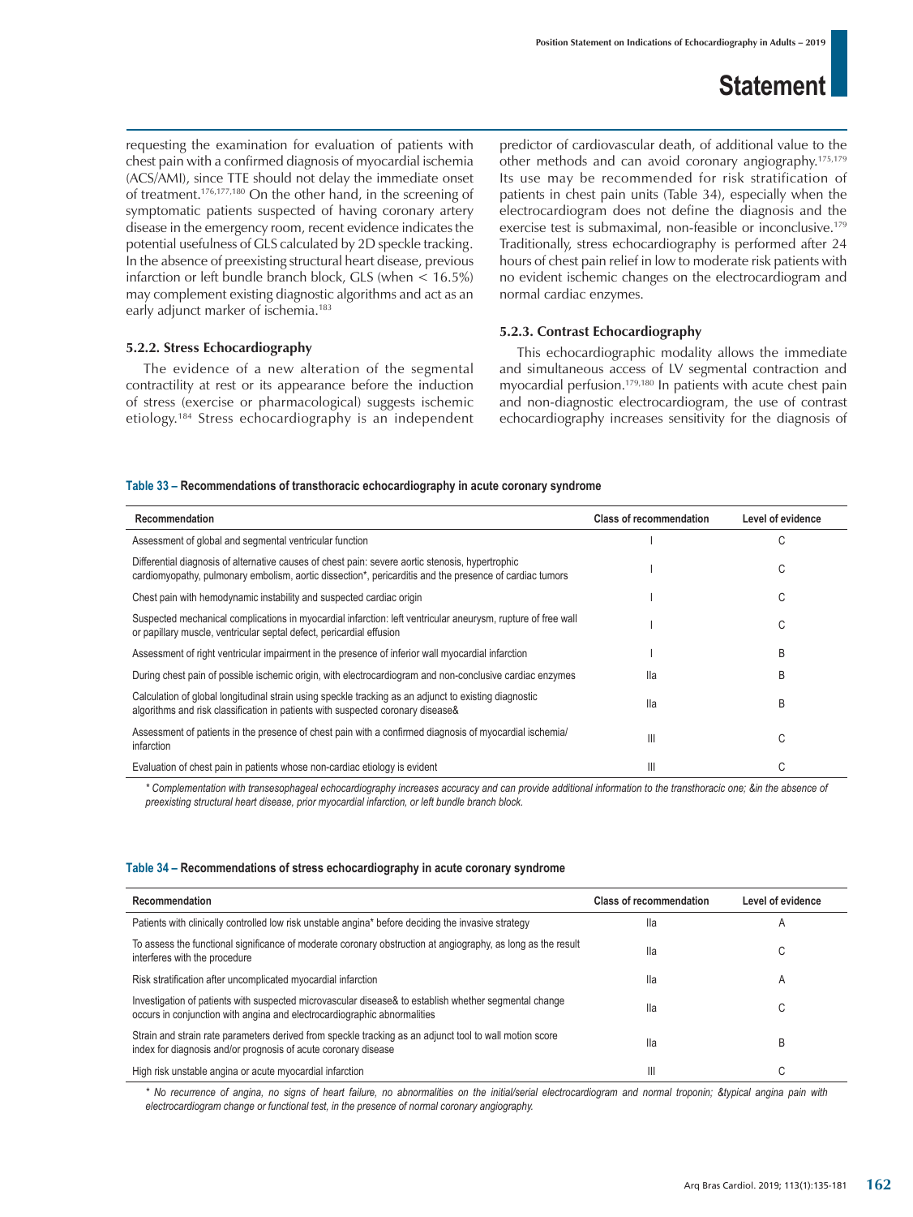requesting the examination for evaluation of patients with chest pain with a confirmed diagnosis of myocardial ischemia (ACS/AMI), since TTE should not delay the immediate onset of treatment.[176,177,180] On the other hand, in the screening of symptomatic patients suspected of having coronary artery disease in the emergency room, recent evidence indicates the potential usefulness of GLS calculated by 2D speckle tracking. In the absence of preexisting structural heart disease, previous infarction or left bundle branch block, GLS (when < 16.5%) may complement existing diagnostic algorithms and act as an early adjunct marker of ischemia.[183]

#### 5.2.2. Stress Echocardiography

The evidence of a new alteration of the segmental contractility at rest or its appearance before the induction of stress (exercise or pharmacological) suggests ischemic etiology.[184] Stress echocardiography is an independent predictor of cardiovascular death, of additional value to the other methods and can avoid coronary angiography.[175,179] Its use may be recommended for risk stratification of patients in chest pain units (Table 34), especially when the electrocardiogram does not define the diagnosis and the exercise test is submaximal, non-feasible or inconclusive.[179] Traditionally, stress echocardiography is performed after 24 hours of chest pain relief in low to moderate risk patients with no evident ischemic changes on the electrocardiogram and normal cardiac enzymes.

#### 5.2.3. Contrast Echocardiography

This echocardiographic modality allows the immediate and simultaneous access of LV segmental contraction and myocardial perfusion.[179,180] In patients with acute chest pain and non-diagnostic electrocardiogram, the use of contrast echocardiography increases sensitivity for the diagnosis of

**Table 33 – Recommendations of transthoracic echocardiography in acute coronary syndrome**

| Recommendation | Class of recommendation | Level of evidence |
|---|---|---|
| Assessment of global and segmental ventricular function | I | C |
| Differential diagnosis of alternative causes of chest pain: severe aortic stenosis, hypertrophic cardiomyopathy, pulmonary embolism, aortic dissection*, pericarditis and the presence of cardiac tumors | I | C |
| Chest pain with hemodynamic instability and suspected cardiac origin | I | C |
| Suspected mechanical complications in myocardial infarction: left ventricular aneurysm, rupture of free wall or papillary muscle, ventricular septal defect, pericardial effusion | I | C |
| Assessment of right ventricular impairment in the presence of inferior wall myocardial infarction | I | B |
| During chest pain of possible ischemic origin, with electrocardiogram and non-conclusive cardiac enzymes | IIa | B |
| Calculation of global longitudinal strain using speckle tracking as an adjunct to existing diagnostic algorithms and risk classification in patients with suspected coronary disease& | IIa | B |
| Assessment of patients in the presence of chest pain with a confirmed diagnosis of myocardial ischemia/ infarction | III | C |
| Evaluation of chest pain in patients whose non-cardiac etiology is evident | III | C |

*\* Complementation with transesophageal echocardiography increases accuracy and can provide additional information to the transthoracic one; &in the absence of preexisting structural heart disease, prior myocardial infarction, or left bundle branch block.*

**Table 34 – Recommendations of stress echocardiography in acute coronary syndrome**

| Recommendation | Class of recommendation | Level of evidence |
|---|---|---|
| Patients with clinically controlled low risk unstable angina* before deciding the invasive strategy | IIa | A |
| To assess the functional significance of moderate coronary obstruction at angiography, as long as the result interferes with the procedure | IIa | C |
| Risk stratification after uncomplicated myocardial infarction | IIa | A |
| Investigation of patients with suspected microvascular disease& to establish whether segmental change occurs in conjunction with angina and electrocardiographic abnormalities | IIa | C |
| Strain and strain rate parameters derived from speckle tracking as an adjunct tool to wall motion score index for diagnosis and/or prognosis of acute coronary disease | IIa | B |
| High risk unstable angina or acute myocardial infarction | III | C |

*\* No recurrence of angina, no signs of heart failure, no abnormalities on the initial/serial electrocardiogram and normal troponin; &typical angina pain with electrocardiogram change or functional test, in the presence of normal coronary angiography.*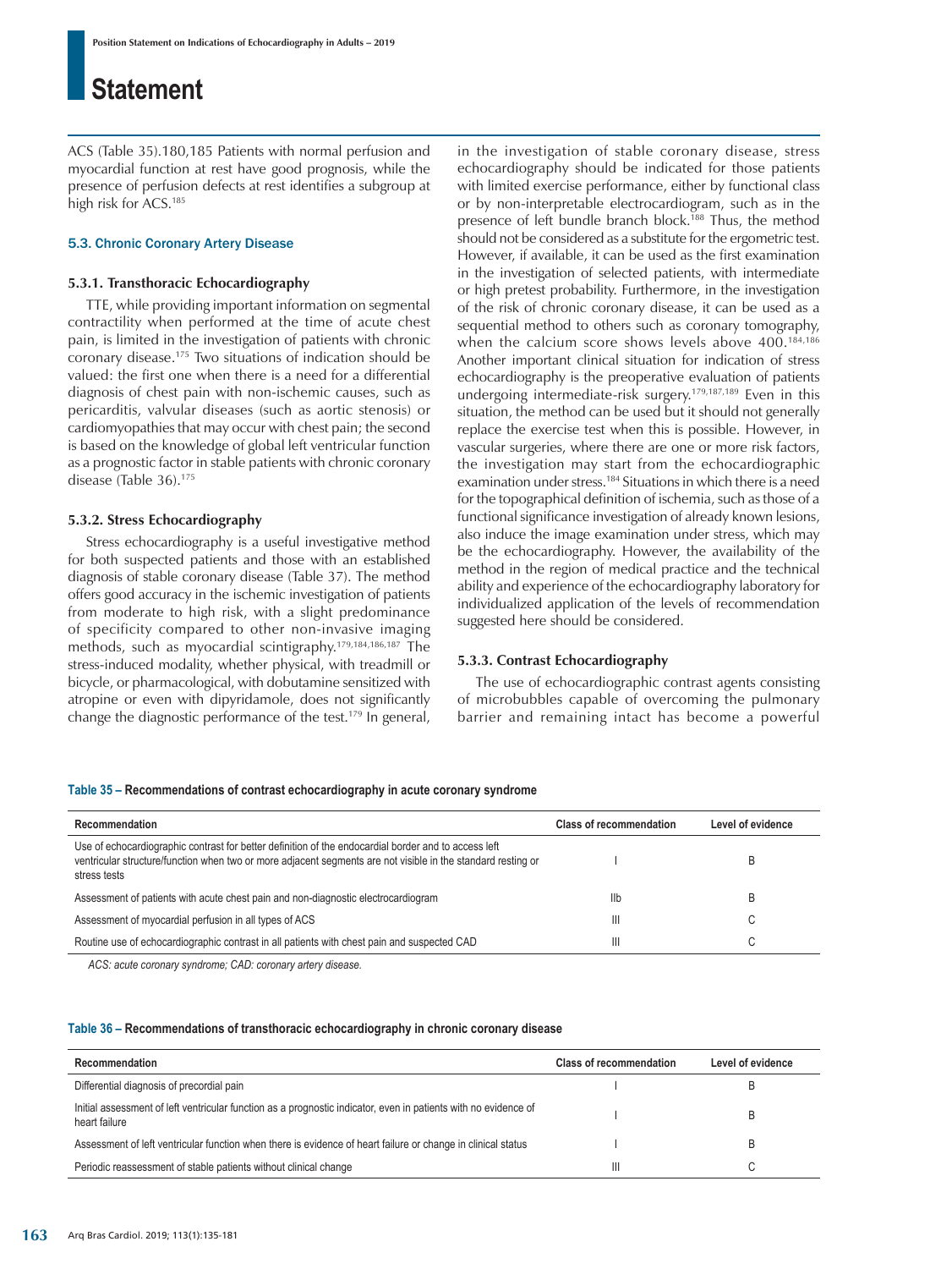ACS (Table 35).180,185 Patients with normal perfusion and myocardial function at rest have good prognosis, while the presence of perfusion defects at rest identifies a subgroup at high risk for ACS.[185]

### 5.3. Chronic Coronary Artery Disease

#### 5.3.1. Transthoracic Echocardiography

TTE, while providing important information on segmental contractility when performed at the time of acute chest pain, is limited in the investigation of patients with chronic coronary disease.[175] Two situations of indication should be valued: the first one when there is a need for a differential diagnosis of chest pain with non-ischemic causes, such as pericarditis, valvular diseases (such as aortic stenosis) or cardiomyopathies that may occur with chest pain; the second is based on the knowledge of global left ventricular function as a prognostic factor in stable patients with chronic coronary disease (Table 36).[175]

#### 5.3.2. Stress Echocardiography

Stress echocardiography is a useful investigative method for both suspected patients and those with an established diagnosis of stable coronary disease (Table 37). The method offers good accuracy in the ischemic investigation of patients from moderate to high risk, with a slight predominance of specificity compared to other non-invasive imaging methods, such as myocardial scintigraphy.[179,184,186,187] The stress-induced modality, whether physical, with treadmill or bicycle, or pharmacological, with dobutamine sensitized with atropine or even with dipyridamole, does not significantly change the diagnostic performance of the test.[179] In general, in the investigation of stable coronary disease, stress echocardiography should be indicated for those patients with limited exercise performance, either by functional class or by non-interpretable electrocardiogram, such as in the presence of left bundle branch block.[188] Thus, the method should not be considered as a substitute for the ergometric test. However, if available, it can be used as the first examination in the investigation of selected patients, with intermediate or high pretest probability. Furthermore, in the investigation of the risk of chronic coronary disease, it can be used as a sequential method to others such as coronary tomography, when the calcium score shows levels above 400.[184,186] Another important clinical situation for indication of stress echocardiography is the preoperative evaluation of patients undergoing intermediate-risk surgery.[179,187,189] Even in this situation, the method can be used but it should not generally replace the exercise test when this is possible. However, in vascular surgeries, where there are one or more risk factors, the investigation may start from the echocardiographic examination under stress.[184] Situations in which there is a need for the topographical definition of ischemia, such as those of a functional significance investigation of already known lesions, also induce the image examination under stress, which may be the echocardiography. However, the availability of the method in the region of medical practice and the technical ability and experience of the echocardiography laboratory for individualized application of the levels of recommendation suggested here should be considered.

#### 5.3.3. Contrast Echocardiography

The use of echocardiographic contrast agents consisting of microbubbles capable of overcoming the pulmonary barrier and remaining intact has become a powerful

**Table 35 – Recommendations of contrast echocardiography in acute coronary syndrome**

| Recommendation | Class of recommendation | Level of evidence |
|---|---|---|
| Use of echocardiographic contrast for better definition of the endocardial border and to access left ventricular structure/function when two or more adjacent segments are not visible in the standard resting or stress tests | I | B |
| Assessment of patients with acute chest pain and non-diagnostic electrocardiogram | IIb | B |
| Assessment of myocardial perfusion in all types of ACS | III | C |
| Routine use of echocardiographic contrast in all patients with chest pain and suspected CAD | III | C |

*ACS: acute coronary syndrome; CAD: coronary artery disease.*

**Table 36 – Recommendations of transthoracic echocardiography in chronic coronary disease**

| Recommendation | Class of recommendation | Level of evidence |
|---|---|---|
| Differential diagnosis of precordial pain | I | B |
| Initial assessment of left ventricular function as a prognostic indicator, even in patients with no evidence of heart failure | I | B |
| Assessment of left ventricular function when there is evidence of heart failure or change in clinical status | I | B |
| Periodic reassessment of stable patients without clinical change | III | C |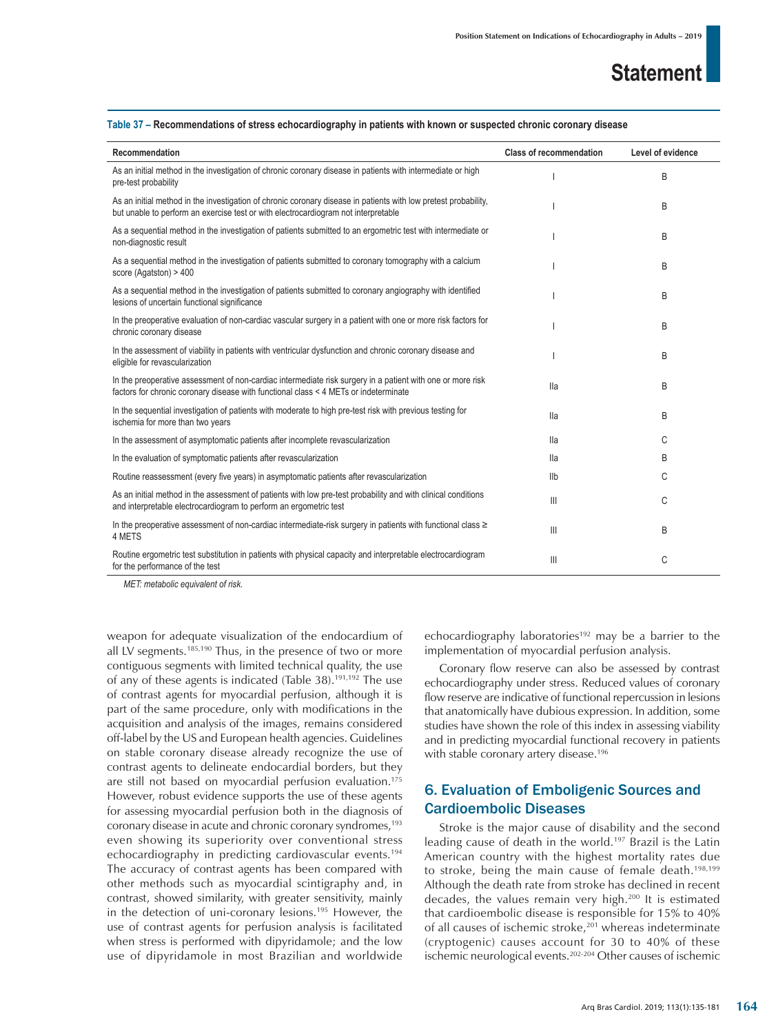**Table 37 – Recommendations of stress echocardiography in patients with known or suspected chronic coronary disease**

| Recommendation | Class of recommendation | Level of evidence |
|---|---|---|
| As an initial method in the investigation of chronic coronary disease in patients with intermediate or high pre-test probability | I | B |
| As an initial method in the investigation of chronic coronary disease in patients with low pretest probability, but unable to perform an exercise test or with electrocardiogram not interpretable | I | B |
| As a sequential method in the investigation of patients submitted to an ergometric test with intermediate or non-diagnostic result | I | B |
| As a sequential method in the investigation of patients submitted to coronary tomography with a calcium score (Agatston) > 400 | I | B |
| As a sequential method in the investigation of patients submitted to coronary angiography with identified lesions of uncertain functional significance | I | B |
| In the preoperative evaluation of non-cardiac vascular surgery in a patient with one or more risk factors for chronic coronary disease | I | B |
| In the assessment of viability in patients with ventricular dysfunction and chronic coronary disease and eligible for revascularization | I | B |
| In the preoperative assessment of non-cardiac intermediate risk surgery in a patient with one or more risk factors for chronic coronary disease with functional class < 4 METs or indeterminate | IIa | B |
| In the sequential investigation of patients with moderate to high pre-test risk with previous testing for ischemia for more than two years | IIa | B |
| In the assessment of asymptomatic patients after incomplete revascularization | IIa | C |
| In the evaluation of symptomatic patients after revascularization | IIa | B |
| Routine reassessment (every five years) in asymptomatic patients after revascularization | IIb | C |
| As an initial method in the assessment of patients with low pre-test probability and with clinical conditions and interpretable electrocardiogram to perform an ergometric test | III | C |
| In the preoperative assessment of non-cardiac intermediate-risk surgery in patients with functional class ≥ 4 METS | III | B |
| Routine ergometric test substitution in patients with physical capacity and interpretable electrocardiogram for the performance of the test | III | C |

*MET: metabolic equivalent of risk.*

weapon for adequate visualization of the endocardium of all LV segments.[185,190] Thus, in the presence of two or more contiguous segments with limited technical quality, the use of any of these agents is indicated (Table 38).[191,192] The use of contrast agents for myocardial perfusion, although it is part of the same procedure, only with modifications in the acquisition and analysis of the images, remains considered off-label by the US and European health agencies. Guidelines on stable coronary disease already recognize the use of contrast agents to delineate endocardial borders, but they are still not based on myocardial perfusion evaluation.[175] However, robust evidence supports the use of these agents for assessing myocardial perfusion both in the diagnosis of coronary disease in acute and chronic coronary syndromes,[193] even showing its superiority over conventional stress echocardiography in predicting cardiovascular events.[194] The accuracy of contrast agents has been compared with other methods such as myocardial scintigraphy and, in contrast, showed similarity, with greater sensitivity, mainly in the detection of uni-coronary lesions.[195] However, the use of contrast agents for perfusion analysis is facilitated when stress is performed with dipyridamole; and the low use of dipyridamole in most Brazilian and worldwide echocardiography laboratories[192] may be a barrier to the implementation of myocardial perfusion analysis.

Coronary flow reserve can also be assessed by contrast echocardiography under stress. Reduced values of coronary flow reserve are indicative of functional repercussion in lesions that anatomically have dubious expression. In addition, some studies have shown the role of this index in assessing viability and in predicting myocardial functional recovery in patients with stable coronary artery disease.[196]

## 6. Evaluation of Emboligenic Sources and Cardioembolic Diseases

Stroke is the major cause of disability and the second leading cause of death in the world.[197] Brazil is the Latin American country with the highest mortality rates due to stroke, being the main cause of female death.[198,199] Although the death rate from stroke has declined in recent decades, the values remain very high.[200] It is estimated that cardioembolic disease is responsible for 15% to 40% of all causes of ischemic stroke,[201] whereas indeterminate (cryptogenic) causes account for 30 to 40% of these ischemic neurological events.[202-204] Other causes of ischemic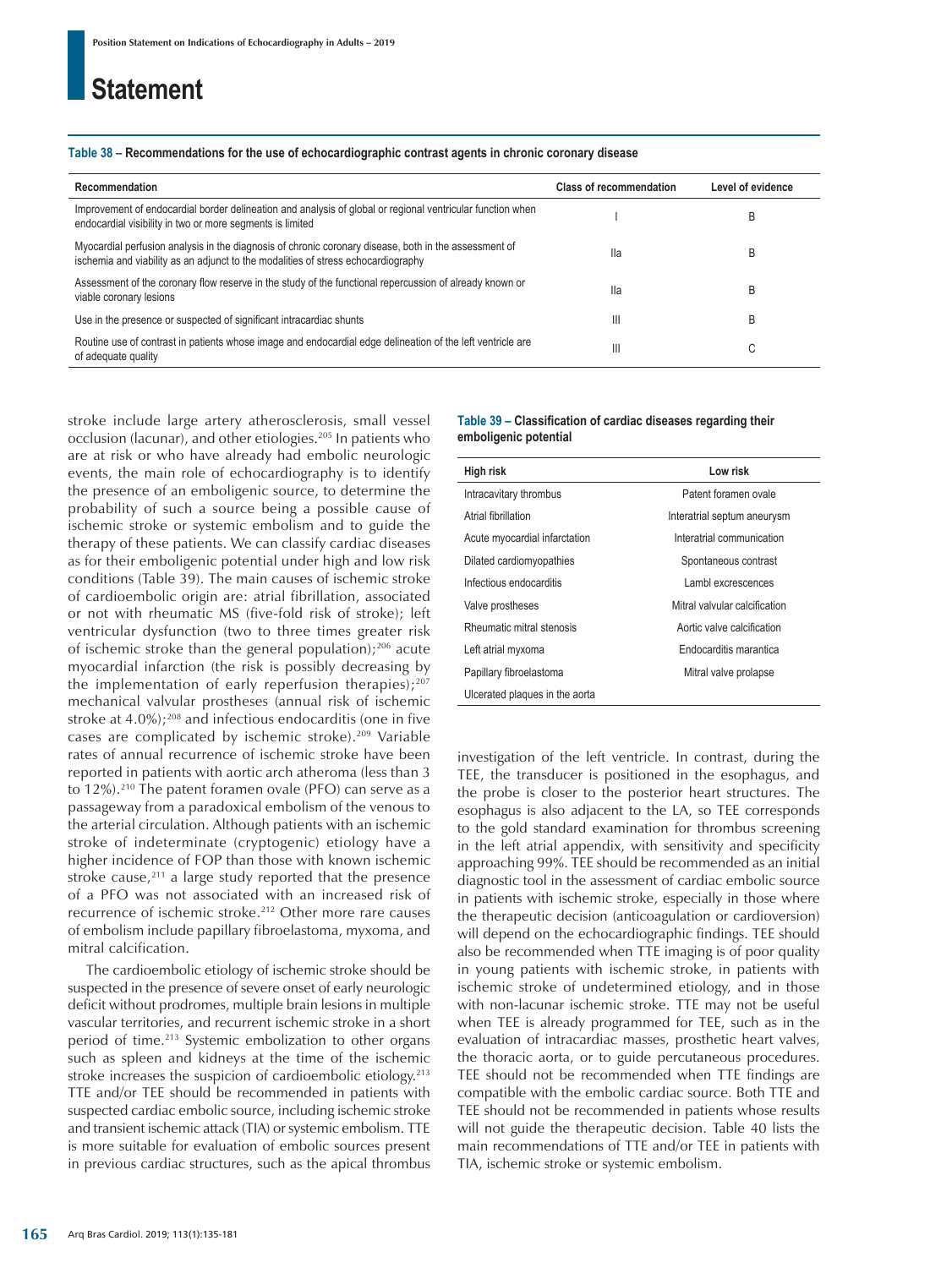**Table 38 – Recommendations for the use of echocardiographic contrast agents in chronic coronary disease**

| Recommendation | Class of recommendation | Level of evidence |
|---|---|---|
| Improvement of endocardial border delineation and analysis of global or regional ventricular function when endocardial visibility in two or more segments is limited | I | B |
| Myocardial perfusion analysis in the diagnosis of chronic coronary disease, both in the assessment of ischemia and viability as an adjunct to the modalities of stress echocardiography | IIa | B |
| Assessment of the coronary flow reserve in the study of the functional repercussion of already known or viable coronary lesions | IIa | B |
| Use in the presence or suspected of significant intracardiac shunts | III | B |
| Routine use of contrast in patients whose image and endocardial edge delineation of the left ventricle are of adequate quality | III | C |

stroke include large artery atherosclerosis, small vessel occlusion (lacunar), and other etiologies.[205] In patients who are at risk or who have already had embolic neurologic events, the main role of echocardiography is to identify the presence of an emboligenic source, to determine the probability of such a source being a possible cause of ischemic stroke or systemic embolism and to guide the therapy of these patients. We can classify cardiac diseases as for their emboligenic potential under high and low risk conditions (Table 39). The main causes of ischemic stroke of cardioembolic origin are: atrial fibrillation, associated or not with rheumatic MS (five-fold risk of stroke); left ventricular dysfunction (two to three times greater risk of ischemic stroke than the general population);[206] acute myocardial infarction (the risk is possibly decreasing by the implementation of early reperfusion therapies);[207] mechanical valvular prostheses (annual risk of ischemic stroke at 4.0%);[208] and infectious endocarditis (one in five cases are complicated by ischemic stroke).[209] Variable rates of annual recurrence of ischemic stroke have been reported in patients with aortic arch atheroma (less than 3 to 12%).[210] The patent foramen ovale (PFO) can serve as a passageway from a paradoxical embolism of the venous to the arterial circulation. Although patients with an ischemic stroke of indeterminate (cryptogenic) etiology have a higher incidence of FOP than those with known ischemic stroke cause,[211] a large study reported that the presence of a PFO was not associated with an increased risk of recurrence of ischemic stroke.[212] Other more rare causes of embolism include papillary fibroelastoma, myxoma, and mitral calcification.

The cardioembolic etiology of ischemic stroke should be suspected in the presence of severe onset of early neurologic deficit without prodromes, multiple brain lesions in multiple vascular territories, and recurrent ischemic stroke in a short period of time.[213] Systemic embolization to other organs such as spleen and kidneys at the time of the ischemic stroke increases the suspicion of cardioembolic etiology.[213] TTE and/or TEE should be recommended in patients with suspected cardiac embolic source, including ischemic stroke and transient ischemic attack (TIA) or systemic embolism. TTE is more suitable for evaluation of embolic sources present in previous cardiac structures, such as the apical thrombus investigation of the left ventricle. In contrast, during the TEE, the transducer is positioned in the esophagus, and the probe is closer to the posterior heart structures. The esophagus is also adjacent to the LA, so TEE corresponds to the gold standard examination for thrombus screening in the left atrial appendix, with sensitivity and specificity approaching 99%. TEE should be recommended as an initial diagnostic tool in the assessment of cardiac embolic source in patients with ischemic stroke, especially in those where the therapeutic decision (anticoagulation or cardioversion) will depend on the echocardiographic findings. TEE should also be recommended when TTE imaging is of poor quality in young patients with ischemic stroke, in patients with ischemic stroke of undetermined etiology, and in those with non-lacunar ischemic stroke. TTE may not be useful when TEE is already programmed for TEE, such as in the evaluation of intracardiac masses, prosthetic heart valves, the thoracic aorta, or to guide percutaneous procedures. TEE should not be recommended when TTE findings are compatible with the embolic cardiac source. Both TTE and TEE should not be recommended in patients whose results will not guide the therapeutic decision. Table 40 lists the main recommendations of TTE and/or TEE in patients with TIA, ischemic stroke or systemic embolism.

**Table 39 – Classification of cardiac diseases regarding their emboligenic potential**

| High risk | Low risk |
|---|---|
| Intracavitary thrombus | Patent foramen ovale |
| Atrial fibrillation | Interatrial septum aneurysm |
| Acute myocardial infarction | Interatrial communication |
| Dilated cardiomyopathies | Spontaneous contrast |
| Infectious endocarditis | Lambl excrescences |
| Valve prostheses | Mitral valvular calcification |
| Rheumatic mitral stenosis | Aortic valve calcification |
| Left atrial myxoma | Endocarditis marantica |
| Papillary fibroelastoma | Mitral valve prolapse |
| Ulcerated plaques in the aorta | |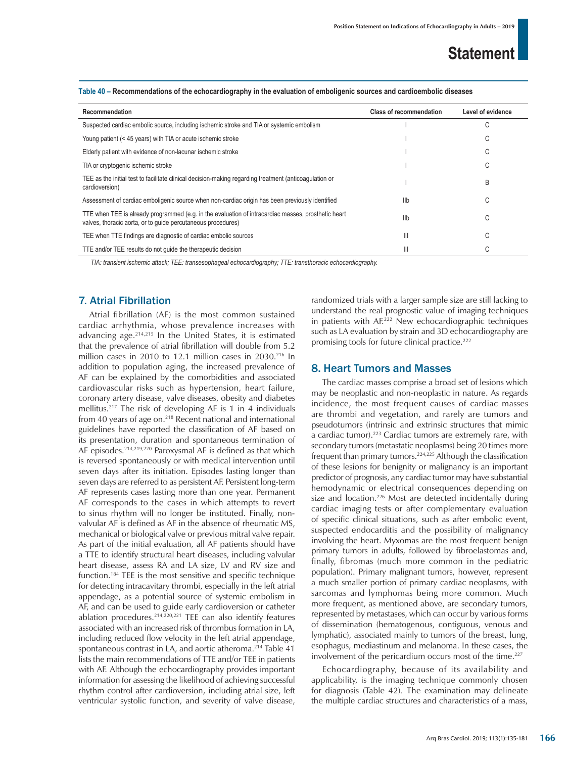**Table 40 – Recommendations of the echocardiography in the evaluation of emboligenic sources and cardioembolic diseases**

| Recommendation | Class of recommendation | Level of evidence |
|---|---|---|
| Suspected cardiac embolic source, including ischemic stroke and TIA or systemic embolism | I | C |
| Young patient (< 45 years) with TIA or acute ischemic stroke | I | C |
| Elderly patient with evidence of non-lacunar ischemic stroke | I | C |
| TIA or cryptogenic ischemic stroke | I | C |
| TEE as the initial test to facilitate clinical decision-making regarding treatment (anticoagulation or cardioversion) | I | B |
| Assessment of cardiac emboligenic source when non-cardiac origin has been previously identified | IIb | C |
| TTE when TEE is already programmed (e.g. in the evaluation of intracardiac masses, prosthetic heart valves, thoracic aorta, or to guide percutaneous procedures) | IIb | C |
| TEE when TTE findings are diagnostic of cardiac embolic sources | III | C |
| TTE and/or TEE results do not guide the therapeutic decision | III | C |

*TIA: transient ischemic attack; TEE: transesophageal echocardiography; TTE: transthoracic echocardiography.*

## 7. Atrial Fibrillation

Atrial fibrillation (AF) is the most common sustained cardiac arrhythmia, whose prevalence increases with advancing age.[214,215] In the United States, it is estimated that the prevalence of atrial fibrillation will double from 5.2 million cases in 2010 to 12.1 million cases in 2030.[216] In addition to population aging, the increased prevalence of AF can be explained by the comorbidities and associated cardiovascular risks such as hypertension, heart failure, coronary artery disease, valve diseases, obesity and diabetes mellitus.[217] The risk of developing AF is 1 in 4 individuals from 40 years of age on.[218] Recent national and international guidelines have reported the classification of AF based on its presentation, duration and spontaneous termination of AF episodes.[214,219,220] Paroxysmal AF is defined as that which is reversed spontaneously or with medical intervention until seven days after its initiation. Episodes lasting longer than seven days are referred to as persistent AF. Persistent long-term AF represents cases lasting more than one year. Permanent AF corresponds to the cases in which attempts to revert to sinus rhythm will no longer be instituted. Finally, non-valvular AF is defined as AF in the absence of rheumatic MS, mechanical or biological valve or previous mitral valve repair. As part of the initial evaluation, all AF patients should have a TTE to identify structural heart diseases, including valvular heart disease, assess RA and LA size, LV and RV size and function.[184] TEE is the most sensitive and specific technique for detecting intracavitary thrombi, especially in the left atrial appendage, as a potential source of systemic embolism in AF, and can be used to guide early cardioversion or catheter ablation procedures.[214,220,221] TEE can also identify features associated with an increased risk of thrombus formation in LA, including reduced flow velocity in the left atrial appendage, spontaneous contrast in LA, and aortic atheroma.[214] Table 41 lists the main recommendations of TTE and/or TEE in patients with AF. Although the echocardiography provides important information for assessing the likelihood of achieving successful rhythm control after cardioversion, including atrial size, left ventricular systolic function, and severity of valve disease, randomized trials with a larger sample size are still lacking to understand the real prognostic value of imaging techniques in patients with AF.[222] New echocardiographic techniques such as LA evaluation by strain and 3D echocardiography are promising tools for future clinical practice.[222]

## 8. Heart Tumors and Masses

The cardiac masses comprise a broad set of lesions which may be neoplastic and non-neoplastic in nature. As regards incidence, the most frequent causes of cardiac masses are thrombi and vegetation, and rarely are tumors and pseudotumors (intrinsic and extrinsic structures that mimic a cardiac tumor).[223] Cardiac tumors are extremely rare, with secondary tumors (metastatic neoplasms) being 20 times more frequent than primary tumors.[224,225] Although the classification of these lesions for benignity or malignancy is an important predictor of prognosis, any cardiac tumor may have substantial hemodynamic or electrical consequences depending on size and location.[226] Most are detected incidentally during cardiac imaging tests or after complementary evaluation of specific clinical situations, such as after embolic event, suspected endocarditis and the possibility of malignancy involving the heart. Myxomas are the most frequent benign primary tumors in adults, followed by fibroelastomas and, finally, fibromas (much more common in the pediatric population). Primary malignant tumors, however, represent a much smaller portion of primary cardiac neoplasms, with sarcomas and lymphomas being more common. Much more frequent, as mentioned above, are secondary tumors, represented by metastases, which can occur by various forms of dissemination (hematogenous, contiguous, venous and lymphatic), associated mainly to tumors of the breast, lung, esophagus, mediastinum and melanoma. In these cases, the involvement of the pericardium occurs most of the time.[227]

Echocardiography, because of its availability and applicability, is the imaging technique commonly chosen for diagnosis (Table 42). The examination may delineate the multiple cardiac structures and characteristics of a mass,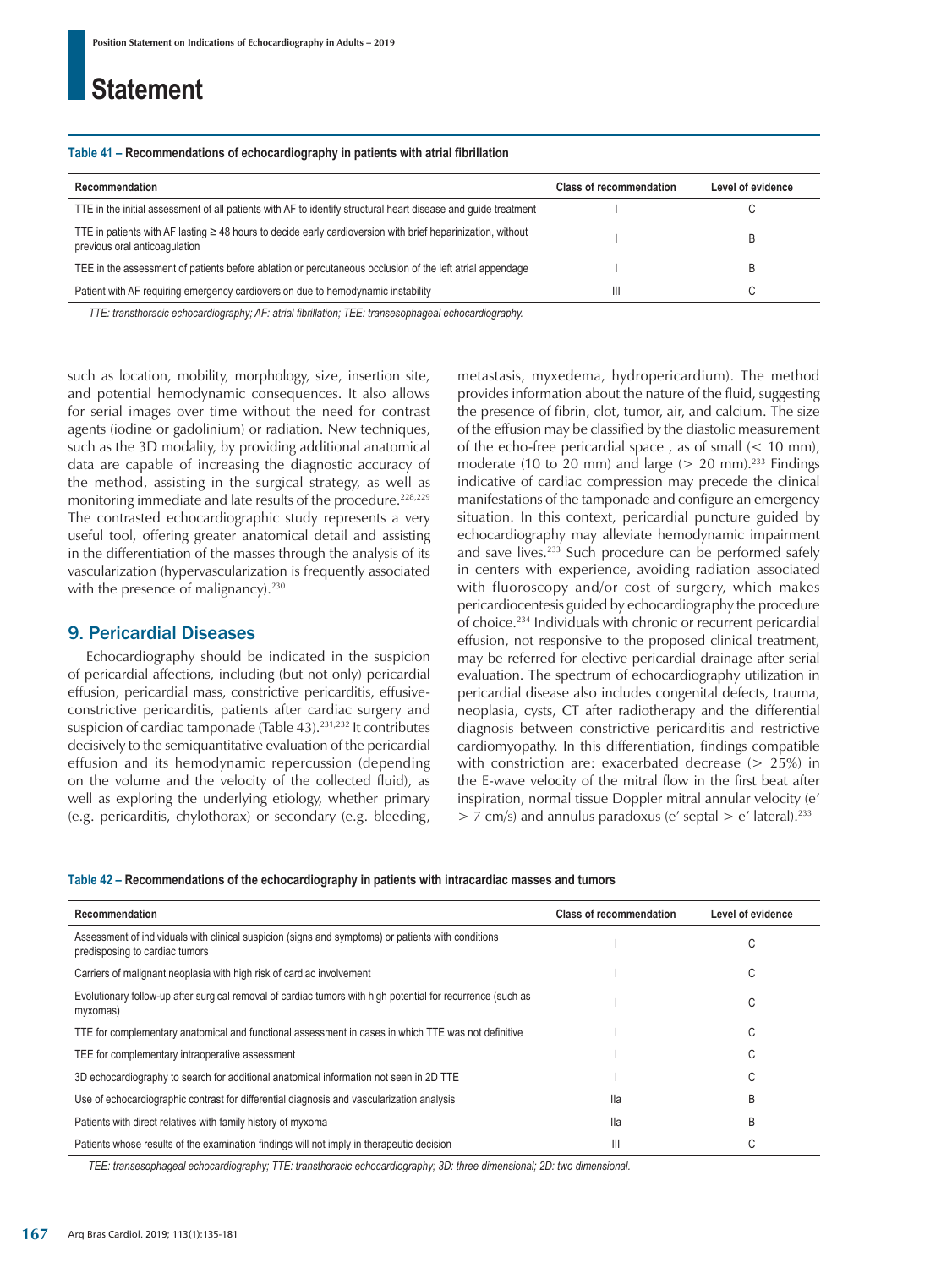**Table 41 – Recommendations of echocardiography in patients with atrial fibrillation**

| Recommendation | Class of recommendation | Level of evidence |
|---|---|---|
| TTE in the initial assessment of all patients with AF to identify structural heart disease and guide treatment | I | C |
| TTE in patients with AF lasting ≥ 48 hours to decide early cardioversion with brief heparinization, without previous oral anticoagulation | I | B |
| TEE in the assessment of patients before ablation or percutaneous occlusion of the left atrial appendage | I | B |
| Patient with AF requiring emergency cardioversion due to hemodynamic instability | III | C |

*TTE: transthoracic echocardiography; AF: atrial fibrillation; TEE: transesophageal echocardiography.*

such as location, mobility, morphology, size, insertion site, and potential hemodynamic consequences. It also allows for serial images over time without the need for contrast agents (iodine or gadolinium) or radiation. New techniques, such as the 3D modality, by providing additional anatomical data are capable of increasing the diagnostic accuracy of the method, assisting in the surgical strategy, as well as monitoring immediate and late results of the procedure.[228,229] The contrasted echocardiographic study represents a very useful tool, offering greater anatomical detail and assisting in the differentiation of the masses through the analysis of its vascularization (hypervascularization is frequently associated with the presence of malignancy).[230]

## 9. Pericardial Diseases

Echocardiography should be indicated in the suspicion of pericardial affections, including (but not only) pericardial effusion, pericardial mass, constrictive pericarditis, effusive-constrictive pericarditis, patients after cardiac surgery and suspicion of cardiac tamponade (Table 43).[231,232] It contributes decisively to the semiquantitative evaluation of the pericardial effusion and its hemodynamic repercussion (depending on the volume and the velocity of the collected fluid), as well as exploring the underlying etiology, whether primary (e.g. pericarditis, chylothorax) or secondary (e.g. bleeding, metastasis, myxedema, hydropericardium). The method provides information about the nature of the fluid, suggesting the presence of fibrin, clot, tumor, air, and calcium. The size of the effusion may be classified by the diastolic measurement of the echo-free pericardial space , as of small (< 10 mm), moderate (10 to 20 mm) and large (> 20 mm).[233] Findings indicative of cardiac compression may precede the clinical manifestations of the tamponade and configure an emergency situation. In this context, pericardial puncture guided by echocardiography may alleviate hemodynamic impairment and save lives.[233] Such procedure can be performed safely in centers with experience, avoiding radiation associated with fluoroscopy and/or cost of surgery, which makes pericardiocentesis guided by echocardiography the procedure of choice.[234] Individuals with chronic or recurrent pericardial effusion, not responsive to the proposed clinical treatment, may be referred for elective pericardial drainage after serial evaluation. The spectrum of echocardiography utilization in pericardial disease also includes congenital defects, trauma, neoplasia, cysts, CT after radiotherapy and the differential diagnosis between constrictive pericarditis and restrictive cardiomyopathy. In this differentiation, findings compatible with constriction are: exacerbated decrease (> 25%) in the E-wave velocity of the mitral flow in the first beat after inspiration, normal tissue Doppler mitral annular velocity (e' > 7 cm/s) and annulus paradoxus (e' septal > e' lateral).[233]

**Table 42 – Recommendations of the echocardiography in patients with intracardiac masses and tumors**

| Recommendation | Class of recommendation | Level of evidence |
|---|---|---|
| Assessment of individuals with clinical suspicion (signs and symptoms) or patients with conditions predisposing to cardiac tumors | I | C |
| Carriers of malignant neoplasia with high risk of cardiac involvement | I | C |
| Evolutionary follow-up after surgical removal of cardiac tumors with high potential for recurrence (such as myxomas) | I | C |
| TTE for complementary anatomical and functional assessment in cases in which TTE was not definitive | I | C |
| TEE for complementary intraoperative assessment | I | C |
| 3D echocardiography to search for additional anatomical information not seen in 2D TTE | I | C |
| Use of echocardiographic contrast for differential diagnosis and vascularization analysis | IIa | B |
| Patients with direct relatives with family history of myxoma | IIa | B |
| Patients whose results of the examination findings will not imply in therapeutic decision | III | C |

*TEE: transesophageal echocardiography; TTE: transthoracic echocardiography; 3D: three dimensional; 2D: two dimensional.*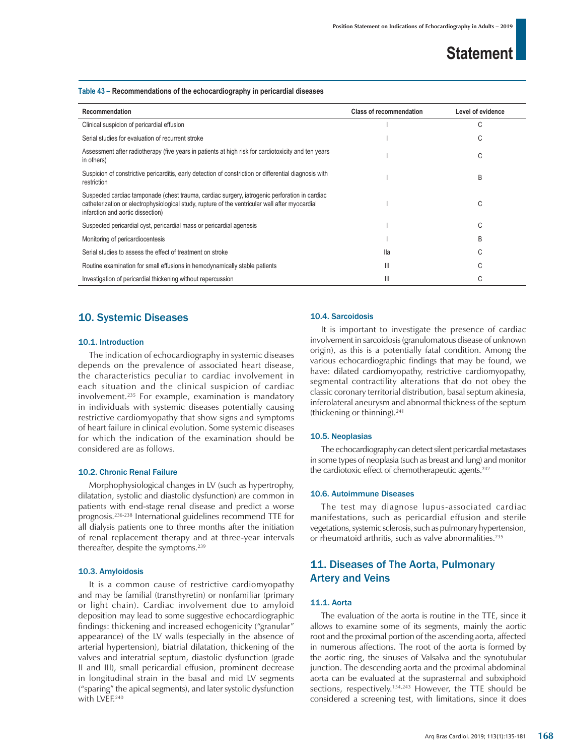**Table 43 – Recommendations of the echocardiography in pericardial diseases**

| Recommendation | Class of recommendation | Level of evidence |
|---|---|---|
| Clinical suspicion of pericardial effusion | I | C |
| Serial studies for evaluation of recurrent stroke | I | C |
| Assessment after radiotherapy (five years in patients at high risk for cardiotoxicity and ten years in others) | I | C |
| Suspicion of constrictive pericarditis, early detection of constriction or differential diagnosis with restriction | I | B |
| Suspected cardiac tamponade (chest trauma, cardiac surgery, iatrogenic perforation in cardiac catheterization or electrophysiological study, rupture of the ventricular wall after myocardial infarction and aortic dissection) | I | C |
| Suspected pericardial cyst, pericardial mass or pericardial agenesis | I | C |
| Monitoring of pericardiocentesis | I | B |
| Serial studies to assess the effect of treatment on stroke | IIa | C |
| Routine examination for small effusions in hemodynamically stable patients | III | C |
| Investigation of pericardial thickening without repercussion | III | C |

## 10. Systemic Diseases

### 10.1. Introduction

The indication of echocardiography in systemic diseases depends on the prevalence of associated heart disease, the characteristics peculiar to cardiac involvement in each situation and the clinical suspicion of cardiac involvement.[235] For example, examination is mandatory in individuals with systemic diseases potentially causing restrictive cardiomyopathy that show signs and symptoms of heart failure in clinical evolution. Some systemic diseases for which the indication of the examination should be considered are as follows.

### 10.2. Chronic Renal Failure

Morphophysiological changes in LV (such as hypertrophy, dilatation, systolic and diastolic dysfunction) are common in patients with end-stage renal disease and predict a worse prognosis.[236-238] International guidelines recommend TTE for all dialysis patients one to three months after the initiation of renal replacement therapy and at three-year intervals thereafter, despite the symptoms.[239]

### 10.3. Amyloidosis

It is a common cause of restrictive cardiomyopathy and may be familial (transthyretin) or nonfamiliar (primary or light chain). Cardiac involvement due to amyloid deposition may lead to some suggestive echocardiographic findings: thickening and increased echogenicity ("granular" appearance) of the LV walls (especially in the absence of arterial hypertension), biatrial dilatation, thickening of the valves and interatrial septum, diastolic dysfunction (grade II and III), small pericardial effusion, prominent decrease in longitudinal strain in the basal and mid LV segments ("sparing" the apical segments), and later systolic dysfunction with LVEF.[240]

### 10.4. Sarcoidosis

It is important to investigate the presence of cardiac involvement in sarcoidosis (granulomatous disease of unknown origin), as this is a potentially fatal condition. Among the various echocardiographic findings that may be found, we have: dilated cardiomyopathy, restrictive cardiomyopathy, segmental contractility alterations that do not obey the classic coronary territorial distribution, basal septum akinesia, inferolateral aneurysm and abnormal thickness of the septum (thickening or thinning).[241]

### 10.5. Neoplasias

The echocardiography can detect silent pericardial metastases in some types of neoplasia (such as breast and lung) and monitor the cardiotoxic effect of chemotherapeutic agents.[242]

### 10.6. Autoimmune Diseases

The test may diagnose lupus-associated cardiac manifestations, such as pericardial effusion and sterile vegetations, systemic sclerosis, such as pulmonary hypertension, or rheumatoid arthritis, such as valve abnormalities.[235]

## 11. Diseases of The Aorta, Pulmonary Artery and Veins

### 11.1. Aorta

The evaluation of the aorta is routine in the TTE, since it allows to examine some of its segments, mainly the aortic root and the proximal portion of the ascending aorta, affected in numerous affections. The root of the aorta is formed by the aortic ring, the sinuses of Valsalva and the synotubular junction. The descending aorta and the proximal abdominal aorta can be evaluated at the suprasternal and subxiphoid sections, respectively.[154,243] However, the TTE should be considered a screening test, with limitations, since it does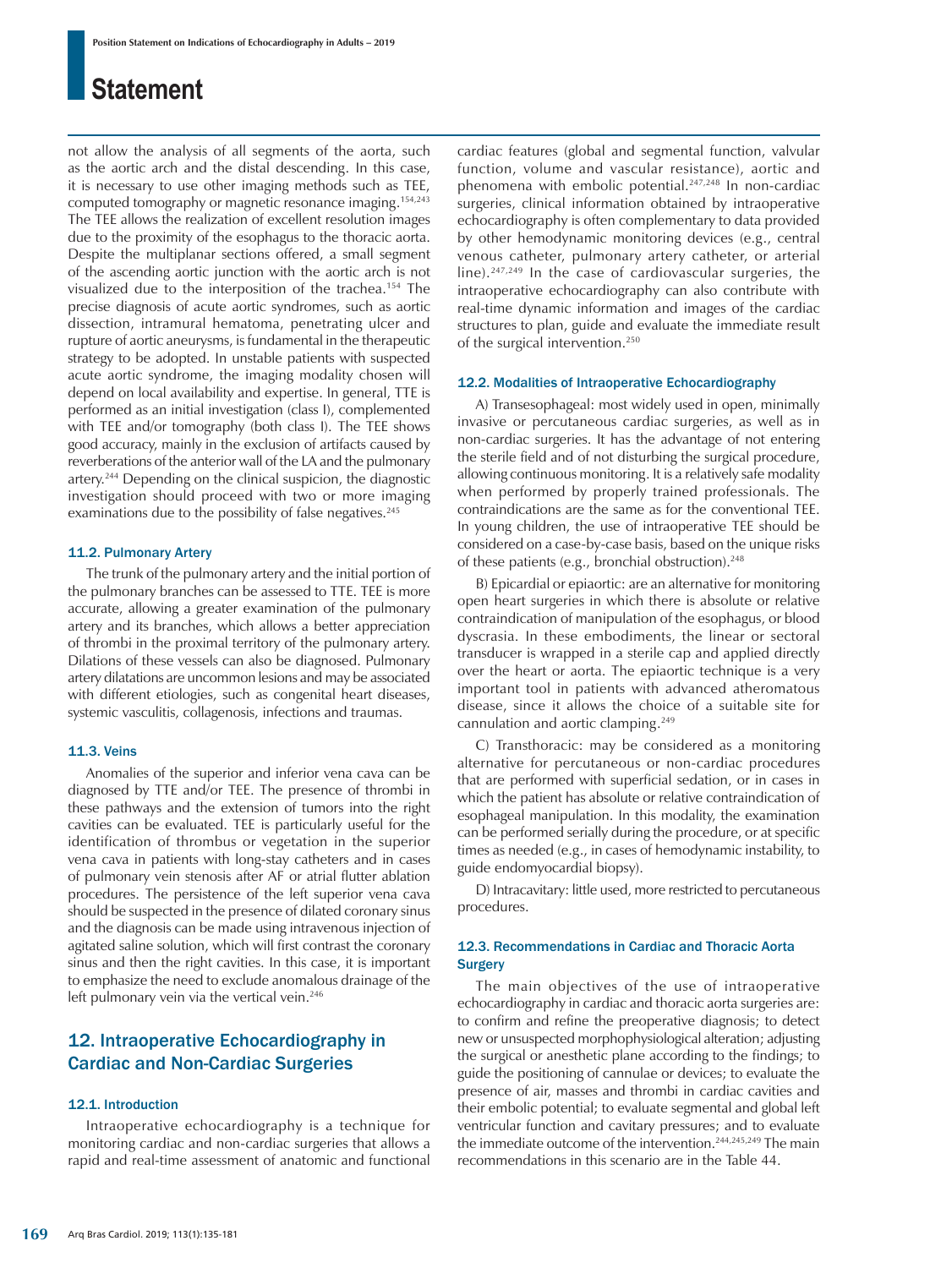not allow the analysis of all segments of the aorta, such as the aortic arch and the distal descending. In this case, it is necessary to use other imaging methods such as TEE, computed tomography or magnetic resonance imaging.[154,243] The TEE allows the realization of excellent resolution images due to the proximity of the esophagus to the thoracic aorta. Despite the multiplanar sections offered, a small segment of the ascending aortic junction with the aortic arch is not visualized due to the interposition of the trachea.[154] The precise diagnosis of acute aortic syndromes, such as aortic dissection, intramural hematoma, penetrating ulcer and rupture of aortic aneurysms, is fundamental in the therapeutic strategy to be adopted. In unstable patients with suspected acute aortic syndrome, the imaging modality chosen will depend on local availability and expertise. In general, TTE is performed as an initial investigation (class I), complemented with TEE and/or tomography (both class I). The TEE shows good accuracy, mainly in the exclusion of artifacts caused by reverberations of the anterior wall of the LA and the pulmonary artery.[244] Depending on the clinical suspicion, the diagnostic investigation should proceed with two or more imaging examinations due to the possibility of false negatives.[245]

### 11.2. Pulmonary Artery

The trunk of the pulmonary artery and the initial portion of the pulmonary branches can be assessed to TTE. TEE is more accurate, allowing a greater examination of the pulmonary artery and its branches, which allows a better appreciation of thrombi in the proximal territory of the pulmonary artery. Dilations of these vessels can also be diagnosed. Pulmonary artery dilatations are uncommon lesions and may be associated with different etiologies, such as congenital heart diseases, systemic vasculitis, collagenosis, infections and traumas.

### 11.3. Veins

Anomalies of the superior and inferior vena cava can be diagnosed by TTE and/or TEE. The presence of thrombi in these pathways and the extension of tumors into the right cavities can be evaluated. TEE is particularly useful for the identification of thrombus or vegetation in the superior vena cava in patients with long-stay catheters and in cases of pulmonary vein stenosis after AF or atrial flutter ablation procedures. The persistence of the left superior vena cava should be suspected in the presence of dilated coronary sinus and the diagnosis can be made using intravenous injection of agitated saline solution, which will first contrast the coronary sinus and then the right cavities. In this case, it is important to emphasize the need to exclude anomalous drainage of the left pulmonary vein via the vertical vein.[246]

## 12. Intraoperative Echocardiography in Cardiac and Non-Cardiac Surgeries

### 12.1. Introduction

Intraoperative echocardiography is a technique for monitoring cardiac and non-cardiac surgeries that allows a rapid and real-time assessment of anatomic and functional cardiac features (global and segmental function, valvular function, volume and vascular resistance), aortic and phenomena with embolic potential.[247,248] In non-cardiac surgeries, clinical information obtained by intraoperative echocardiography is often complementary to data provided by other hemodynamic monitoring devices (e.g., central venous catheter, pulmonary artery catheter, or arterial line).[247,249] In the case of cardiovascular surgeries, the intraoperative echocardiography can also contribute with real-time dynamic information and images of the cardiac structures to plan, guide and evaluate the immediate result of the surgical intervention.[250]

### 12.2. Modalities of Intraoperative Echocardiography

A) Transesophageal: most widely used in open, minimally invasive or percutaneous cardiac surgeries, as well as in non-cardiac surgeries. It has the advantage of not entering the sterile field and of not disturbing the surgical procedure, allowing continuous monitoring. It is a relatively safe modality when performed by properly trained professionals. The contraindications are the same as for the conventional TEE. In young children, the use of intraoperative TEE should be considered on a case-by-case basis, based on the unique risks of these patients (e.g., bronchial obstruction).[248]

B) Epicardial or epiaortic: are an alternative for monitoring open heart surgeries in which there is absolute or relative contraindication of manipulation of the esophagus, or blood dyscrasia. In these embodiments, the linear or sectoral transducer is wrapped in a sterile cap and applied directly over the heart or aorta. The epiaortic technique is a very important tool in patients with advanced atheromatous disease, since it allows the choice of a suitable site for cannulation and aortic clamping.[249]

C) Transthoracic: may be considered as a monitoring alternative for percutaneous or non-cardiac procedures that are performed with superficial sedation, or in cases in which the patient has absolute or relative contraindication of esophageal manipulation. In this modality, the examination can be performed serially during the procedure, or at specific times as needed (e.g., in cases of hemodynamic instability, to guide endomyocardial biopsy).

D) Intracavitary: little used, more restricted to percutaneous procedures.

### 12.3. Recommendations in Cardiac and Thoracic Aorta Surgery

The main objectives of the use of intraoperative echocardiography in cardiac and thoracic aorta surgeries are: to confirm and refine the preoperative diagnosis; to detect new or unsuspected morphophysiological alteration; adjusting the surgical or anesthetic plane according to the findings; to guide the positioning of cannulae or devices; to evaluate the presence of air, masses and thrombi in cardiac cavities and their embolic potential; to evaluate segmental and global left ventricular function and cavitary pressures; and to evaluate the immediate outcome of the intervention.[244,245,249] The main recommendations in this scenario are in the Table 44.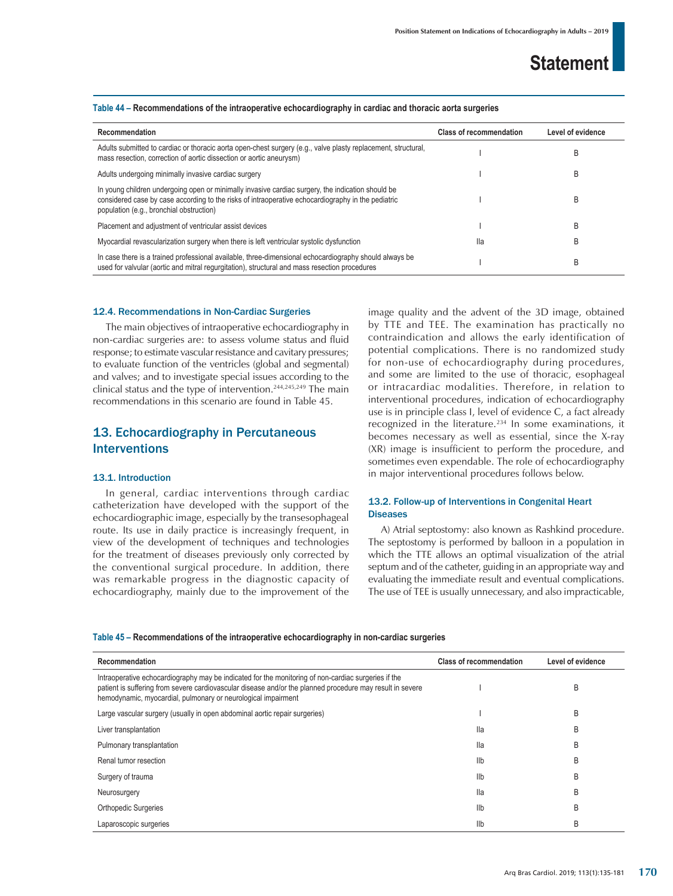**Table 44 – Recommendations of the intraoperative echocardiography in cardiac and thoracic aorta surgeries**

| Recommendation | Class of recommendation | Level of evidence |
|---|---|---|
| Adults submitted to cardiac or thoracic aorta open-chest surgery (e.g., valve plasty replacement, structural, mass resection, correction of aortic dissection or aortic aneurysm) | I | B |
| Adults undergoing minimally invasive cardiac surgery | I | B |
| In young children undergoing open or minimally invasive cardiac surgery, the indication should be considered case by case according to the risks of intraoperative echocardiography in the pediatric population (e.g., bronchial obstruction) | I | B |
| Placement and adjustment of ventricular assist devices | I | B |
| Myocardial revascularization surgery when there is left ventricular systolic dysfunction | IIa | B |
| In case there is a trained professional available, three-dimensional echocardiography should always be used for valvular (aortic and mitral regurgitation), structural and mass resection procedures | I | B |

### 12.4. Recommendations in Non-Cardiac Surgeries

The main objectives of intraoperative echocardiography in non-cardiac surgeries are: to assess volume status and fluid response; to estimate vascular resistance and cavitary pressures; to evaluate function of the ventricles (global and segmental) and valves; and to investigate special issues according to the clinical status and the type of intervention.[244,245,249] The main recommendations in this scenario are found in Table 45.

## 13. Echocardiography in Percutaneous Interventions

### 13.1. Introduction

In general, cardiac interventions through cardiac catheterization have developed with the support of the echocardiographic image, especially by the transesophageal route. Its use in daily practice is increasingly frequent, in view of the development of techniques and technologies for the treatment of diseases previously only corrected by the conventional surgical procedure. In addition, there was remarkable progress in the diagnostic capacity of echocardiography, mainly due to the improvement of the image quality and the advent of the 3D image, obtained by TTE and TEE. The examination has practically no contraindication and allows the early identification of potential complications. There is no randomized study for non-use of echocardiography during procedures, and some are limited to the use of thoracic, esophageal or intracardiac modalities. Therefore, in relation to interventional procedures, indication of echocardiography use is in principle class I, level of evidence C, a fact already recognized in the literature.[234] In some examinations, it becomes necessary as well as essential, since the X-ray (XR) image is insufficient to perform the procedure, and sometimes even expendable. The role of echocardiography in major interventional procedures follows below.

### 13.2. Follow-up of Interventions in Congenital Heart Diseases

A) Atrial septostomy: also known as Rashkind procedure. The septostomy is performed by balloon in a population in which the TTE allows an optimal visualization of the atrial septum and of the catheter, guiding in an appropriate way and evaluating the immediate result and eventual complications. The use of TEE is usually unnecessary, and also impracticable,

**Table 45 – Recommendations of the intraoperative echocardiography in non-cardiac surgeries**

| Recommendation | Class of recommendation | Level of evidence |
|---|---|---|
| Intraoperative echocardiography may be indicated for the monitoring of non-cardiac surgeries if the patient is suffering from severe cardiovascular disease and/or the planned procedure may result in severe hemodynamic, myocardial, pulmonary or neurological impairment | I | B |
| Large vascular surgery (usually in open abdominal aortic repair surgeries) | I | B |
| Liver transplantation | IIa | B |
| Pulmonary transplantation | IIa | B |
| Renal tumor resection | IIb | B |
| Surgery of trauma | IIb | B |
| Neurosurgery | IIa | B |
| Orthopedic Surgeries | IIb | B |
| Laparoscopic surgeries | IIb | B |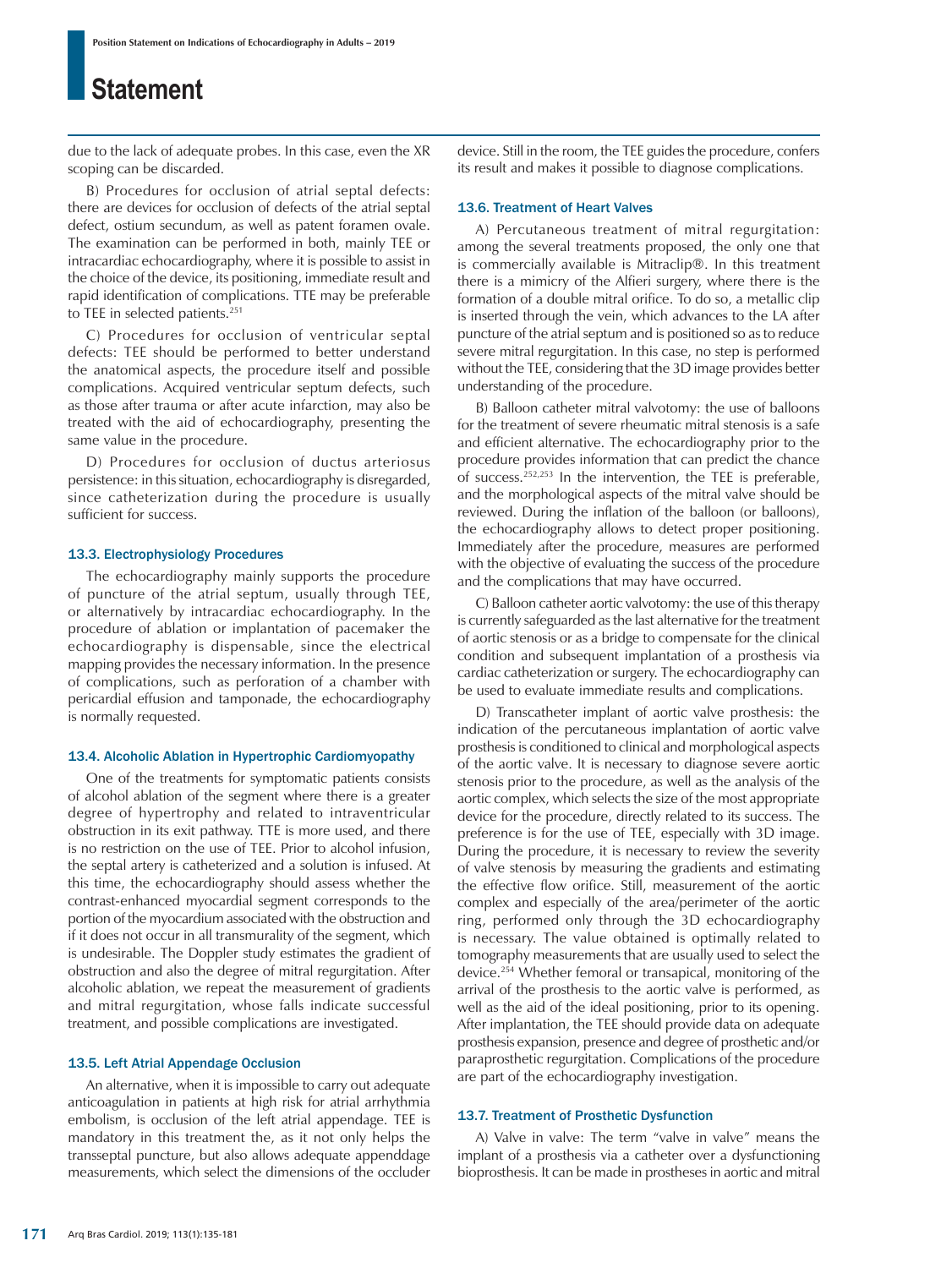due to the lack of adequate probes. In this case, even the XR scoping can be discarded.

B) Procedures for occlusion of atrial septal defects: there are devices for occlusion of defects of the atrial septal defect, ostium secundum, as well as patent foramen ovale. The examination can be performed in both, mainly TEE or intracardiac echocardiography, where it is possible to assist in the choice of the device, its positioning, immediate result and rapid identification of complications. TTE may be preferable to TEE in selected patients.[251]

C) Procedures for occlusion of ventricular septal defects: TEE should be performed to better understand the anatomical aspects, the procedure itself and possible complications. Acquired ventricular septum defects, such as those after trauma or after acute infarction, may also be treated with the aid of echocardiography, presenting the same value in the procedure.

D) Procedures for occlusion of ductus arteriosus persistence: in this situation, echocardiography is disregarded, since catheterization during the procedure is usually sufficient for success.

### 13.3. Electrophysiology Procedures

The echocardiography mainly supports the procedure of puncture of the atrial septum, usually through TEE, or alternatively by intracardiac echocardiography. In the procedure of ablation or implantation of pacemaker the echocardiography is dispensable, since the electrical mapping provides the necessary information. In the presence of complications, such as perforation of a chamber with pericardial effusion and tamponade, the echocardiography is normally requested.

### 13.4. Alcoholic Ablation in Hypertrophic Cardiomyopathy

One of the treatments for symptomatic patients consists of alcohol ablation of the segment where there is a greater degree of hypertrophy and related to intraventricular obstruction in its exit pathway. TTE is more used, and there is no restriction on the use of TEE. Prior to alcohol infusion, the septal artery is catheterized and a solution is infused. At this time, the echocardiography should assess whether the contrast-enhanced myocardial segment corresponds to the portion of the myocardium associated with the obstruction and if it does not occur in all transmurality of the segment, which is undesirable. The Doppler study estimates the gradient of obstruction and also the degree of mitral regurgitation. After alcoholic ablation, we repeat the measurement of gradients and mitral regurgitation, whose falls indicate successful treatment, and possible complications are investigated.

### 13.5. Left Atrial Appendage Occlusion

An alternative, when it is impossible to carry out adequate anticoagulation in patients at high risk for atrial arrhythmia embolism, is occlusion of the left atrial appendage. TEE is mandatory in this treatment the, as it not only helps the transseptal puncture, but also allows adequate appenddage measurements, which select the dimensions of the occluder device. Still in the room, the TEE guides the procedure, confers its result and makes it possible to diagnose complications.

### 13.6. Treatment of Heart Valves

A) Percutaneous treatment of mitral regurgitation: among the several treatments proposed, the only one that is commercially available is Mitraclip®. In this treatment there is a mimicry of the Alfieri surgery, where there is the formation of a double mitral orifice. To do so, a metallic clip is inserted through the vein, which advances to the LA after puncture of the atrial septum and is positioned so as to reduce severe mitral regurgitation. In this case, no step is performed without the TEE, considering that the 3D image provides better understanding of the procedure.

B) Balloon catheter mitral valvotomy: the use of balloons for the treatment of severe rheumatic mitral stenosis is a safe and efficient alternative. The echocardiography prior to the procedure provides information that can predict the chance of success.[252,253] In the intervention, the TEE is preferable, and the morphological aspects of the mitral valve should be reviewed. During the inflation of the balloon (or balloons), the echocardiography allows to detect proper positioning. Immediately after the procedure, measures are performed with the objective of evaluating the success of the procedure and the complications that may have occurred.

C) Balloon catheter aortic valvotomy: the use of this therapy is currently safeguarded as the last alternative for the treatment of aortic stenosis or as a bridge to compensate for the clinical condition and subsequent implantation of a prosthesis via cardiac catheterization or surgery. The echocardiography can be used to evaluate immediate results and complications.

D) Transcatheter implant of aortic valve prosthesis: the indication of the percutaneous implantation of aortic valve prosthesis is conditioned to clinical and morphological aspects of the aortic valve. It is necessary to diagnose severe aortic stenosis prior to the procedure, as well as the analysis of the aortic complex, which selects the size of the most appropriate device for the procedure, directly related to its success. The preference is for the use of TEE, especially with 3D image. During the procedure, it is necessary to review the severity of valve stenosis by measuring the gradients and estimating the effective flow orifice. Still, measurement of the aortic complex and especially of the area/perimeter of the aortic ring, performed only through the 3D echocardiography is necessary. The value obtained is optimally related to tomography measurements that are usually used to select the device.[254] Whether femoral or transapical, monitoring of the arrival of the prosthesis to the aortic valve is performed, as well as the aid of the ideal positioning, prior to its opening. After implantation, the TEE should provide data on adequate prosthesis expansion, presence and degree of prosthetic and/or paraprosthetic regurgitation. Complications of the procedure are part of the echocardiography investigation.

### 13.7. Treatment of Prosthetic Dysfunction

A) Valve in valve: The term "valve in valve" means the implant of a prosthesis via a catheter over a dysfunctioning bioprosthesis. It can be made in prostheses in aortic and mitral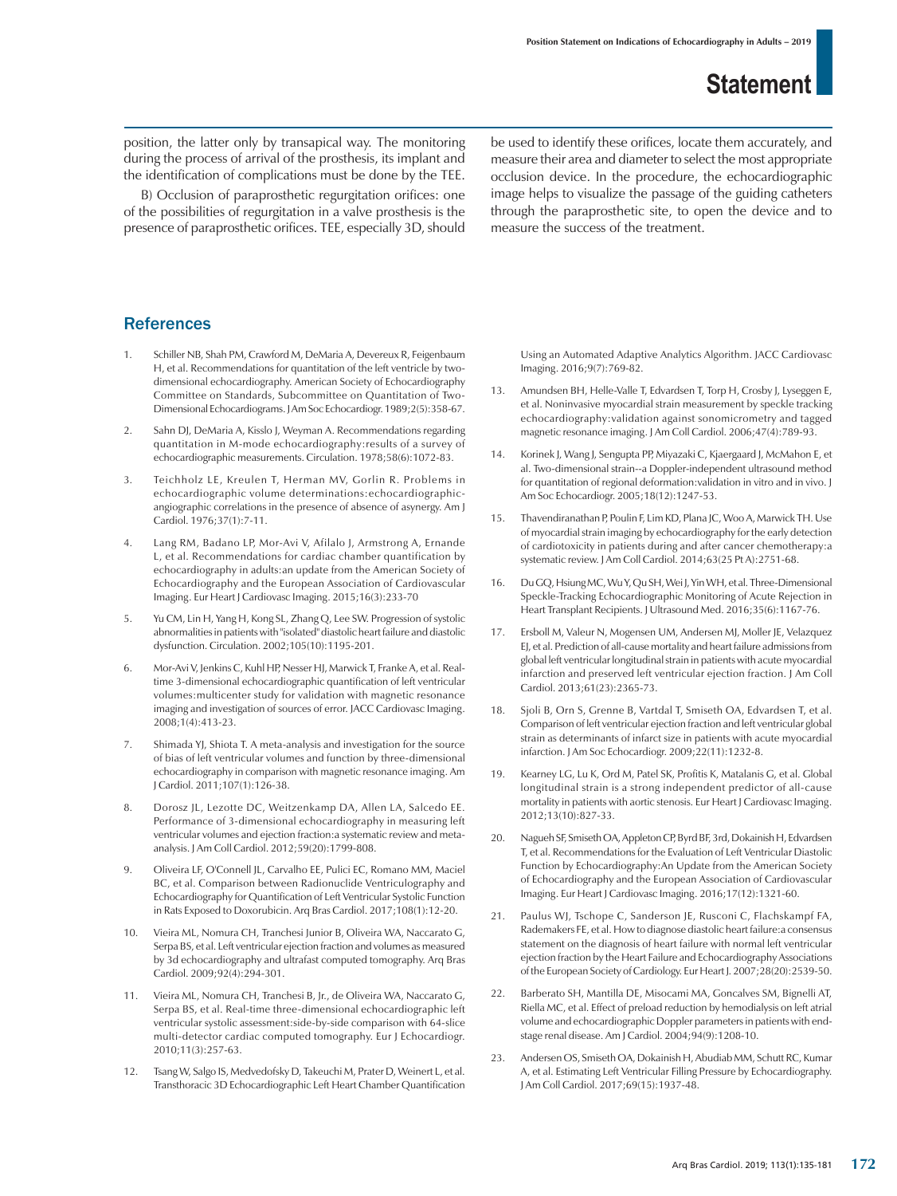position, the latter only by transapical way. The monitoring during the process of arrival of the prosthesis, its implant and the identification of complications must be done by the TEE.

B) Occlusion of paraprosthetic regurgitation orifices: one of the possibilities of regurgitation in a valve prosthesis is the presence of paraprosthetic orifices. TEE, especially 3D, should be used to identify these orifices, locate them accurately, and measure their area and diameter to select the most appropriate occlusion device. In the procedure, the echocardiographic image helps to visualize the passage of the guiding catheters through the paraprosthetic site, to open the device and to measure the success of the treatment.

## References

1. Schiller NB, Shah PM, Crawford M, DeMaria A, Devereux R, Feigenbaum H, et al. Recommendations for quantitation of the left ventricle by two-dimensional echocardiography. American Society of Echocardiography Committee on Standards, Subcommittee on Quantitation of Two-Dimensional Echocardiograms. J Am Soc Echocardiogr. 1989;2(5):358-67.
2. Sahn DJ, DeMaria A, Kisslo J, Weyman A. Recommendations regarding quantitation in M-mode echocardiography:results of a survey of echocardiographic measurements. Circulation. 1978;58(6):1072-83.
3. Teichholz LE, Kreulen T, Herman MV, Gorlin R. Problems in echocardiographic volume determinations:echocardiographic-angiographic correlations in the presence of absence of asynergy. Am J Cardiol. 1976;37(1):7-11.
4. Lang RM, Badano LP, Mor-Avi V, Afilalo J, Armstrong A, Ernande L, et al. Recommendations for cardiac chamber quantification by echocardiography in adults:an update from the American Society of Echocardiography and the European Association of Cardiovascular Imaging. Eur Heart J Cardiovasc Imaging. 2015;16(3):233-70
5. Yu CM, Lin H, Yang H, Kong SL, Zhang Q, Lee SW. Progression of systolic abnormalities in patients with "isolated" diastolic heart failure and diastolic dysfunction. Circulation. 2002;105(10):1195-201.
6. Mor-Avi V, Jenkins C, Kuhl HP, Nesser HJ, Marwick T, Franke A, et al. Real-time 3-dimensional echocardiographic quantification of left ventricular volumes:multicenter study for validation with magnetic resonance imaging and investigation of sources of error. JACC Cardiovasc Imaging. 2008;1(4):413-23.
7. Shimada YJ, Shiota T. A meta-analysis and investigation for the source of bias of left ventricular volumes and function by three-dimensional echocardiography in comparison with magnetic resonance imaging. Am J Cardiol. 2011;107(1):126-38.
8. Dorosz JL, Lezotte DC, Weitzenkamp DA, Allen LA, Salcedo EE. Performance of 3-dimensional echocardiography in measuring left ventricular volumes and ejection fraction:a systematic review and meta-analysis. J Am Coll Cardiol. 2012;59(20):1799-808.
9. Oliveira LF, O'Connell JL, Carvalho EE, Pulici EC, Romano MM, Maciel BC, et al. Comparison between Radionuclide Ventriculography and Echocardiography for Quantification of Left Ventricular Systolic Function in Rats Exposed to Doxorubicin. Arq Bras Cardiol. 2017;108(1):12-20.
10. Vieira ML, Nomura CH, Tranchesi Junior B, Oliveira WA, Naccarato G, Serpa BS, et al. Left ventricular ejection fraction and volumes as measured by 3d echocardiography and ultrafast computed tomography. Arq Bras Cardiol. 2009;92(4):294-301.
11. Vieira ML, Nomura CH, Tranchesi B, Jr., de Oliveira WA, Naccarato G, Serpa BS, et al. Real-time three-dimensional echocardiographic left ventricular systolic assessment:side-by-side comparison with 64-slice multi-detector cardiac computed tomography. Eur J Echocardiogr. 2010;11(3):257-63.
12. Tsang W, Salgo IS, Medvedofsky D, Takeuchi M, Prater D, Weinert L, et al. Transthoracic 3D Echocardiographic Left Heart Chamber Quantification Using an Automated Adaptive Analytics Algorithm. JACC Cardiovasc Imaging. 2016;9(7):769-82.
13. Amundsen BH, Helle-Valle T, Edvardsen T, Torp H, Crosby J, Lyseggen E, et al. Noninvasive myocardial strain measurement by speckle tracking echocardiography:validation against sonomicrometry and tagged magnetic resonance imaging. J Am Coll Cardiol. 2006;47(4):789-93.
14. Korinek J, Wang J, Sengupta PP, Miyazaki C, Kjaergaard J, McMahon E, et al. Two-dimensional strain--a Doppler-independent ultrasound method for quantitation of regional deformation:validation in vitro and in vivo. J Am Soc Echocardiogr. 2005;18(12):1247-53.
15. Thavendiranathan P, Poulin F, Lim KD, Plana JC, Woo A, Marwick TH. Use of myocardial strain imaging by echocardiography for the early detection of cardiotoxicity in patients during and after cancer chemotherapy:a systematic review. J Am Coll Cardiol. 2014;63(25 Pt A):2751-68.
16. Du GQ, Hsiung MC, Wu Y, Qu SH, Wei J, Yin WH, et al. Three-Dimensional Speckle-Tracking Echocardiographic Monitoring of Acute Rejection in Heart Transplant Recipients. J Ultrasound Med. 2016;35(6):1167-76.
17. Ersboll M, Valeur N, Mogensen UM, Andersen MJ, Moller JE, Velazquez EJ, et al. Prediction of all-cause mortality and heart failure admissions from global left ventricular longitudinal strain in patients with acute myocardial infarction and preserved left ventricular ejection fraction. J Am Coll Cardiol. 2013;61(23):2365-73.
18. Sjoli B, Orn S, Grenne B, Vartdal T, Smiseth OA, Edvardsen T, et al. Comparison of left ventricular ejection fraction and left ventricular global strain as determinants of infarct size in patients with acute myocardial infarction. J Am Soc Echocardiogr. 2009;22(11):1232-8.
19. Kearney LG, Lu K, Ord M, Patel SK, Profitis K, Matalanis G, et al. Global longitudinal strain is a strong independent predictor of all-cause mortality in patients with aortic stenosis. Eur Heart J Cardiovasc Imaging. 2012;13(10):827-33.
20. Nagueh SF, Smiseth OA, Appleton CP, Byrd BF, 3rd, Dokainish H, Edvardsen T, et al. Recommendations for the Evaluation of Left Ventricular Diastolic Function by Echocardiography:An Update from the American Society of Echocardiography and the European Association of Cardiovascular Imaging. Eur Heart J Cardiovasc Imaging. 2016;17(12):1321-60.
21. Paulus WJ, Tschope C, Sanderson JE, Rusconi C, Flachskampf FA, Rademakers FE, et al. How to diagnose diastolic heart failure:a consensus statement on the diagnosis of heart failure with normal left ventricular ejection fraction by the Heart Failure and Echocardiography Associations of the European Society of Cardiology. Eur Heart J. 2007;28(20):2539-50.
22. Barberato SH, Mantilla DE, Misocami MA, Goncalves SM, Bignelli AT, Riella MC, et al. Effect of preload reduction by hemodialysis on left atrial volume and echocardiographic Doppler parameters in patients with end-stage renal disease. Am J Cardiol. 2004;94(9):1208-10.
23. Andersen OS, Smiseth OA, Dokainish H, Abudiab MM, Schutt RC, Kumar A, et al. Estimating Left Ventricular Filling Pressure by Echocardiography. J Am Coll Cardiol. 2017;69(15):1937-48.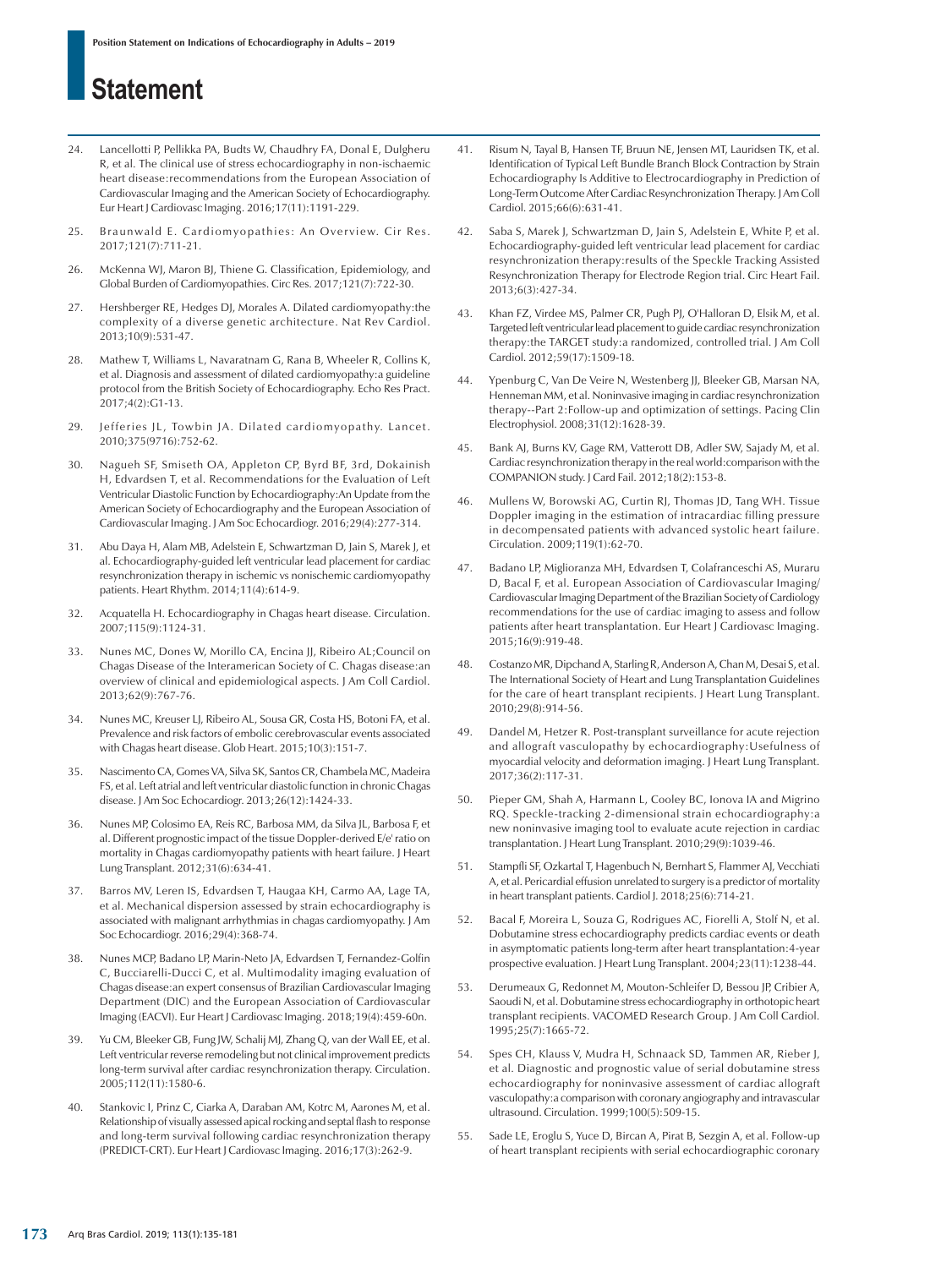24. Lancellotti P, Pellikka PA, Budts W, Chaudhry FA, Donal E, Dulgheru R, et al. The clinical use of stress echocardiography in non-ischaemic heart disease:recommendations from the European Association of Cardiovascular Imaging and the American Society of Echocardiography. Eur Heart J Cardiovasc Imaging. 2016;17(11):1191-229.

25. Braunwald E. Cardiomyopathies: An Overview. Cir Res. 2017;121(7):711-21.

26. McKenna WJ, Maron BJ, Thiene G. Classification, Epidemiology, and Global Burden of Cardiomyopathies. Circ Res. 2017;121(7):722-30.

27. Hershberger RE, Hedges DJ, Morales A. Dilated cardiomyopathy:the complexity of a diverse genetic architecture. Nat Rev Cardiol. 2013;10(9):531-47.

28. Mathew T, Williams L, Navaratnam G, Rana B, Wheeler R, Collins K, et al. Diagnosis and assessment of dilated cardiomyopathy:a guideline protocol from the British Society of Echocardiography. Echo Res Pract. 2017;4(2):G1-13.

29. Jefferies JL, Towbin JA. Dilated cardiomyopathy. Lancet. 2010;375(9716):752-62.

30. Nagueh SF, Smiseth OA, Appleton CP, Byrd BF, 3rd, Dokainish H, Edvardsen T, et al. Recommendations for the Evaluation of Left Ventricular Diastolic Function by Echocardiography:An Update from the American Society of Echocardiography and the European Association of Cardiovascular Imaging. J Am Soc Echocardiogr. 2016;29(4):277-314.

31. Abu Daya H, Alam MB, Adelstein E, Schwartzman D, Jain S, Marek J, et al. Echocardiography-guided left ventricular lead placement for cardiac resynchronization therapy in ischemic vs nonischemic cardiomyopathy patients. Heart Rhythm. 2014;11(4):614-9.

32. Acquatella H. Echocardiography in Chagas heart disease. Circulation. 2007;115(9):1124-31.

33. Nunes MC, Dones W, Morillo CA, Encina JJ, Ribeiro AL;Council on Chagas Disease of the Interamerican Society of C. Chagas disease:an overview of clinical and epidemiological aspects. J Am Coll Cardiol. 2013;62(9):767-76.

34. Nunes MC, Kreuser LJ, Ribeiro AL, Sousa GR, Costa HS, Botoni FA, et al. Prevalence and risk factors of embolic cerebrovascular events associated with Chagas heart disease. Glob Heart. 2015;10(3):151-7.

35. Nascimento CA, Gomes VA, Silva SK, Santos CR, Chambela MC, Madeira FS, et al. Left atrial and left ventricular diastolic function in chronic Chagas disease. J Am Soc Echocardiogr. 2013;26(12):1424-33.

36. Nunes MP, Colosimo EA, Reis RC, Barbosa MM, da Silva JL, Barbosa F, et al. Different prognostic impact of the tissue Doppler-derived E/e' ratio on mortality in Chagas cardiomyopathy patients with heart failure. J Heart Lung Transplant. 2012;31(6):634-41.

37. Barros MV, Leren IS, Edvardsen T, Haugaa KH, Carmo AA, Lage TA, et al. Mechanical dispersion assessed by strain echocardiography is associated with malignant arrhythmias in chagas cardiomyopathy. J Am Soc Echocardiogr. 2016;29(4):368-74.

38. Nunes MCP, Badano LP, Marin-Neto JA, Edvardsen T, Fernandez-Golfin C, Bucciarelli-Ducci C, et al. Multimodality imaging evaluation of Chagas disease:an expert consensus of Brazilian Cardiovascular Imaging Department (DIC) and the European Association of Cardiovascular Imaging (EACVI). Eur Heart J Cardiovasc Imaging. 2018;19(4):459-60n.

39. Yu CM, Bleeker GB, Fung JW, Schalij MJ, Zhang Q, van der Wall EE, et al. Left ventricular reverse remodeling but not clinical improvement predicts long-term survival after cardiac resynchronization therapy. Circulation. 2005;112(11):1580-6.

40. Stankovic I, Prinz C, Ciarka A, Daraban AM, Kotrc M, Aarones M, et al. Relationship of visually assessed apical rocking and septal flash to response and long-term survival following cardiac resynchronization therapy (PREDICT-CRT). Eur Heart J Cardiovasc Imaging. 2016;17(3):262-9.

41. Risum N, Tayal B, Hansen TF, Bruun NE, Jensen MT, Lauridsen TK, et al. Identification of Typical Left Bundle Branch Block Contraction by Strain Echocardiography Is Additive to Electrocardiography in Prediction of Long-Term Outcome After Cardiac Resynchronization Therapy. J Am Coll Cardiol. 2015;66(6):631-41.

42. Saba S, Marek J, Schwartzman D, Jain S, Adelstein E, White P, et al. Echocardiography-guided left ventricular lead placement for cardiac resynchronization therapy:results of the Speckle Tracking Assisted Resynchronization Therapy for Electrode Region trial. Circ Heart Fail. 2013;6(3):427-34.

43. Khan FZ, Virdee MS, Palmer CR, Pugh PJ, O'Halloran D, Elsik M, et al. Targeted left ventricular lead placement to guide cardiac resynchronization therapy:the TARGET study:a randomized, controlled trial. J Am Coll Cardiol. 2012;59(17):1509-18.

44. Ypenburg C, Van De Veire N, Westenberg JJ, Bleeker GB, Marsan NA, Henneman MM, et al. Noninvasive imaging in cardiac resynchronization therapy--Part 2:Follow-up and optimization of settings. Pacing Clin Electrophysiol. 2008;31(12):1628-39.

45. Bank AJ, Burns KV, Gage RM, Vatterott DB, Adler SW, Sajady M, et al. Cardiac resynchronization therapy in the real world:comparison with the COMPANION study. J Card Fail. 2012;18(2):153-8.

46. Mullens W, Borowski AG, Curtin RJ, Thomas JD, Tang WH. Tissue Doppler imaging in the estimation of intracardiac filling pressure in decompensated patients with advanced systolic heart failure. Circulation. 2009;119(1):62-70.

47. Badano LP, Miglioranza MH, Edvardsen T, Colafranceschi AS, Muraru D, Bacal F, et al. European Association of Cardiovascular Imaging/ Cardiovascular Imaging Department of the Brazilian Society of Cardiology recommendations for the use of cardiac imaging to assess and follow patients after heart transplantation. Eur Heart J Cardiovasc Imaging. 2015;16(9):919-48.

48. Costanzo MR, Dipchand A, Starling R, Anderson A, Chan M, Desai S, et al. The International Society of Heart and Lung Transplantation Guidelines for the care of heart transplant recipients. J Heart Lung Transplant. 2010;29(8):914-56.

49. Dandel M, Hetzer R. Post-transplant surveillance for acute rejection and allograft vasculopathy by echocardiography:Usefulness of myocardial velocity and deformation imaging. J Heart Lung Transplant. 2017;36(2):117-31.

50. Pieper GM, Shah A, Harmann L, Cooley BC, Ionova IA and Migrino RQ. Speckle-tracking 2-dimensional strain echocardiography:a new noninvasive imaging tool to evaluate acute rejection in cardiac transplantation. J Heart Lung Transplant. 2010;29(9):1039-46.

51. Stampfli SF, Ozkartal T, Hagenbuch N, Bernhart S, Flammer AJ, Vecchiati A, et al. Pericardial effusion unrelated to surgery is a predictor of mortality in heart transplant patients. Cardiol J. 2018;25(6):714-21.

52. Bacal F, Moreira L, Souza G, Rodrigues AC, Fiorelli A, Stolf N, et al. Dobutamine stress echocardiography predicts cardiac events or death in asymptomatic patients long-term after heart transplantation:4-year prospective evaluation. J Heart Lung Transplant. 2004;23(11):1238-44.

53. Derumeaux G, Redonnet M, Mouton-Schleifer D, Bessou JP, Cribier A, Saoudi N, et al. Dobutamine stress echocardiography in orthotopic heart transplant recipients. VACOMED Research Group. J Am Coll Cardiol. 1995;25(7):1665-72.

54. Spes CH, Klauss V, Mudra H, Schnaack SD, Tammen AR, Rieber J, et al. Diagnostic and prognostic value of serial dobutamine stress echocardiography for noninvasive assessment of cardiac allograft vasculopathy:a comparison with coronary angiography and intravascular ultrasound. Circulation. 1999;100(5):509-15.

55. Sade LE, Eroglu S, Yuce D, Bircan A, Pirat B, Sezgin A, et al. Follow-up of heart transplant recipients with serial echocardiographic coronary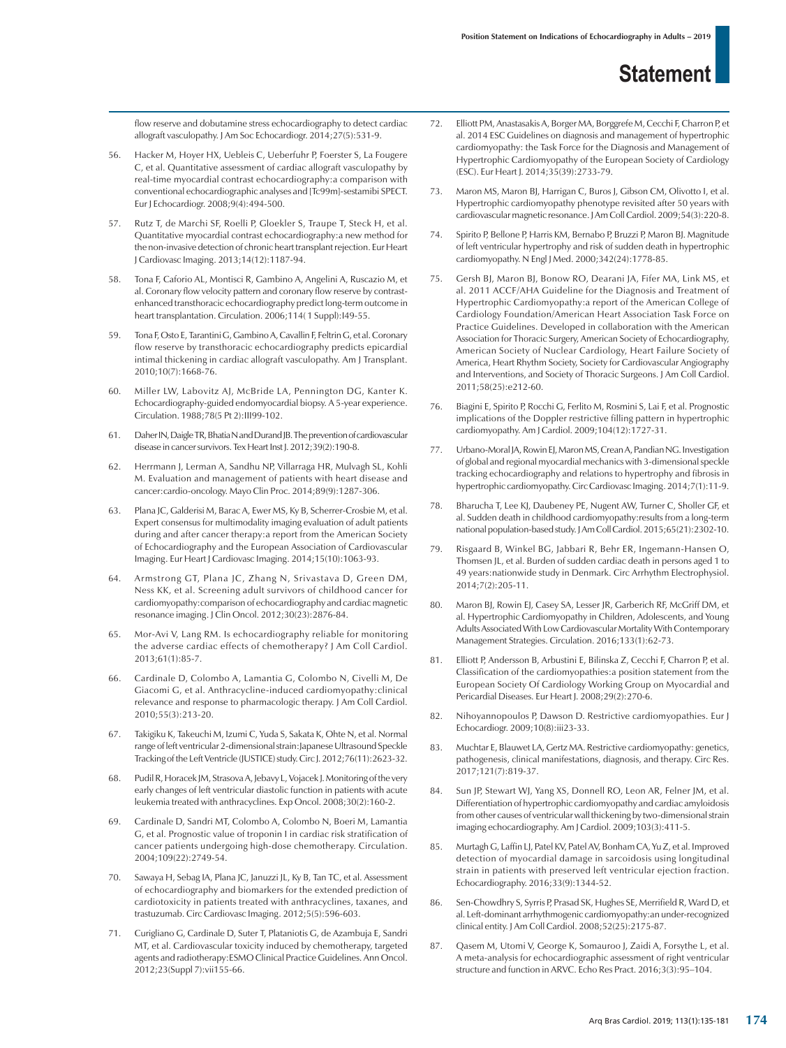flow reserve and dobutamine stress echocardiography to detect cardiac allograft vasculopathy. J Am Soc Echocardiogr. 2014;27(5):531-9.

56. Hacker M, Hoyer HX, Uebleis C, Ueberfuhr P, Foerster S, La Fougere C, et al. Quantitative assessment of cardiac allograft vasculopathy by real-time myocardial contrast echocardiography:a comparison with conventional echocardiographic analyses and [Tc99m]-sestamibi SPECT. Eur J Echocardiogr. 2008;9(4):494-500.

57. Rutz T, de Marchi SF, Roelli P, Gloekler S, Traupe T, Steck H, et al. Quantitative myocardial contrast echocardiography:a new method for the non-invasive detection of chronic heart transplant rejection. Eur Heart J Cardiovasc Imaging. 2013;14(12):1187-94.

58. Tona F, Caforio AL, Montisci R, Gambino A, Angelini A, Ruscazio M, et al. Coronary flow velocity pattern and coronary flow reserve by contrast-enhanced transthoracic echocardiography predict long-term outcome in heart transplantation. Circulation. 2006;114(1 Suppl):I49-55.

59. Tona F, Osto E, Tarantini G, Gambino A, Cavallin F, Feltrin G, et al. Coronary flow reserve by transthoracic echocardiography predicts epicardial intimal thickening in cardiac allograft vasculopathy. Am J Transplant. 2010;10(7):1668-76.

60. Miller LW, Labovitz AJ, McBride LA, Pennington DG, Kanter K. Echocardiography-guided endomyocardial biopsy. A 5-year experience. Circulation. 1988;78(5 Pt 2):III99-102.

61. Daher IN, Daigle TR, Bhatia N and Durand JB. The prevention of cardiovascular disease in cancer survivors. Tex Heart Inst J. 2012;39(2):190-8.

62. Herrmann J, Lerman A, Sandhu NP, Villarraga HR, Mulvagh SL, Kohli M. Evaluation and management of patients with heart disease and cancer:cardio-oncology. Mayo Clin Proc. 2014;89(9):1287-306.

63. Plana JC, Galderisi M, Barac A, Ewer MS, Ky B, Scherrer-Crosbie M, et al. Expert consensus for multimodality imaging evaluation of adult patients during and after cancer therapy:a report from the American Society of Echocardiography and the European Association of Cardiovascular Imaging. Eur Heart J Cardiovasc Imaging. 2014;15(10):1063-93.

64. Armstrong GT, Plana JC, Zhang N, Srivastava D, Green DM, Ness KK, et al. Screening adult survivors of childhood cancer for cardiomyopathy:comparison of echocardiography and cardiac magnetic resonance imaging. J Clin Oncol. 2012;30(23):2876-84.

65. Mor-Avi V, Lang RM. Is echocardiography reliable for monitoring the adverse cardiac effects of chemotherapy? J Am Coll Cardiol. 2013;61(1):85-7.

66. Cardinale D, Colombo A, Lamantia G, Colombo N, Civelli M, De Giacomi G, et al. Anthracycline-induced cardiomyopathy:clinical relevance and response to pharmacologic therapy. J Am Coll Cardiol. 2010;55(3):213-20.

67. Takigiku K, Takeuchi M, Izumi C, Yuda S, Sakata K, Ohte N, et al. Normal range of left ventricular 2-dimensional strain:Japanese Ultrasound Speckle Tracking of the Left Ventricle (JUSTICE) study. Circ J. 2012;76(11):2623-32.

68. Pudil R, Horacek JM, Strasova A, Jebavy L, Vojacek J. Monitoring of the very early changes of left ventricular diastolic function in patients with acute leukemia treated with anthracyclines. Exp Oncol. 2008;30(2):160-2.

69. Cardinale D, Sandri MT, Colombo A, Colombo N, Boeri M, Lamantia G, et al. Prognostic value of troponin I in cardiac risk stratification of cancer patients undergoing high-dose chemotherapy. Circulation. 2004;109(22):2749-54.

70. Sawaya H, Sebag IA, Plana JC, Januzzi JL, Ky B, Tan TC, et al. Assessment of echocardiography and biomarkers for the extended prediction of cardiotoxicity in patients treated with anthracyclines, taxanes, and trastuzumab. Circ Cardiovasc Imaging. 2012;5(5):596-603.

71. Curigliano G, Cardinale D, Suter T, Plataniotis G, de Azambuja E, Sandri MT, et al. Cardiovascular toxicity induced by chemotherapy, targeted agents and radiotherapy:ESMO Clinical Practice Guidelines. Ann Oncol. 2012;23(Suppl 7):vii155-66.

72. Elliott PM, Anastasakis A, Borger MA, Borggrefe M, Cecchi F, Charron P, et al. 2014 ESC Guidelines on diagnosis and management of hypertrophic cardiomyopathy: the Task Force for the Diagnosis and Management of Hypertrophic Cardiomyopathy of the European Society of Cardiology (ESC). Eur Heart J. 2014;35(39):2733-79.

73. Maron MS, Maron BJ, Harrigan C, Buros J, Gibson CM, Olivotto I, et al. Hypertrophic cardiomyopathy phenotype revisited after 50 years with cardiovascular magnetic resonance. J Am Coll Cardiol. 2009;54(3):220-8.

74. Spirito P, Bellone P, Harris KM, Bernabo P, Bruzzi P, Maron BJ. Magnitude of left ventricular hypertrophy and risk of sudden death in hypertrophic cardiomyopathy. N Engl J Med. 2000;342(24):1778-85.

75. Gersh BJ, Maron BJ, Bonow RO, Dearani JA, Fifer MA, Link MS, et al. 2011 ACCF/AHA Guideline for the Diagnosis and Treatment of Hypertrophic Cardiomyopathy:a report of the American College of Cardiology Foundation/American Heart Association Task Force on Practice Guidelines. Developed in collaboration with the American Association for Thoracic Surgery, American Society of Echocardiography, American Society of Nuclear Cardiology, Heart Failure Society of America, Heart Rhythm Society, Society for Cardiovascular Angiography and Interventions, and Society of Thoracic Surgeons. J Am Coll Cardiol. 2011;58(25):e212-60.

76. Biagini E, Spirito P, Rocchi G, Ferlito M, Rosmini S, Lai F, et al. Prognostic implications of the Doppler restrictive filling pattern in hypertrophic cardiomyopathy. Am J Cardiol. 2009;104(12):1727-31.

77. Urbano-Moral JA, Rowin EJ, Maron MS, Crean A, Pandian NG. Investigation of global and regional myocardial mechanics with 3-dimensional speckle tracking echocardiography and relations to hypertrophy and fibrosis in hypertrophic cardiomyopathy. Circ Cardiovasc Imaging. 2014;7(1):11-9.

78. Bharucha T, Lee KJ, Daubeney PE, Nugent AW, Turner C, Sholler GF, et al. Sudden death in childhood cardiomyopathy:results from a long-term national population-based study. J Am Coll Cardiol. 2015;65(21):2302-10.

79. Risgaard B, Winkel BG, Jabbari R, Behr ER, Ingemann-Hansen O, Thomsen JL, et al. Burden of sudden cardiac death in persons aged 1 to 49 years:nationwide study in Denmark. Circ Arrhythm Electrophysiol. 2014;7(2):205-11.

80. Maron BJ, Rowin EJ, Casey SA, Lesser JR, Garberich RF, McGriff DM, et al. Hypertrophic Cardiomyopathy in Children, Adolescents, and Young Adults Associated With Low Cardiovascular Mortality With Contemporary Management Strategies. Circulation. 2016;133(1):62-73.

81. Elliott P, Andersson B, Arbustini E, Bilinska Z, Cecchi F, Charron P, et al. Classification of the cardiomyopathies:a position statement from the European Society Of Cardiology Working Group on Myocardial and Pericardial Diseases. Eur Heart J. 2008;29(2):270-6.

82. Nihoyannopoulos P, Dawson D. Restrictive cardiomyopathies. Eur J Echocardiogr. 2009;10(8):iii23-33.

83. Muchtar E, Blauwet LA, Gertz MA. Restrictive cardiomyopathy: genetics, pathogenesis, clinical manifestations, diagnosis, and therapy. Circ Res. 2017;121(7):819-37.

84. Sun JP, Stewart WJ, Yang XS, Donnell RO, Leon AR, Felner JM, et al. Differentiation of hypertrophic cardiomyopathy and cardiac amyloidosis from other causes of ventricular wall thickening by two-dimensional strain imaging echocardiography. Am J Cardiol. 2009;103(3):411-5.

85. Murtagh G, Laffin LJ, Patel KV, Patel AV, Bonham CA, Yu Z, et al. Improved detection of myocardial damage in sarcoidosis using longitudinal strain in patients with preserved left ventricular ejection fraction. Echocardiography. 2016;33(9):1344-52.

86. Sen-Chowdhry S, Syrris P, Prasad SK, Hughes SE, Merrifield R, Ward D, et al. Left-dominant arrhythmogenic cardiomyopathy:an under-recognized clinical entity. J Am Coll Cardiol. 2008;52(25):2175-87.

87. Qasem M, Utomi V, George K, Somauroo J, Zaidi A, Forsythe L, et al. A meta-analysis for echocardiographic assessment of right ventricular structure and function in ARVC. Echo Res Pract. 2016;3(3):95–104.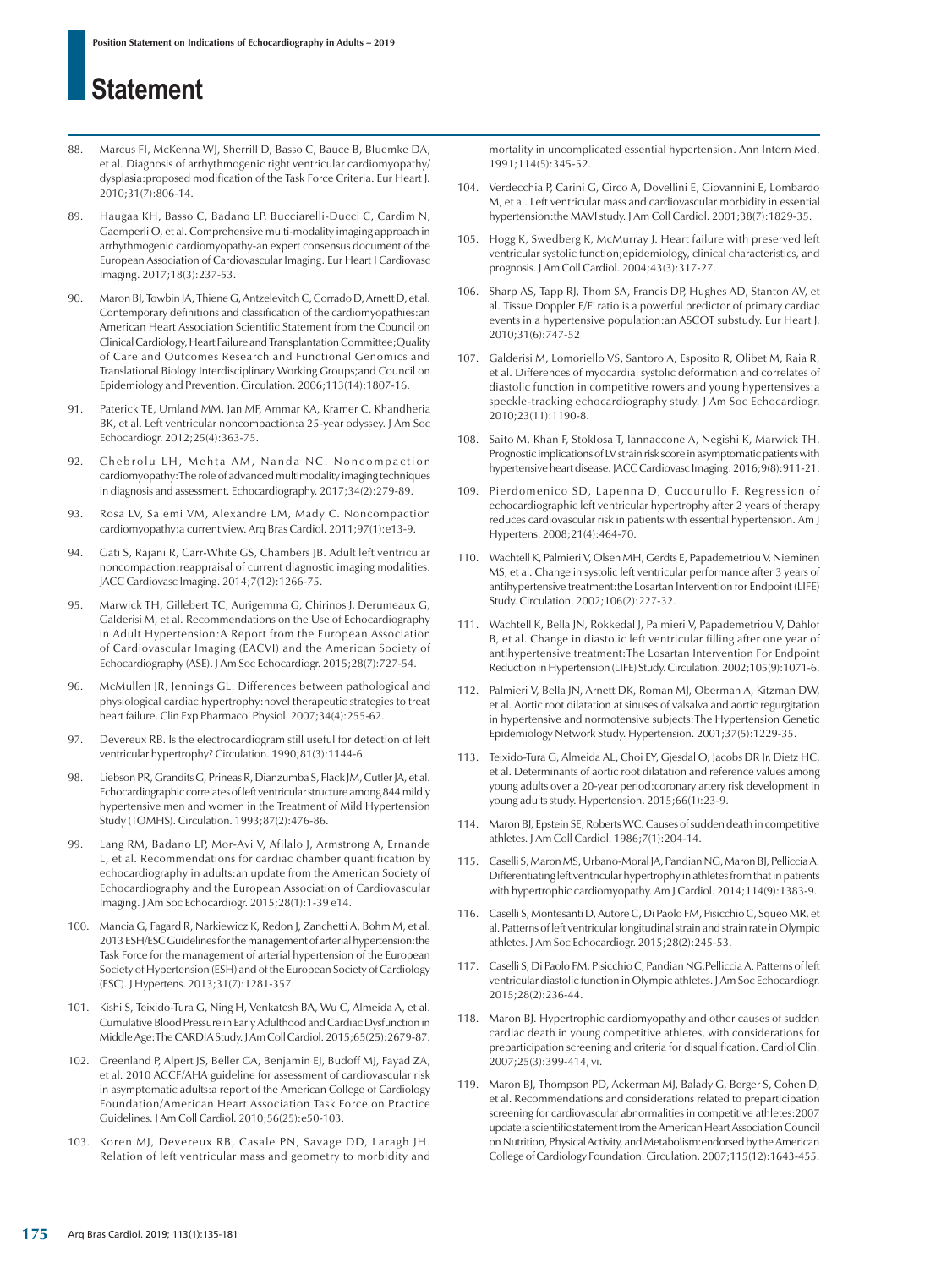88. Marcus FI, McKenna WJ, Sherrill D, Basso C, Bauce B, Bluemke DA, et al. Diagnosis of arrhythmogenic right ventricular cardiomyopathy/dysplasia:proposed modification of the Task Force Criteria. Eur Heart J. 2010;31(7):806-14.

89. Haugaa KH, Basso C, Badano LP, Bucciarelli-Ducci C, Cardim N, Gaemperli O, et al. Comprehensive multi-modality imaging approach in arrhythmogenic cardiomyopathy-an expert consensus document of the European Association of Cardiovascular Imaging. Eur Heart J Cardiovasc Imaging. 2017;18(3):237-53.

90. Maron BJ, Towbin JA, Thiene G, Antzelevitch C, Corrado D, Arnett D, et al. Contemporary definitions and classification of the cardiomyopathies:an American Heart Association Scientific Statement from the Council on Clinical Cardiology, Heart Failure and Transplantation Committee;Quality of Care and Outcomes Research and Functional Genomics and Translational Biology Interdisciplinary Working Groups;and Council on Epidemiology and Prevention. Circulation. 2006;113(14):1807-16.

91. Paterick TE, Umland MM, Jan MF, Ammar KA, Kramer C, Khandheria BK, et al. Left ventricular noncompaction:a 25-year odyssey. J Am Soc Echocardiogr. 2012;25(4):363-75.

92. Chebrolu LH, Mehta AM, Nanda NC. Noncompaction cardiomyopathy:The role of advanced multimodality imaging techniques in diagnosis and assessment. Echocardiography. 2017;34(2):279-89.

93. Rosa LV, Salemi VM, Alexandre LM, Mady C. Noncompaction cardiomyopathy:a current view. Arq Bras Cardiol. 2011;97(1):e13-9.

94. Gati S, Rajani R, Carr-White GS, Chambers JB. Adult left ventricular noncompaction:reappraisal of current diagnostic imaging modalities. JACC Cardiovasc Imaging. 2014;7(12):1266-75.

95. Marwick TH, Gillebert TC, Aurigemma G, Chirinos J, Derumeaux G, Galderisi M, et al. Recommendations on the Use of Echocardiography in Adult Hypertension:A Report from the European Association of Cardiovascular Imaging (EACVI) and the American Society of Echocardiography (ASE). J Am Soc Echocardiogr. 2015;28(7):727-54.

96. McMullen JR, Jennings GL. Differences between pathological and physiological cardiac hypertrophy:novel therapeutic strategies to treat heart failure. Clin Exp Pharmacol Physiol. 2007;34(4):255-62.

97. Devereux RB. Is the electrocardiogram still useful for detection of left ventricular hypertrophy? Circulation. 1990;81(3):1144-6.

98. Liebson PR, Grandits G, Prineas R, Dianzumba S, Flack JM, Cutler JA, et al. Echocardiographic correlates of left ventricular structure among 844 mildly hypertensive men and women in the Treatment of Mild Hypertension Study (TOMHS). Circulation. 1993;87(2):476-86.

99. Lang RM, Badano LP, Mor-Avi V, Afilalo J, Armstrong A, Ernande L, et al. Recommendations for cardiac chamber quantification by echocardiography in adults:an update from the American Society of Echocardiography and the European Association of Cardiovascular Imaging. J Am Soc Echocardiogr. 2015;28(1):1-39 e14.

100. Mancia G, Fagard R, Narkiewicz K, Redon J, Zanchetti A, Bohm M, et al. 2013 ESH/ESC Guidelines for the management of arterial hypertension:the Task Force for the management of arterial hypertension of the European Society of Hypertension (ESH) and of the European Society of Cardiology (ESC). J Hypertens. 2013;31(7):1281-357.

101. Kishi S, Teixido-Tura G, Ning H, Venkatesh BA, Wu C, Almeida A, et al. Cumulative Blood Pressure in Early Adulthood and Cardiac Dysfunction in Middle Age:The CARDIA Study. J Am Coll Cardiol. 2015;65(25):2679-87.

102. Greenland P, Alpert JS, Beller GA, Benjamin EJ, Budoff MJ, Fayad ZA, et al. 2010 ACCF/AHA guideline for assessment of cardiovascular risk in asymptomatic adults:a report of the American College of Cardiology Foundation/American Heart Association Task Force on Practice Guidelines. J Am Coll Cardiol. 2010;56(25):e50-103.

103. Koren MJ, Devereux RB, Casale PN, Savage DD, Laragh JH. Relation of left ventricular mass and geometry to morbidity and mortality in uncomplicated essential hypertension. Ann Intern Med. 1991;114(5):345-52.

104. Verdecchia P, Carini G, Circo A, Dovellini E, Giovannini E, Lombardo M, et al. Left ventricular mass and cardiovascular morbidity in essential hypertension:the MAVI study. J Am Coll Cardiol. 2001;38(7):1829-35.

105. Hogg K, Swedberg K, McMurray J. Heart failure with preserved left ventricular systolic function;epidemiology, clinical characteristics, and prognosis. J Am Coll Cardiol. 2004;43(3):317-27.

106. Sharp AS, Tapp RJ, Thom SA, Francis DP, Hughes AD, Stanton AV, et al. Tissue Doppler E/E' ratio is a powerful predictor of primary cardiac events in a hypertensive population:an ASCOT substudy. Eur Heart J. 2010;31(6):747-52

107. Galderisi M, Lomoriello VS, Santoro A, Esposito R, Olibet M, Raia R, et al. Differences of myocardial systolic deformation and correlates of diastolic function in competitive rowers and young hypertensives:a speckle-tracking echocardiography study. J Am Soc Echocardiogr. 2010;23(11):1190-8.

108. Saito M, Khan F, Stoklosa T, Iannaccone A, Negishi K, Marwick TH. Prognostic implications of LV strain risk score in asymptomatic patients with hypertensive heart disease. JACC Cardiovasc Imaging. 2016;9(8):911-21.

109. Pierdomenico SD, Lapenna D, Cuccurullo F. Regression of echocardiographic left ventricular hypertrophy after 2 years of therapy reduces cardiovascular risk in patients with essential hypertension. Am J Hypertens. 2008;21(4):464-70.

110. Wachtell K, Palmieri V, Olsen MH, Gerdts E, Papademetriou V, Nieminen MS, et al. Change in systolic left ventricular performance after 3 years of antihypertensive treatment:the Losartan Intervention for Endpoint (LIFE) Study. Circulation. 2002;106(2):227-32.

111. Wachtell K, Bella JN, Rokkedal J, Palmieri V, Papademetriou V, Dahlof B, et al. Change in diastolic left ventricular filling after one year of antihypertensive treatment:The Losartan Intervention For Endpoint Reduction in Hypertension (LIFE) Study. Circulation. 2002;105(9):1071-6.

112. Palmieri V, Bella JN, Arnett DK, Roman MJ, Oberman A, Kitzman DW, et al. Aortic root dilatation at sinuses of valsalva and aortic regurgitation in hypertensive and normotensive subjects:The Hypertension Genetic Epidemiology Network Study. Hypertension. 2001;37(5):1229-35.

113. Teixido-Tura G, Almeida AL, Choi EY, Gjesdal O, Jacobs DR Jr, Dietz HC, et al. Determinants of aortic root dilatation and reference values among young adults over a 20-year period:coronary artery risk development in young adults study. Hypertension. 2015;66(1):23-9.

114. Maron BJ, Epstein SE, Roberts WC. Causes of sudden death in competitive athletes. J Am Coll Cardiol. 1986;7(1):204-14.

115. Caselli S, Maron MS, Urbano-Moral JA, Pandian NG, Maron BJ, Pelliccia A. Differentiating left ventricular hypertrophy in athletes from that in patients with hypertrophic cardiomyopathy. Am J Cardiol. 2014;114(9):1383-9.

116. Caselli S, Montesanti D, Autore C, Di Paolo FM, Pisicchio C, Squeo MR, et al. Patterns of left ventricular longitudinal strain and strain rate in Olympic athletes. J Am Soc Echocardiogr. 2015;28(2):245-53.

117. Caselli S, Di Paolo FM, Pisicchio C, Pandian NG,Pelliccia A. Patterns of left ventricular diastolic function in Olympic athletes. J Am Soc Echocardiogr. 2015;28(2):236-44.

118. Maron BJ. Hypertrophic cardiomyopathy and other causes of sudden cardiac death in young competitive athletes, with considerations for preparticipation screening and criteria for disqualification. Cardiol Clin. 2007;25(3):399-414, vi.

119. Maron BJ, Thompson PD, Ackerman MJ, Balady G, Berger S, Cohen D, et al. Recommendations and considerations related to preparticipation screening for cardiovascular abnormalities in competitive athletes:2007 update:a scientific statement from the American Heart Association Council on Nutrition, Physical Activity, and Metabolism:endorsed by the American College of Cardiology Foundation. Circulation. 2007;115(12):1643-455.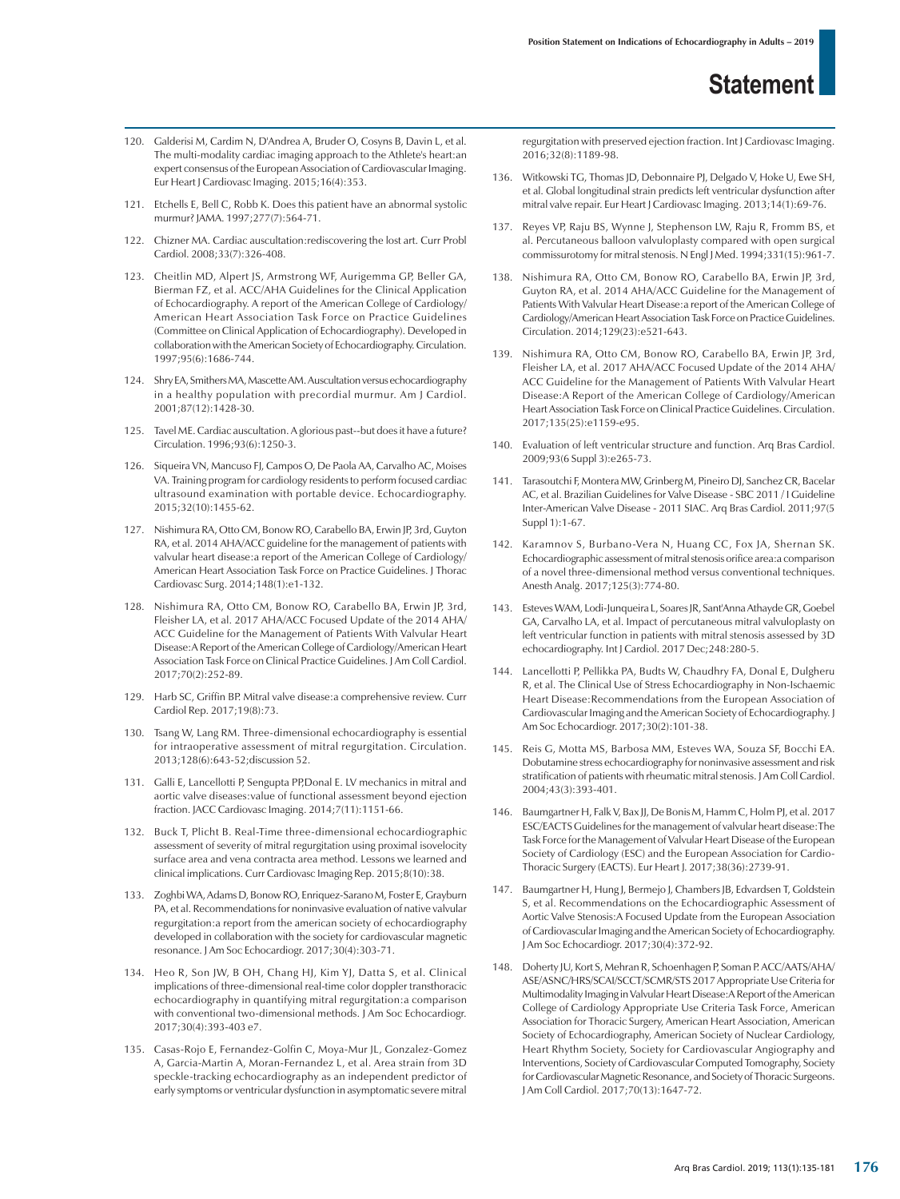120. Galderisi M, Cardim N, D'Andrea A, Bruder O, Cosyns B, Davin L, et al. The multi-modality cardiac imaging approach to the Athlete's heart:an expert consensus of the European Association of Cardiovascular Imaging. Eur Heart J Cardiovasc Imaging. 2015;16(4):353.

121. Etchells E, Bell C, Robb K. Does this patient have an abnormal systolic murmur? JAMA. 1997;277(7):564-71.

122. Chizner MA. Cardiac auscultation:rediscovering the lost art. Curr Probl Cardiol. 2008;33(7):326-408.

123. Cheitlin MD, Alpert JS, Armstrong WF, Aurigemma GP, Beller GA, Bierman FZ, et al. ACC/AHA Guidelines for the Clinical Application of Echocardiography. A report of the American College of Cardiology/ American Heart Association Task Force on Practice Guidelines (Committee on Clinical Application of Echocardiography). Developed in collaboration with the American Society of Echocardiography. Circulation. 1997;95(6):1686-744.

124. Shry EA, Smithers MA, Mascette AM. Auscultation versus echocardiography in a healthy population with precordial murmur. Am J Cardiol. 2001;87(12):1428-30.

125. Tavel ME. Cardiac auscultation. A glorious past--but does it have a future? Circulation. 1996;93(6):1250-3.

126. Siqueira VN, Mancuso FJ, Campos O, De Paola AA, Carvalho AC, Moises VA. Training program for cardiology residents to perform focused cardiac ultrasound examination with portable device. Echocardiography. 2015;32(10):1455-62.

127. Nishimura RA, Otto CM, Bonow RO, Carabello BA, Erwin JP, 3rd, Guyton RA, et al. 2014 AHA/ACC guideline for the management of patients with valvular heart disease:a report of the American College of Cardiology/ American Heart Association Task Force on Practice Guidelines. J Thorac Cardiovasc Surg. 2014;148(1):e1-132.

128. Nishimura RA, Otto CM, Bonow RO, Carabello BA, Erwin JP, 3rd, Fleisher LA, et al. 2017 AHA/ACC Focused Update of the 2014 AHA/ ACC Guideline for the Management of Patients With Valvular Heart Disease:A Report of the American College of Cardiology/American Heart Association Task Force on Clinical Practice Guidelines. J Am Coll Cardiol. 2017;70(2):252-89.

129. Harb SC, Griffin BP. Mitral valve disease:a comprehensive review. Curr Cardiol Rep. 2017;19(8):73.

130. Tsang W, Lang RM. Three-dimensional echocardiography is essential for intraoperative assessment of mitral regurgitation. Circulation. 2013;128(6):643-52;discussion 52.

131. Galli E, Lancellotti P, Sengupta PP,Donal E. LV mechanics in mitral and aortic valve diseases:value of functional assessment beyond ejection fraction. JACC Cardiovasc Imaging. 2014;7(11):1151-66.

132. Buck T, Plicht B. Real-Time three-dimensional echocardiographic assessment of severity of mitral regurgitation using proximal isovelocity surface area and vena contracta area method. Lessons we learned and clinical implications. Curr Cardiovasc Imaging Rep. 2015;8(10):38.

133. Zoghbi WA, Adams D, Bonow RO, Enriquez-Sarano M, Foster E, Grayburn PA, et al. Recommendations for noninvasive evaluation of native valvular regurgitation:a report from the american society of echocardiography developed in collaboration with the society for cardiovascular magnetic resonance. J Am Soc Echocardiogr. 2017;30(4):303-71.

134. Heo R, Son JW, B OH, Chang HJ, Kim YJ, Datta S, et al. Clinical implications of three-dimensional real-time color doppler transthoracic echocardiography in quantifying mitral regurgitation:a comparison with conventional two-dimensional methods. J Am Soc Echocardiogr. 2017;30(4):393-403 e7.

135. Casas-Rojo E, Fernandez-Golfin C, Moya-Mur JL, Gonzalez-Gomez A, Garcia-Martin A, Moran-Fernandez L, et al. Area strain from 3D speckle-tracking echocardiography as an independent predictor of early symptoms or ventricular dysfunction in asymptomatic severe mitral regurgitation with preserved ejection fraction. Int J Cardiovasc Imaging. 2016;32(8):1189-98.

136. Witkowski TG, Thomas JD, Debonnaire PJ, Delgado V, Hoke U, Ewe SH, et al. Global longitudinal strain predicts left ventricular dysfunction after mitral valve repair. Eur Heart J Cardiovasc Imaging. 2013;14(1):69-76.

137. Reyes VP, Raju BS, Wynne J, Stephenson LW, Raju R, Fromm BS, et al. Percutaneous balloon valvuloplasty compared with open surgical commissurotomy for mitral stenosis. N Engl J Med. 1994;331(15):961-7.

138. Nishimura RA, Otto CM, Bonow RO, Carabello BA, Erwin JP, 3rd, Guyton RA, et al. 2014 AHA/ACC Guideline for the Management of Patients With Valvular Heart Disease:a report of the American College of Cardiology/American Heart Association Task Force on Practice Guidelines. Circulation. 2014;129(23):e521-643.

139. Nishimura RA, Otto CM, Bonow RO, Carabello BA, Erwin JP, 3rd, Fleisher LA, et al. 2017 AHA/ACC Focused Update of the 2014 AHA/ ACC Guideline for the Management of Patients With Valvular Heart Disease:A Report of the American College of Cardiology/American Heart Association Task Force on Clinical Practice Guidelines. Circulation. 2017;135(25):e1159-e95.

140. Evaluation of left ventricular structure and function. Arq Bras Cardiol. 2009;93(6 Suppl 3):e265-73.

141. Tarasoutchi F, Montera MW, Grinberg M, Pineiro DJ, Sanchez CR, Bacelar AC, et al. Brazilian Guidelines for Valve Disease - SBC 2011 / I Guideline Inter-American Valve Disease - 2011 SIAC. Arq Bras Cardiol. 2011;97(5 Suppl 1):1-67.

142. Karamnov S, Burbano-Vera N, Huang CC, Fox JA, Shernan SK. Echocardiographic assessment of mitral stenosis orifice area:a comparison of a novel three-dimensional method versus conventional techniques. Anesth Analg. 2017;125(3):774-80.

143. Esteves WAM, Lodi-Junqueira L, Soares JR, Sant'Anna Athayde GR, Goebel GA, Carvalho LA, et al. Impact of percutaneous mitral valvuloplasty on left ventricular function in patients with mitral stenosis assessed by 3D echocardiography. Int J Cardiol. 2017 Dec;248:280-5.

144. Lancellotti P, Pellikka PA, Budts W, Chaudhry FA, Donal E, Dulgheru R, et al. The Clinical Use of Stress Echocardiography in Non-Ischaemic Heart Disease:Recommendations from the European Association of Cardiovascular Imaging and the American Society of Echocardiography. J Am Soc Echocardiogr. 2017;30(2):101-38.

145. Reis G, Motta MS, Barbosa MM, Esteves WA, Souza SF, Bocchi EA. Dobutamine stress echocardiography for noninvasive assessment and risk stratification of patients with rheumatic mitral stenosis. J Am Coll Cardiol. 2004;43(3):393-401.

146. Baumgartner H, Falk V, Bax JJ, De Bonis M, Hamm C, Holm PJ, et al. 2017 ESC/EACTS Guidelines for the management of valvular heart disease:The Task Force for the Management of Valvular Heart Disease of the European Society of Cardiology (ESC) and the European Association for Cardio-Thoracic Surgery (EACTS). Eur Heart J. 2017;38(36):2739-91.

147. Baumgartner H, Hung J, Bermejo J, Chambers JB, Edvardsen T, Goldstein S, et al. Recommendations on the Echocardiographic Assessment of Aortic Valve Stenosis:A Focused Update from the European Association of Cardiovascular Imaging and the American Society of Echocardiography. J Am Soc Echocardiogr. 2017;30(4):372-92.

148. Doherty JU, Kort S, Mehran R, Schoenhagen P, Soman P. ACC/AATS/AHA/ ASE/ASNC/HRS/SCAI/SCCT/SCMR/STS 2017 Appropriate Use Criteria for Multimodality Imaging in Valvular Heart Disease:A Report of the American College of Cardiology Appropriate Use Criteria Task Force, American Association for Thoracic Surgery, American Heart Association, American Society of Echocardiography, American Society of Nuclear Cardiology, Heart Rhythm Society, Society for Cardiovascular Angiography and Interventions, Society of Cardiovascular Computed Tomography, Society for Cardiovascular Magnetic Resonance, and Society of Thoracic Surgeons. J Am Coll Cardiol. 2017;70(13):1647-72.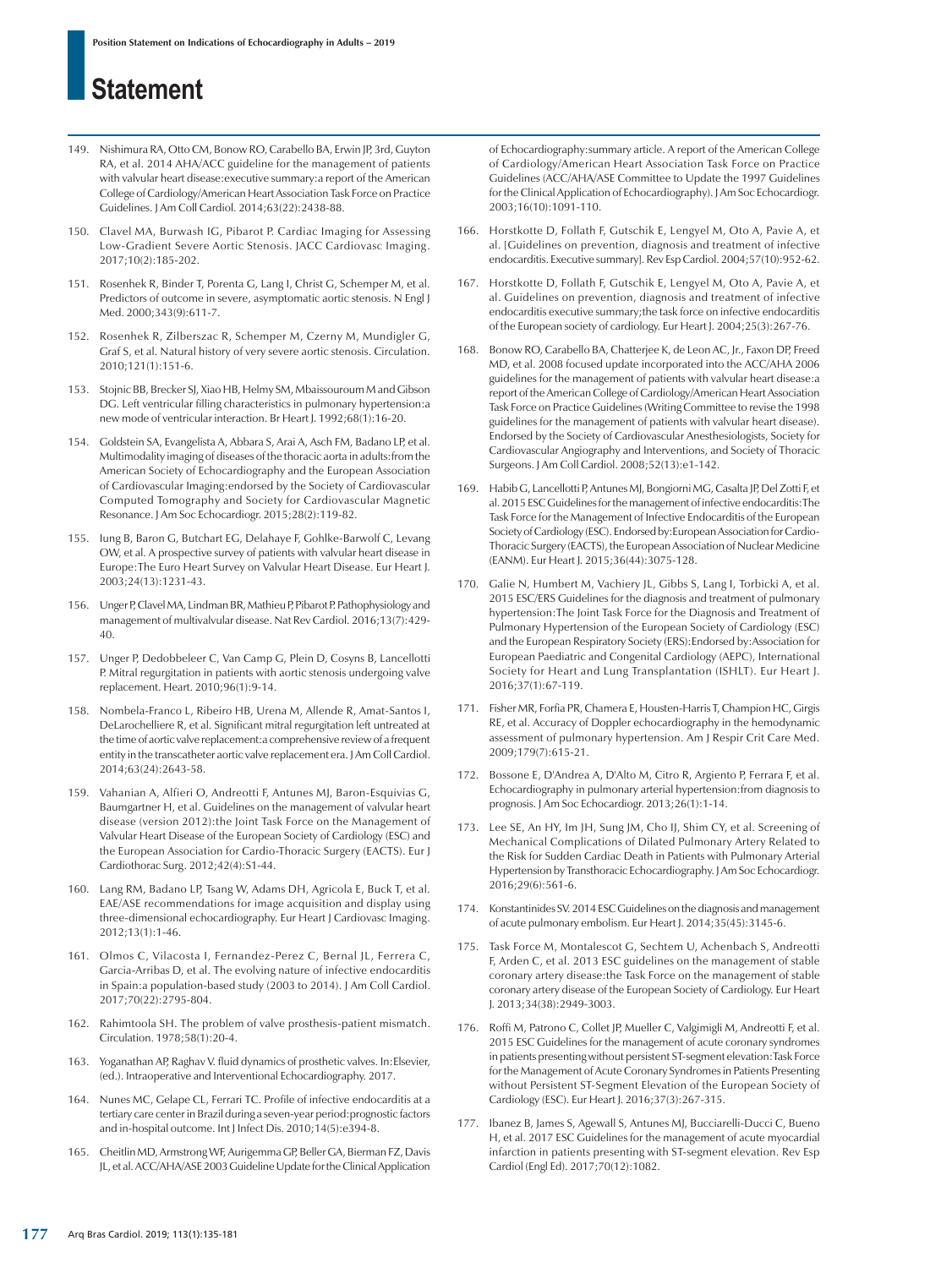149. Nishimura RA, Otto CM, Bonow RO, Carabello BA, Erwin JP, 3rd, Guyton RA, et al. 2014 AHA/ACC guideline for the management of patients with valvular heart disease:executive summary:a report of the American College of Cardiology/American Heart Association Task Force on Practice Guidelines. J Am Coll Cardiol. 2014;63(22):2438-88.

150. Clavel MA, Burwash IG, Pibarot P. Cardiac Imaging for Assessing Low-Gradient Severe Aortic Stenosis. JACC Cardiovasc Imaging. 2017;10(2):185-202.

151. Rosenhek R, Binder T, Porenta G, Lang I, Christ G, Schemper M, et al. Predictors of outcome in severe, asymptomatic aortic stenosis. N Engl J Med. 2000;343(9):611-7.

152. Rosenhek R, Zilberszac R, Schemper M, Czerny M, Mundigler G, Graf S, et al. Natural history of very severe aortic stenosis. Circulation. 2010;121(1):151-6.

153. Stojnic BB, Brecker SJ, Xiao HB, Helmy SM, Mbaissouroum M and Gibson DG. Left ventricular filling characteristics in pulmonary hypertension:a new mode of ventricular interaction. Br Heart J. 1992;68(1):16-20.

154. Goldstein SA, Evangelista A, Abbara S, Arai A, Asch FM, Badano LP, et al. Multimodality imaging of diseases of the thoracic aorta in adults:from the American Society of Echocardiography and the European Association of Cardiovascular Imaging:endorsed by the Society of Cardiovascular Computed Tomography and Society for Cardiovascular Magnetic Resonance. J Am Soc Echocardiogr. 2015;28(2):119-82.

155. Iung B, Baron G, Butchart EG, Delahaye F, Gohlke-Barwolf C, Levang OW, et al. A prospective survey of patients with valvular heart disease in Europe:The Euro Heart Survey on Valvular Heart Disease. Eur Heart J. 2003;24(13):1231-43.

156. Unger P, Clavel MA, Lindman BR, Mathieu P, Pibarot P. Pathophysiology and management of multivalvular disease. Nat Rev Cardiol. 2016;13(7):429-40.

157. Unger P, Dedobbeleer C, Van Camp G, Plein D, Cosyns B, Lancellotti P. Mitral regurgitation in patients with aortic stenosis undergoing valve replacement. Heart. 2010;96(1):9-14.

158. Nombela-Franco L, Ribeiro HB, Urena M, Allende R, Amat-Santos I, DeLarochelliere R, et al. Significant mitral regurgitation left untreated at the time of aortic valve replacement:a comprehensive review of a frequent entity in the transcatheter aortic valve replacement era. J Am Coll Cardiol. 2014;63(24):2643-58.

159. Vahanian A, Alfieri O, Andreotti F, Antunes MJ, Baron-Esquivias G, Baumgartner H, et al. Guidelines on the management of valvular heart disease (version 2012):the Joint Task Force on the Management of Valvular Heart Disease of the European Society of Cardiology (ESC) and the European Association for Cardio-Thoracic Surgery (EACTS). Eur J Cardiothorac Surg. 2012;42(4):S1-44.

160. Lang RM, Badano LP, Tsang W, Adams DH, Agricola E, Buck T, et al. EAE/ASE recommendations for image acquisition and display using three-dimensional echocardiography. Eur Heart J Cardiovasc Imaging. 2012;13(1):1-46.

161. Olmos C, Vilacosta I, Fernandez-Perez C, Bernal JL, Ferrera C, Garcia-Arribas D, et al. The evolving nature of infective endocarditis in Spain:a population-based study (2003 to 2014). J Am Coll Cardiol. 2017;70(22):2795-804.

162. Rahimtoola SH. The problem of valve prosthesis-patient mismatch. Circulation. 1978;58(1):20-4.

163. Yoganathan AP, Raghav V. fluid dynamics of prosthetic valves. In:Elsevier, (ed.). Intraoperative and Interventional Echocardiography. 2017.

164. Nunes MC, Gelape CL, Ferrari TC. Profile of infective endocarditis at a tertiary care center in Brazil during a seven-year period:prognostic factors and in-hospital outcome. Int J Infect Dis. 2010;14(5):e394-8.

165. Cheitlin MD, Armstrong WF, Aurigemma GP, Beller GA, Bierman FZ, Davis JL, et al. ACC/AHA/ASE 2003 Guideline Update for the Clinical Application of Echocardiography:summary article. A report of the American College of Cardiology/American Heart Association Task Force on Practice Guidelines (ACC/AHA/ASE Committee to Update the 1997 Guidelines for the Clinical Application of Echocardiography). J Am Soc Echocardiogr. 2003;16(10):1091-110.

166. Horstkotte D, Follath F, Gutschik E, Lengyel M, Oto A, Pavie A, et al. [Guidelines on prevention, diagnosis and treatment of infective endocarditis. Executive summary]. Rev Esp Cardiol. 2004;57(10):952-62.

167. Horstkotte D, Follath F, Gutschik E, Lengyel M, Oto A, Pavie A, et al. Guidelines on prevention, diagnosis and treatment of infective endocarditis executive summary;the task force on infective endocarditis of the European society of cardiology. Eur Heart J. 2004;25(3):267-76.

168. Bonow RO, Carabello BA, Chatterjee K, de Leon AC, Jr., Faxon DP, Freed MD, et al. 2008 focused update incorporated into the ACC/AHA 2006 guidelines for the management of patients with valvular heart disease:a report of the American College of Cardiology/American Heart Association Task Force on Practice Guidelines (Writing Committee to revise the 1998 guidelines for the management of patients with valvular heart disease). Endorsed by the Society of Cardiovascular Anesthesiologists, Society for Cardiovascular Angiography and Interventions, and Society of Thoracic Surgeons. J Am Coll Cardiol. 2008;52(13):e1-142.

169. Habib G, Lancellotti P, Antunes MJ, Bongiorni MG, Casalta JP, Del Zotti F, et al. 2015 ESC Guidelines for the management of infective endocarditis:The Task Force for the Management of Infective Endocarditis of the European Society of Cardiology (ESC). Endorsed by:European Association for Cardio-Thoracic Surgery (EACTS), the European Association of Nuclear Medicine (EANM). Eur Heart J. 2015;36(44):3075-128.

170. Galie N, Humbert M, Vachiery JL, Gibbs S, Lang I, Torbicki A, et al. 2015 ESC/ERS Guidelines for the diagnosis and treatment of pulmonary hypertension:The Joint Task Force for the Diagnosis and Treatment of Pulmonary Hypertension of the European Society of Cardiology (ESC) and the European Respiratory Society (ERS):Endorsed by:Association for European Paediatric and Congenital Cardiology (AEPC), International Society for Heart and Lung Transplantation (ISHLT). Eur Heart J. 2016;37(1):67-119.

171. Fisher MR, Forfia PR, Chamera E, Housten-Harris T, Champion HC, Girgis RE, et al. Accuracy of Doppler echocardiography in the hemodynamic assessment of pulmonary hypertension. Am J Respir Crit Care Med. 2009;179(7):615-21.

172. Bossone E, D'Andrea A, D'Alto M, Citro R, Argiento P, Ferrara F, et al. Echocardiography in pulmonary arterial hypertension:from diagnosis to prognosis. J Am Soc Echocardiogr. 2013;26(1):1-14.

173. Lee SE, An HY, Im JH, Sung JM, Cho IJ, Shim CY, et al. Screening of Mechanical Complications of Dilated Pulmonary Artery Related to the Risk for Sudden Cardiac Death in Patients with Pulmonary Arterial Hypertension by Transthoracic Echocardiography. J Am Soc Echocardiogr. 2016;29(6):561-6.

174. Konstantinides SV. 2014 ESC Guidelines on the diagnosis and management of acute pulmonary embolism. Eur Heart J. 2014;35(45):3145-6.

175. Task Force M, Montalescot G, Sechtem U, Achenbach S, Andreotti F, Arden C, et al. 2013 ESC guidelines on the management of stable coronary artery disease:the Task Force on the management of stable coronary artery disease of the European Society of Cardiology. Eur Heart J. 2013;34(38):2949-3003.

176. Roffi M, Patrono C, Collet JP, Mueller C, Valgimigli M, Andreotti F, et al. 2015 ESC Guidelines for the management of acute coronary syndromes in patients presenting without persistent ST-segment elevation:Task Force for the Management of Acute Coronary Syndromes in Patients Presenting without Persistent ST-Segment Elevation of the European Society of Cardiology (ESC). Eur Heart J. 2016;37(3):267-315.

177. Ibanez B, James S, Agewall S, Antunes MJ, Bucciarelli-Ducci C, Bueno H, et al. 2017 ESC Guidelines for the management of acute myocardial infarction in patients presenting with ST-segment elevation. Rev Esp Cardiol (Engl Ed). 2017;70(12):1082.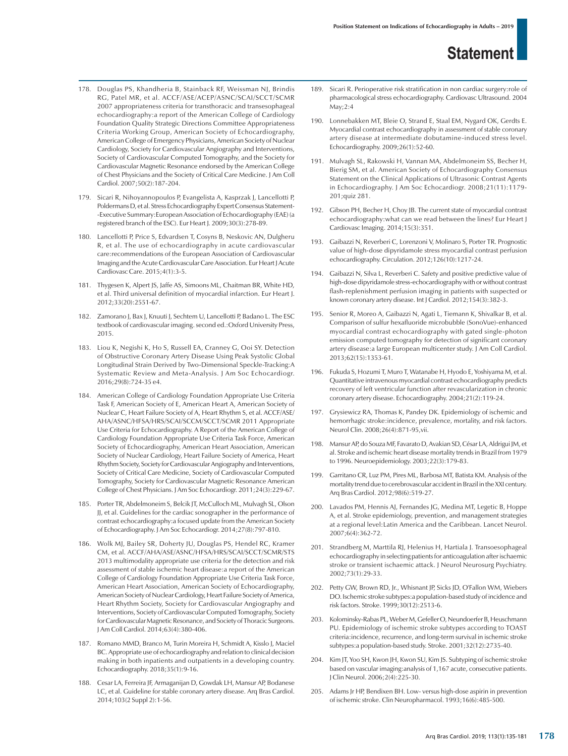178. Douglas PS, Khandheria B, Stainback RF, Weissman NJ, Brindis RG, Patel MR, et al. ACCF/ASE/ACEP/ASNC/SCAI/SCCT/SCMR 2007 appropriateness criteria for transthoracic and transesophageal echocardiography:a report of the American College of Cardiology Foundation Quality Strategic Directions Committee Appropriateness Criteria Working Group, American Society of Echocardiography, American College of Emergency Physicians, American Society of Nuclear Cardiology, Society for Cardiovascular Angiography and Interventions, Society of Cardiovascular Computed Tomography, and the Society for Cardiovascular Magnetic Resonance endorsed by the American College of Chest Physicians and the Society of Critical Care Medicine. J Am Coll Cardiol. 2007;50(2):187-204.

179. Sicari R, Nihoyannopoulos P, Evangelista A, Kasprzak J, Lancellotti P, Poldermans D, et al. Stress Echocardiography Expert Consensus Statement--Executive Summary:European Association of Echocardiography (EAE) (a registered branch of the ESC). Eur Heart J. 2009;30(3):278-89.

180. Lancellotti P, Price S, Edvardsen T, Cosyns B, Neskovic AN, Dulgheru R, et al. The use of echocardiography in acute cardiovascular care:recommendations of the European Association of Cardiovascular Imaging and the Acute Cardiovascular Care Association. Eur Heart J Acute Cardiovasc Care. 2015;4(1):3-5.

181. Thygesen K, Alpert JS, Jaffe AS, Simoons ML, Chaitman BR, White HD, et al. Third universal definition of myocardial infarction. Eur Heart J. 2012;33(20):2551-67.

182. Zamorano J, Bax J, Knuuti J, Sechtem U, Lancellotti P, Badano L. The ESC textbook of cardiovascular imaging. second ed.:Oxford University Press, 2015.

183. Liou K, Negishi K, Ho S, Russell EA, Cranney G, Ooi SY. Detection of Obstructive Coronary Artery Disease Using Peak Systolic Global Longitudinal Strain Derived by Two-Dimensional Speckle-Tracking:A Systematic Review and Meta-Analysis. J Am Soc Echocardiogr. 2016;29(8):724-35 e4.

184. American College of Cardiology Foundation Appropriate Use Criteria Task F, American Society of E, American Heart A, American Society of Nuclear C, Heart Failure Society of A, Heart Rhythm S, et al. ACCF/ASE/AHA/ASNC/HFSA/HRS/SCAI/SCCM/SCCT/SCMR 2011 Appropriate Use Criteria for Echocardiography. A Report of the American College of Cardiology Foundation Appropriate Use Criteria Task Force, American Society of Echocardiography, American Heart Association, American Society of Nuclear Cardiology, Heart Failure Society of America, Heart Rhythm Society, Society for Cardiovascular Angiography and Interventions, Society of Critical Care Medicine, Society of Cardiovascular Computed Tomography, Society for Cardiovascular Magnetic Resonance American College of Chest Physicians. J Am Soc Echocardiogr. 2011;24(3):229-67.

185. Porter TR, Abdelmoneim S, Belcik JT, McCulloch ML, Mulvagh SL, Olson JJ, et al. Guidelines for the cardiac sonographer in the performance of contrast echocardiography:a focused update from the American Society of Echocardiography. J Am Soc Echocardiogr. 2014;27(8):797-810.

186. Wolk MJ, Bailey SR, Doherty JU, Douglas PS, Hendel RC, Kramer CM, et al. ACCF/AHA/ASE/ASNC/HFSA/HRS/SCAI/SCCT/SCMR/STS 2013 multimodality appropriate use criteria for the detection and risk assessment of stable ischemic heart disease:a report of the American College of Cardiology Foundation Appropriate Use Criteria Task Force, American Heart Association, American Society of Echocardiography, American Society of Nuclear Cardiology, Heart Failure Society of America, Heart Rhythm Society, Society for Cardiovascular Angiography and Interventions, Society of Cardiovascular Computed Tomography, Society for Cardiovascular Magnetic Resonance, and Society of Thoracic Surgeons. J Am Coll Cardiol. 2014;63(4):380-406.

187. Romano MMD, Branco M, Turin Moreira H, Schmidt A, Kisslo J, Maciel BC. Appropriate use of echocardiography and relation to clinical decision making in both inpatients and outpatients in a developing country. Echocardiography. 2018;35(1):9-16.

188. Cesar LA, Ferreira JF, Armaganijan D, Gowdak LH, Mansur AP, Bodanese LC, et al. Guideline for stable coronary artery disease. Arq Bras Cardiol. 2014;103(2 Suppl 2):1-56.

189. Sicari R. Perioperative risk stratification in non cardiac surgery:role of pharmacological stress echocardiography. Cardiovasc Ultrasound. 2004 May;2:4

190. Lonnebakken MT, Bleie O, Strand E, Staal EM, Nygard OK, Gerdts E. Myocardial contrast echocardiography in assessment of stable coronary artery disease at intermediate dobutamine-induced stress level. Echocardiography. 2009;26(1):52-60.

191. Mulvagh SL, Rakowski H, Vannan MA, Abdelmoneim SS, Becher H, Bierig SM, et al. American Society of Echocardiography Consensus Statement on the Clinical Applications of Ultrasonic Contrast Agents in Echocardiography. J Am Soc Echocardiogr. 2008;21(11):1179-201;quiz 281.

192. Gibson PH, Becher H, Choy JB. The current state of myocardial contrast echocardiography:what can we read between the lines? Eur Heart J Cardiovasc Imaging. 2014;15(3):351.

193. Gaibazzi N, Reverberi C, Lorenzoni V, Molinaro S, Porter TR. Prognostic value of high-dose dipyridamole stress myocardial contrast perfusion echocardiography. Circulation. 2012;126(10):1217-24.

194. Gaibazzi N, Silva L, Reverberi C. Safety and positive predictive value of high-dose dipyridamole stress-echocardiography with or without contrast flash-replenishment perfusion imaging in patients with suspected or known coronary artery disease. Int J Cardiol. 2012;154(3):382-3.

195. Senior R, Moreo A, Gaibazzi N, Agati L, Tiemann K, Shivalkar B, et al. Comparison of sulfur hexafluoride microbubble (SonoVue)-enhanced myocardial contrast echocardiography with gated single-photon emission computed tomography for detection of significant coronary artery disease:a large European multicenter study. J Am Coll Cardiol. 2013;62(15):1353-61.

196. Fukuda S, Hozumi T, Muro T, Watanabe H, Hyodo E, Yoshiyama M, et al. Quantitative intravenous myocardial contrast echocardiography predicts recovery of left ventricular function after revascularization in chronic coronary artery disease. Echocardiography. 2004;21(2):119-24.

197. Grysiewicz RA, Thomas K, Pandey DK. Epidemiology of ischemic and hemorrhagic stroke:incidence, prevalence, mortality, and risk factors. Neurol Clin. 2008;26(4):871-95,vii.

198. Mansur AP, do Souza MF, Favarato D, Avakian SD, César LA, Aldrigui JM, et al. Stroke and ischemic heart disease mortality trends in Brazil from 1979 to 1996. Neuroepidemiology. 2003;22(3):179-83.

199. Garritano CR, Luz PM, Pires ML, Barbosa MT, Batista KM. Analysis of the mortality trend due to cerebrovascular accident in Brazil in the XXI century. Arq Bras Cardiol. 2012;98(6):519-27.

200. Lavados PM, Hennis AJ, Fernandes JG, Medina MT, Legetic B, Hoppe A, et al. Stroke epidemiology, prevention, and management strategies at a regional level:Latin America and the Caribbean. Lancet Neurol. 2007;6(4):362-72.

201. Strandberg M, Marttila RJ, Helenius H, Hartiala J. Transoesophageal echocardiography in selecting patients for anticoagulation after ischaemic stroke or transient ischaemic attack. J Neurol Neurosurg Psychiatry. 2002;73(1):29-33.

202. Petty GW, Brown RD, Jr., Whisnant JP, Sicks JD, O'Fallon WM, Wiebers DO. Ischemic stroke subtypes:a population-based study of incidence and risk factors. Stroke. 1999;30(12):2513-6.

203. Kolominsky-Rabas PL, Weber M, Gefeller O, Neundoerfer B, Heuschmann PU. Epidemiology of ischemic stroke subtypes according to TOAST criteria:incidence, recurrence, and long-term survival in ischemic stroke subtypes:a population-based study. Stroke. 2001;32(12):2735-40.

204. Kim JT, Yoo SH, Kwon JH, Kwon SU, Kim JS. Subtyping of ischemic stroke based on vascular imaging:analysis of 1,167 acute, consecutive patients. J Clin Neurol. 2006;2(4):225-30.

205. Adams Jr HP, Bendixen BH. Low- versus high-dose aspirin in prevention of ischemic stroke. Clin Neuropharmacol. 1993;16(6):485-500.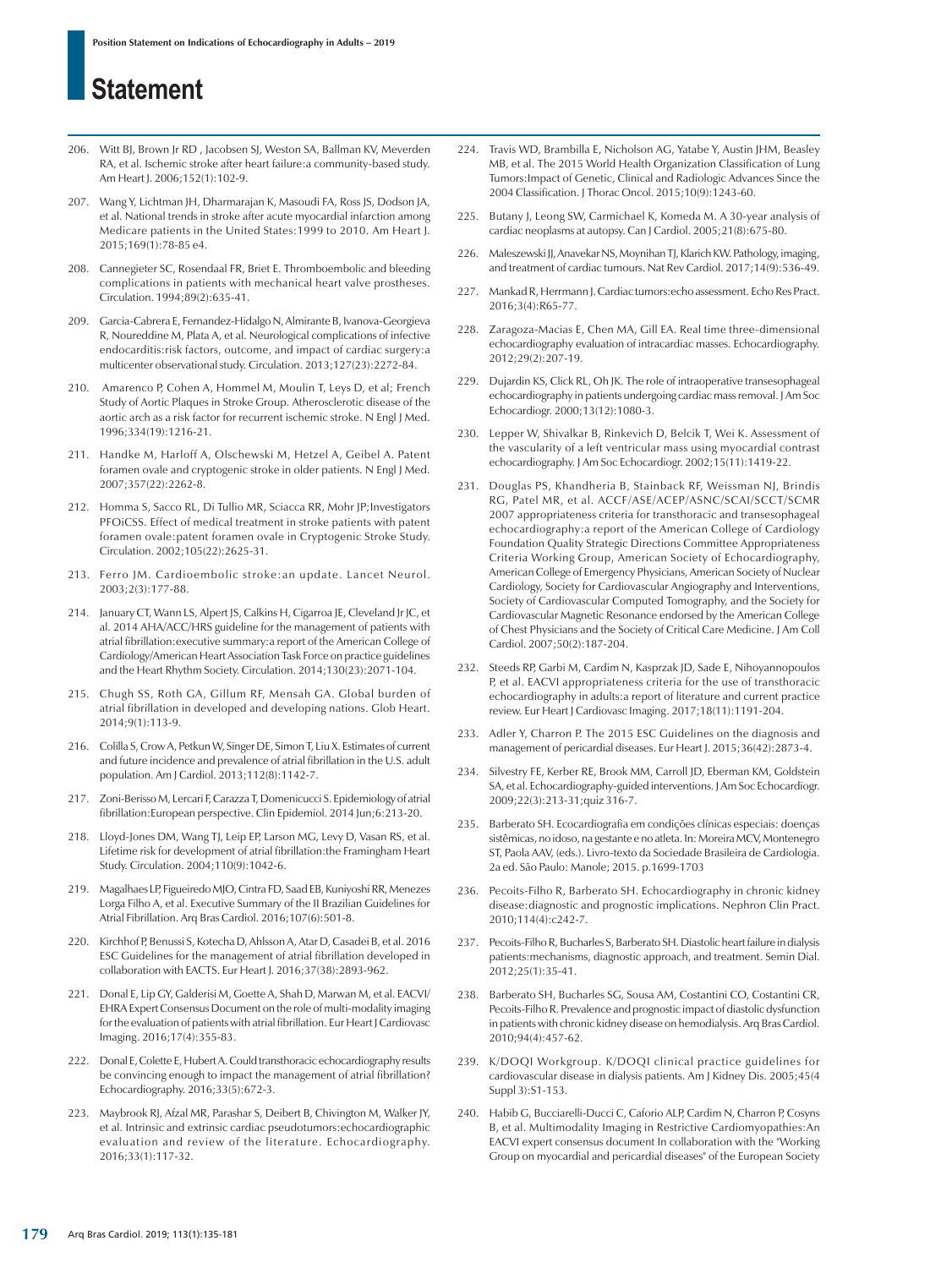206. Witt BJ, Brown Jr RD , Jacobsen SJ, Weston SA, Ballman KV, Meverden RA, et al. Ischemic stroke after heart failure:a community-based study. Am Heart J. 2006;152(1):102-9.

207. Wang Y, Lichtman JH, Dharmarajan K, Masoudi FA, Ross JS, Dodson JA, et al. National trends in stroke after acute myocardial infarction among Medicare patients in the United States:1999 to 2010. Am Heart J. 2015;169(1):78-85 e4.

208. Cannegieter SC, Rosendaal FR, Briet E. Thromboembolic and bleeding complications in patients with mechanical heart valve prostheses. Circulation. 1994;89(2):635-41.

209. Garcia-Cabrera E, Fernandez-Hidalgo N, Almirante B, Ivanova-Georgieva R, Noureddine M, Plata A, et al. Neurological complications of infective endocarditis:risk factors, outcome, and impact of cardiac surgery:a multicenter observational study. Circulation. 2013;127(23):2272-84.

210. Amarenco P, Cohen A, Hommel M, Moulin T, Leys D, et al; French Study of Aortic Plaques in Stroke Group. Atherosclerotic disease of the aortic arch as a risk factor for recurrent ischemic stroke. N Engl J Med. 1996;334(19):1216-21.

211. Handke M, Harloff A, Olschewski M, Hetzel A, Geibel A. Patent foramen ovale and cryptogenic stroke in older patients. N Engl J Med. 2007;357(22):2262-8.

212. Homma S, Sacco RL, Di Tullio MR, Sciacca RR, Mohr JP;Investigators PFOiCSS. Effect of medical treatment in stroke patients with patent foramen ovale:patent foramen ovale in Cryptogenic Stroke Study. Circulation. 2002;105(22):2625-31.

213. Ferro JM. Cardioembolic stroke:an update. Lancet Neurol. 2003;2(3):177-88.

214. January CT, Wann LS, Alpert JS, Calkins H, Cigarroa JE, Cleveland Jr JC, et al. 2014 AHA/ACC/HRS guideline for the management of patients with atrial fibrillation:executive summary:a report of the American College of Cardiology/American Heart Association Task Force on practice guidelines and the Heart Rhythm Society. Circulation. 2014;130(23):2071-104.

215. Chugh SS, Roth GA, Gillum RF, Mensah GA. Global burden of atrial fibrillation in developed and developing nations. Glob Heart. 2014;9(1):113-9.

216. Colilla S, Crow A, Petkun W, Singer DE, Simon T, Liu X. Estimates of current and future incidence and prevalence of atrial fibrillation in the U.S. adult population. Am J Cardiol. 2013;112(8):1142-7.

217. Zoni-Berisso M, Lercari F, Carazza T, Domenicucci S. Epidemiology of atrial fibrillation:European perspective. Clin Epidemiol. 2014 Jun;6:213-20.

218. Lloyd-Jones DM, Wang TJ, Leip EP, Larson MG, Levy D, Vasan RS, et al. Lifetime risk for development of atrial fibrillation:the Framingham Heart Study. Circulation. 2004;110(9):1042-6.

219. Magalhaes LP, Figueiredo MJO, Cintra FD, Saad EB, Kuniyoshi RR, Menezes Lorga Filho A, et al. Executive Summary of the II Brazilian Guidelines for Atrial Fibrillation. Arq Bras Cardiol. 2016;107(6):501-8.

220. Kirchhof P, Benussi S, Kotecha D, Ahlsson A, Atar D, Casadei B, et al. 2016 ESC Guidelines for the management of atrial fibrillation developed in collaboration with EACTS. Eur Heart J. 2016;37(38):2893-962.

221. Donal E, Lip GY, Galderisi M, Goette A, Shah D, Marwan M, et al. EACVI/EHRA Expert Consensus Document on the role of multi-modality imaging for the evaluation of patients with atrial fibrillation. Eur Heart J Cardiovasc Imaging. 2016;17(4):355-83.

222. Donal E, Colette E, Hubert A. Could transthoracic echocardiography results be convincing enough to impact the management of atrial fibrillation? Echocardiography. 2016;33(5):672-3.

223. Maybrook RJ, Afzal MR, Parashar S, Deibert B, Chivington M, Walker JY, et al. Intrinsic and extrinsic cardiac pseudotumors:echocardiographic evaluation and review of the literature. Echocardiography. 2016;33(1):117-32.

224. Travis WD, Brambilla E, Nicholson AG, Yatabe Y, Austin JHM, Beasley MB, et al. The 2015 World Health Organization Classification of Lung Tumors:Impact of Genetic, Clinical and Radiologic Advances Since the 2004 Classification. J Thorac Oncol. 2015;10(9):1243-60.

225. Butany J, Leong SW, Carmichael K, Komeda M. A 30-year analysis of cardiac neoplasms at autopsy. Can J Cardiol. 2005;21(8):675-80.

226. Maleszewski JJ, Anavekar NS, Moynihan TJ, Klarich KW. Pathology, imaging, and treatment of cardiac tumours. Nat Rev Cardiol. 2017;14(9):536-49.

227. Mankad R, Herrmann J. Cardiac tumors:echo assessment. Echo Res Pract. 2016;3(4):R65-77.

228. Zaragoza-Macias E, Chen MA, Gill EA. Real time three-dimensional echocardiography evaluation of intracardiac masses. Echocardiography. 2012;29(2):207-19.

229. Dujardin KS, Click RL, Oh JK. The role of intraoperative transesophageal echocardiography in patients undergoing cardiac mass removal. J Am Soc Echocardiogr. 2000;13(12):1080-3.

230. Lepper W, Shivalkar B, Rinkevich D, Belcik T, Wei K. Assessment of the vascularity of a left ventricular mass using myocardial contrast echocardiography. J Am Soc Echocardiogr. 2002;15(11):1419-22.

231. Douglas PS, Khandheria B, Stainback RF, Weissman NJ, Brindis RG, Patel MR, et al. ACCF/ASE/ACEP/ASNC/SCAI/SCCT/SCMR 2007 appropriateness criteria for transthoracic and transesophageal echocardiography:a report of the American College of Cardiology Foundation Quality Strategic Directions Committee Appropriateness Criteria Working Group, American Society of Echocardiography, American College of Emergency Physicians, American Society of Nuclear Cardiology, Society for Cardiovascular Angiography and Interventions, Society of Cardiovascular Computed Tomography, and the Society for Cardiovascular Magnetic Resonance endorsed by the American College of Chest Physicians and the Society of Critical Care Medicine. J Am Coll Cardiol. 2007;50(2):187-204.

232. Steeds RP, Garbi M, Cardim N, Kasprzak JD, Sade E, Nihoyannopoulos P, et al. EACVI appropriateness criteria for the use of transthoracic echocardiography in adults:a report of literature and current practice review. Eur Heart J Cardiovasc Imaging. 2017;18(11):1191-204.

233. Adler Y, Charron P. The 2015 ESC Guidelines on the diagnosis and management of pericardial diseases. Eur Heart J. 2015;36(42):2873-4.

234. Silvestry FE, Kerber RE, Brook MM, Carroll JD, Eberman KM, Goldstein SA, et al. Echocardiography-guided interventions. J Am Soc Echocardiogr. 2009;22(3):213-31;quiz 316-7.

235. Barberato SH. Ecocardiografia em condições clínicas especiais: doenças sistêmicas, no idoso, na gestante e no atleta. In: Moreira MCV, Montenegro ST, Paola AAV, (eds.). Livro-texto da Sociedade Brasileira de Cardiologia. 2a ed. São Paulo: Manole; 2015. p.1699-1703

236. Pecoits-Filho R, Barberato SH. Echocardiography in chronic kidney disease:diagnostic and prognostic implications. Nephron Clin Pract. 2010;114(4):c242-7.

237. Pecoits-Filho R, Bucharles S, Barberato SH. Diastolic heart failure in dialysis patients:mechanisms, diagnostic approach, and treatment. Semin Dial. 2012;25(1):35-41.

238. Barberato SH, Bucharles SG, Sousa AM, Costantini CO, Costantini CR, Pecoits-Filho R. Prevalence and prognostic impact of diastolic dysfunction in patients with chronic kidney disease on hemodialysis. Arq Bras Cardiol. 2010;94(4):457-62.

239. K/DOQI Workgroup. K/DOQI clinical practice guidelines for cardiovascular disease in dialysis patients. Am J Kidney Dis. 2005;45(4 Suppl 3):S1-153.

240. Habib G, Bucciarelli-Ducci C, Caforio ALP, Cardim N, Charron P, Cosyns B, et al. Multimodality Imaging in Restrictive Cardiomyopathies:An EACVI expert consensus document In collaboration with the "Working Group on myocardial and pericardial diseases" of the European Society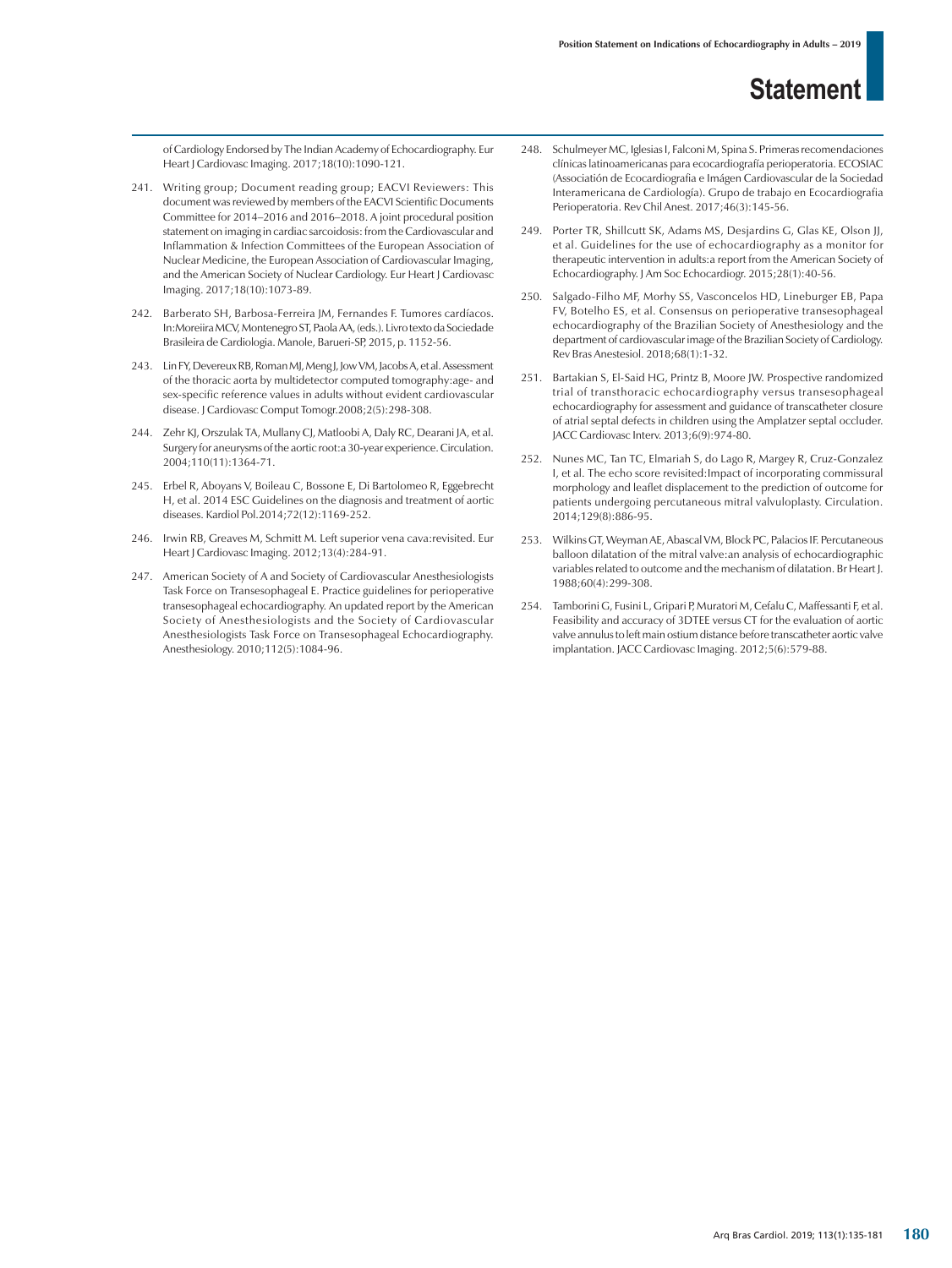of Cardiology Endorsed by The Indian Academy of Echocardiography. Eur Heart J Cardiovasc Imaging. 2017;18(10):1090-121.

241. Writing group; Document reading group; EACVI Reviewers: This document was reviewed by members of the EACVI Scientific Documents Committee for 2014–2016 and 2016–2018. A joint procedural position statement on imaging in cardiac sarcoidosis: from the Cardiovascular and Inflammation & Infection Committees of the European Association of Nuclear Medicine, the European Association of Cardiovascular Imaging, and the American Society of Nuclear Cardiology. Eur Heart J Cardiovasc Imaging. 2017;18(10):1073-89.

242. Barberato SH, Barbosa-Ferreira JM, Fernandes F. Tumores cardíacos. In:Moreiira MCV, Montenegro ST, Paola AA, (eds.). Livro texto da Sociedade Brasileira de Cardiologia. Manole, Barueri-SP, 2015, p. 1152-56.

243. Lin FY, Devereux RB, Roman MJ, Meng J, Jow VM, Jacobs A, et al. Assessment of the thoracic aorta by multidetector computed tomography:age- and sex-specific reference values in adults without evident cardiovascular disease. J Cardiovasc Comput Tomogr.2008;2(5):298-308.

244. Zehr KJ, Orszulak TA, Mullany CJ, Matloobi A, Daly RC, Dearani JA, et al. Surgery for aneurysms of the aortic root:a 30-year experience. Circulation. 2004;110(11):1364-71.

245. Erbel R, Aboyans V, Boileau C, Bossone E, Di Bartolomeo R, Eggebrecht H, et al. 2014 ESC Guidelines on the diagnosis and treatment of aortic diseases. Kardiol Pol.2014;72(12):1169-252.

246. Irwin RB, Greaves M, Schmitt M. Left superior vena cava:revisited. Eur Heart J Cardiovasc Imaging. 2012;13(4):284-91.

247. American Society of A and Society of Cardiovascular Anesthesiologists Task Force on Transesophageal E. Practice guidelines for perioperative transesophageal echocardiography. An updated report by the American Society of Anesthesiologists and the Society of Cardiovascular Anesthesiologists Task Force on Transesophageal Echocardiography. Anesthesiology. 2010;112(5):1084-96.

248. Schulmeyer MC, Iglesias I, Falconi M, Spina S. Primeras recomendaciones clínicas latinoamericanas para ecocardiografía perioperatoria. ECOSIAC (Associatión de Ecocardiografia e Imágen Cardiovascular de la Sociedad Interamericana de Cardiología). Grupo de trabajo en Ecocardiografia Perioperatoria. Rev Chil Anest. 2017;46(3):145-56.

249. Porter TR, Shillcutt SK, Adams MS, Desjardins G, Glas KE, Olson JJ, et al. Guidelines for the use of echocardiography as a monitor for therapeutic intervention in adults:a report from the American Society of Echocardiography. J Am Soc Echocardiogr. 2015;28(1):40-56.

250. Salgado-Filho MF, Morhy SS, Vasconcelos HD, Lineburger EB, Papa FV, Botelho ES, et al. Consensus on perioperative transesophageal echocardiography of the Brazilian Society of Anesthesiology and the department of cardiovascular image of the Brazilian Society of Cardiology. Rev Bras Anestesiol. 2018;68(1):1-32.

251. Bartakian S, El-Said HG, Printz B, Moore JW. Prospective randomized trial of transthoracic echocardiography versus transesophageal echocardiography for assessment and guidance of transcatheter closure of atrial septal defects in children using the Amplatzer septal occluder. JACC Cardiovasc Interv. 2013;6(9):974-80.

252. Nunes MC, Tan TC, Elmariah S, do Lago R, Margey R, Cruz-Gonzalez I, et al. The echo score revisited:Impact of incorporating commissural morphology and leaflet displacement to the prediction of outcome for patients undergoing percutaneous mitral valvuloplasty. Circulation. 2014;129(8):886-95.

253. Wilkins GT, Weyman AE, Abascal VM, Block PC, Palacios IF. Percutaneous balloon dilatation of the mitral valve:an analysis of echocardiographic variables related to outcome and the mechanism of dilatation. Br Heart J. 1988;60(4):299-308.

254. Tamborini G, Fusini L, Gripari P, Muratori M, Cefalu C, Maffessanti F, et al. Feasibility and accuracy of 3DTEE versus CT for the evaluation of aortic valve annulus to left main ostium distance before transcatheter aortic valve implantation. JACC Cardiovasc Imaging. 2012;5(6):579-88.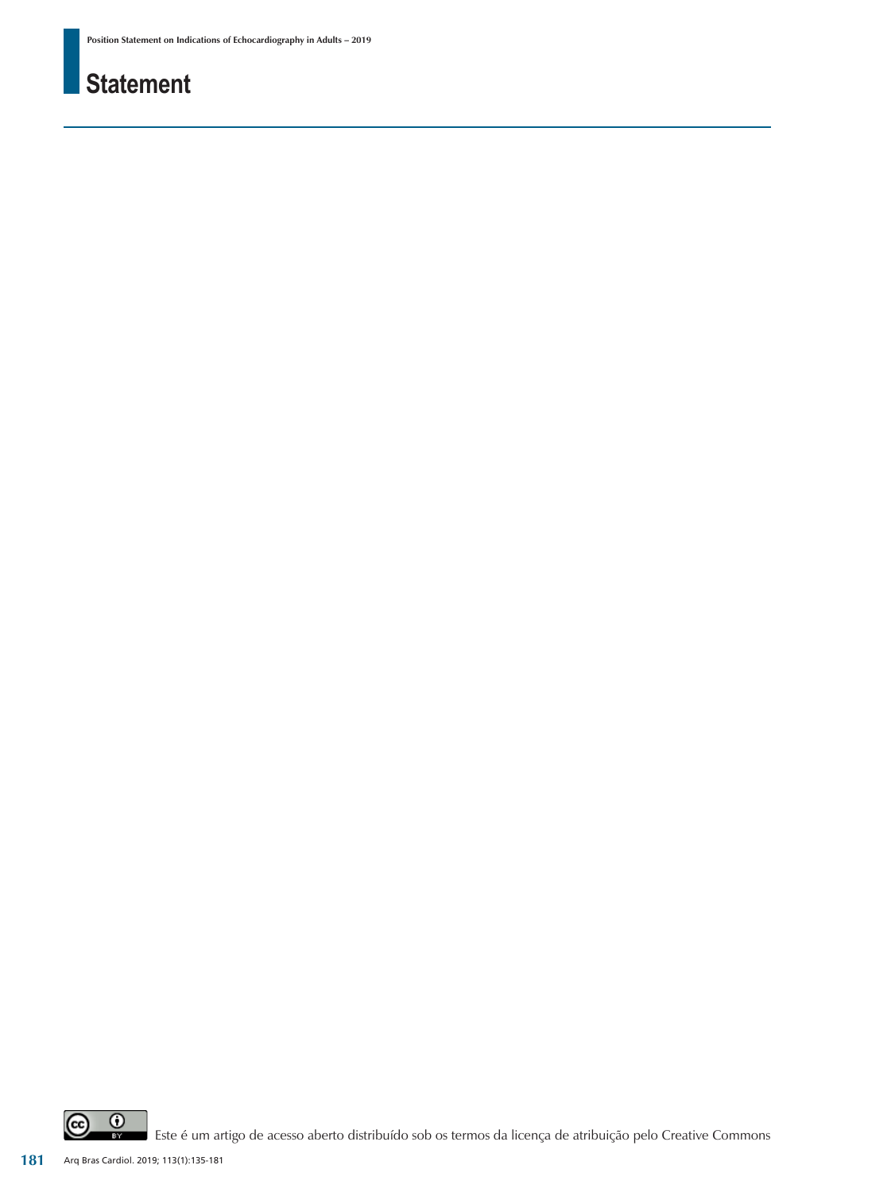Este é um artigo de acesso aberto distribuído sob os termos da licença de atribuição pelo Creative Commons